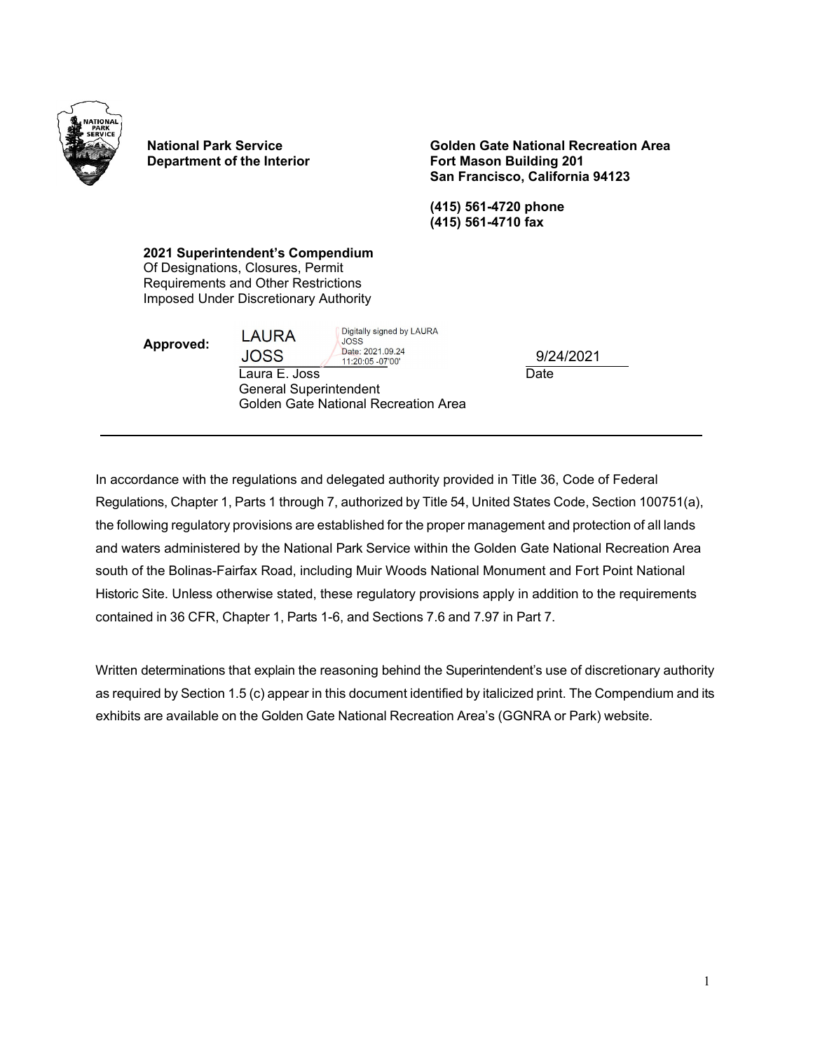**National Park Service**
**Department of the Interior**

**Golden Gate National Recreation Area**
**Fort Mason Building 201**
**San Francisco, California 94123**

**(415) 561-4720 phone**
**(415) 561-4710 fax**

**2021 Superintendent's Compendium**
Of Designations, Closures, Permit Requirements and Other Restrictions Imposed Under Discretionary Authority

**Approved:** LAURA JOSS (Digitally signed by LAURA JOSS Date: 2021.09.24 11:20:05 -07'00') 9/24/2021

Laura E. Joss
General Superintendent
Golden Gate National Recreation Area

Date

---

In accordance with the regulations and delegated authority provided in Title 36, Code of Federal Regulations, Chapter 1, Parts 1 through 7, authorized by Title 54, United States Code, Section 100751(a), the following regulatory provisions are established for the proper management and protection of all lands and waters administered by the National Park Service within the Golden Gate National Recreation Area south of the Bolinas-Fairfax Road, including Muir Woods National Monument and Fort Point National Historic Site. Unless otherwise stated, these regulatory provisions apply in addition to the requirements contained in 36 CFR, Chapter 1, Parts 1-6, and Sections 7.6 and 7.97 in Part 7.

Written determinations that explain the reasoning behind the Superintendent's use of discretionary authority as required by Section 1.5 (c) appear in this document identified by italicized print. The Compendium and its exhibits are available on the Golden Gate National Recreation Area's (GGNRA or Park) website.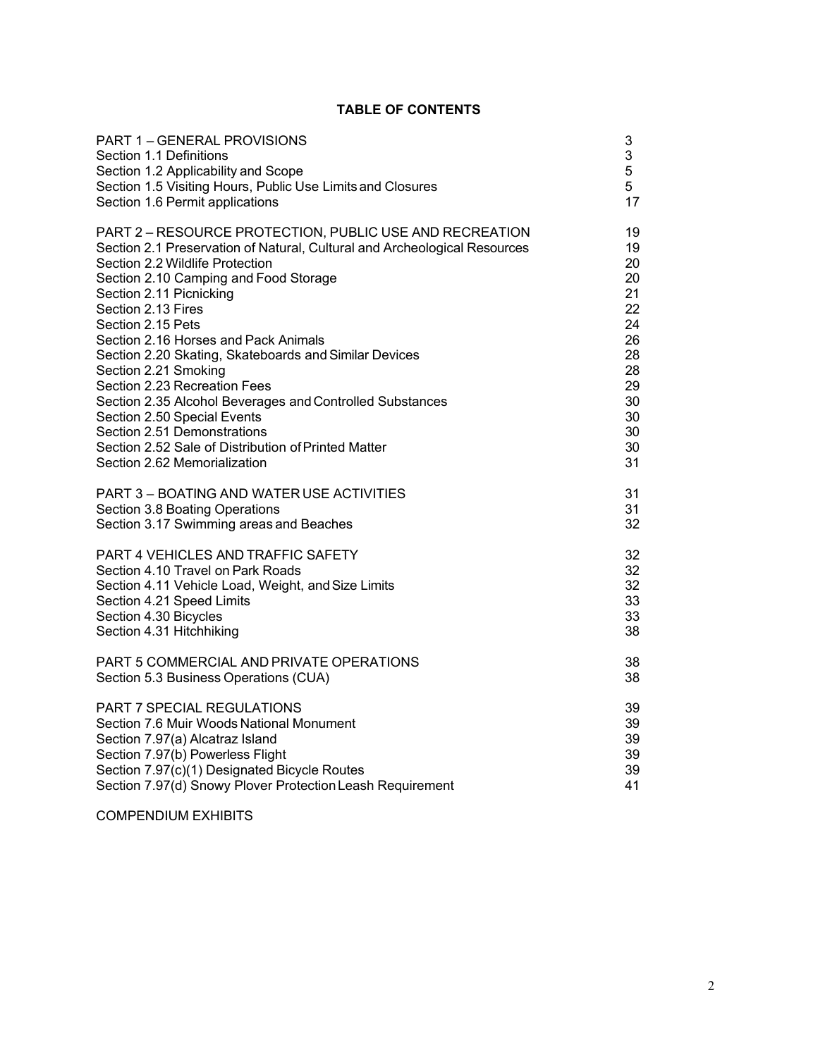## TABLE OF CONTENTS

| | |
|---|---|
| PART 1 – GENERAL PROVISIONS | 3 |
| Section 1.1 Definitions | 3 |
| Section 1.2 Applicability and Scope | 5 |
| Section 1.5 Visiting Hours, Public Use Limits and Closures | 5 |
| Section 1.6 Permit applications | 17 |
| | |
| PART 2 – RESOURCE PROTECTION, PUBLIC USE AND RECREATION | 19 |
| Section 2.1 Preservation of Natural, Cultural and Archeological Resources | 19 |
| Section 2.2 Wildlife Protection | 20 |
| Section 2.10 Camping and Food Storage | 20 |
| Section 2.11 Picnicking | 21 |
| Section 2.13 Fires | 22 |
| Section 2.15 Pets | 24 |
| Section 2.16 Horses and Pack Animals | 26 |
| Section 2.20 Skating, Skateboards and Similar Devices | 28 |
| Section 2.21 Smoking | 28 |
| Section 2.23 Recreation Fees | 29 |
| Section 2.35 Alcohol Beverages and Controlled Substances | 30 |
| Section 2.50 Special Events | 30 |
| Section 2.51 Demonstrations | 30 |
| Section 2.52 Sale of Distribution of Printed Matter | 30 |
| Section 2.62 Memorialization | 31 |
| | |
| PART 3 – BOATING AND WATER USE ACTIVITIES | 31 |
| Section 3.8 Boating Operations | 31 |
| Section 3.17 Swimming areas and Beaches | 32 |
| | |
| PART 4 VEHICLES AND TRAFFIC SAFETY | 32 |
| Section 4.10 Travel on Park Roads | 32 |
| Section 4.11 Vehicle Load, Weight, and Size Limits | 32 |
| Section 4.21 Speed Limits | 33 |
| Section 4.30 Bicycles | 33 |
| Section 4.31 Hitchhiking | 38 |
| | |
| PART 5 COMMERCIAL AND PRIVATE OPERATIONS | 38 |
| Section 5.3 Business Operations (CUA) | 38 |
| | |
| PART 7 SPECIAL REGULATIONS | 39 |
| Section 7.6 Muir Woods National Monument | 39 |
| Section 7.97(a) Alcatraz Island | 39 |
| Section 7.97(b) Powerless Flight | 39 |
| Section 7.97(c)(1) Designated Bicycle Routes | 39 |
| Section 7.97(d) Snowy Plover Protection Leash Requirement | 41 |

COMPENDIUM EXHIBITS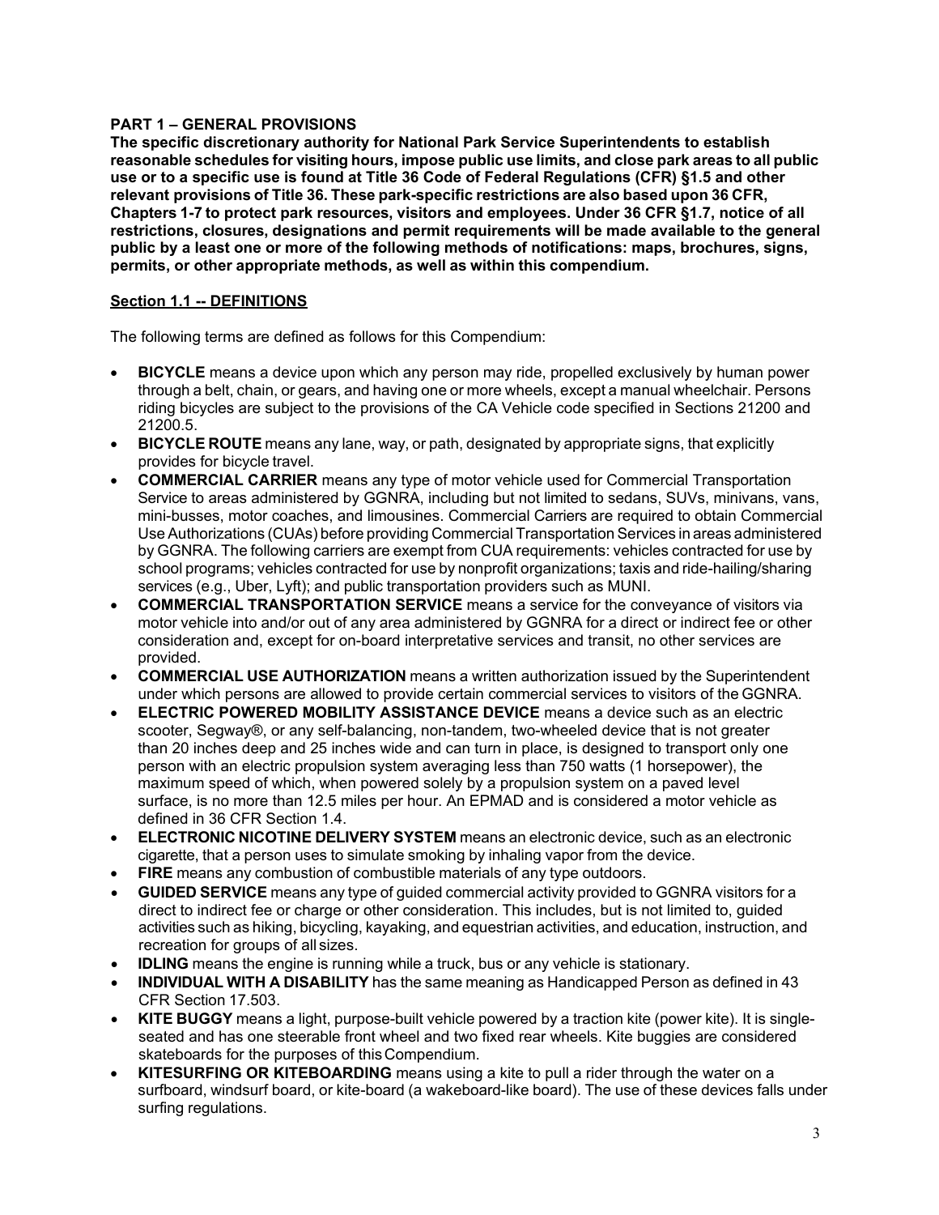## PART 1 – GENERAL PROVISIONS

**The specific discretionary authority for National Park Service Superintendents to establish reasonable schedules for visiting hours, impose public use limits, and close park areas to all public use or to a specific use is found at Title 36 Code of Federal Regulations (CFR) §1.5 and other relevant provisions of Title 36. These park-specific restrictions are also based upon 36 CFR, Chapters 1-7 to protect park resources, visitors and employees. Under 36 CFR §1.7, notice of all restrictions, closures, designations and permit requirements will be made available to the general public by a least one or more of the following methods of notifications: maps, brochures, signs, permits, or other appropriate methods, as well as within this compendium.**

### Section 1.1 -- DEFINITIONS

The following terms are defined as follows for this Compendium:

- **BICYCLE** means a device upon which any person may ride, propelled exclusively by human power through a belt, chain, or gears, and having one or more wheels, except a manual wheelchair. Persons riding bicycles are subject to the provisions of the CA Vehicle code specified in Sections 21200 and 21200.5.
- **BICYCLE ROUTE** means any lane, way, or path, designated by appropriate signs, that explicitly provides for bicycle travel.
- **COMMERCIAL CARRIER** means any type of motor vehicle used for Commercial Transportation Service to areas administered by GGNRA, including but not limited to sedans, SUVs, minivans, vans, mini-busses, motor coaches, and limousines. Commercial Carriers are required to obtain Commercial Use Authorizations (CUAs) before providing Commercial Transportation Services in areas administered by GGNRA. The following carriers are exempt from CUA requirements: vehicles contracted for use by school programs; vehicles contracted for use by nonprofit organizations; taxis and ride-hailing/sharing services (e.g., Uber, Lyft); and public transportation providers such as MUNI.
- **COMMERCIAL TRANSPORTATION SERVICE** means a service for the conveyance of visitors via motor vehicle into and/or out of any area administered by GGNRA for a direct or indirect fee or other consideration and, except for on-board interpretative services and transit, no other services are provided.
- **COMMERCIAL USE AUTHORIZATION** means a written authorization issued by the Superintendent under which persons are allowed to provide certain commercial services to visitors of the GGNRA.
- **ELECTRIC POWERED MOBILITY ASSISTANCE DEVICE** means a device such as an electric scooter, Segway®, or any self-balancing, non-tandem, two-wheeled device that is not greater than 20 inches deep and 25 inches wide and can turn in place, is designed to transport only one person with an electric propulsion system averaging less than 750 watts (1 horsepower), the maximum speed of which, when powered solely by a propulsion system on a paved level surface, is no more than 12.5 miles per hour. An EPMAD and is considered a motor vehicle as defined in 36 CFR Section 1.4.
- **ELECTRONIC NICOTINE DELIVERY SYSTEM** means an electronic device, such as an electronic cigarette, that a person uses to simulate smoking by inhaling vapor from the device.
- **FIRE** means any combustion of combustible materials of any type outdoors.
- **GUIDED SERVICE** means any type of guided commercial activity provided to GGNRA visitors for a direct to indirect fee or charge or other consideration. This includes, but is not limited to, guided activities such as hiking, bicycling, kayaking, and equestrian activities, and education, instruction, and recreation for groups of all sizes.
- **IDLING** means the engine is running while a truck, bus or any vehicle is stationary.
- **INDIVIDUAL WITH A DISABILITY** has the same meaning as Handicapped Person as defined in 43 CFR Section 17.503.
- **KITE BUGGY** means a light, purpose-built vehicle powered by a traction kite (power kite). It is single-seated and has one steerable front wheel and two fixed rear wheels. Kite buggies are considered skateboards for the purposes of this Compendium.
- **KITESURFING OR KITEBOARDING** means using a kite to pull a rider through the water on a surfboard, windsurf board, or kite-board (a wakeboard-like board). The use of these devices falls under surfing regulations.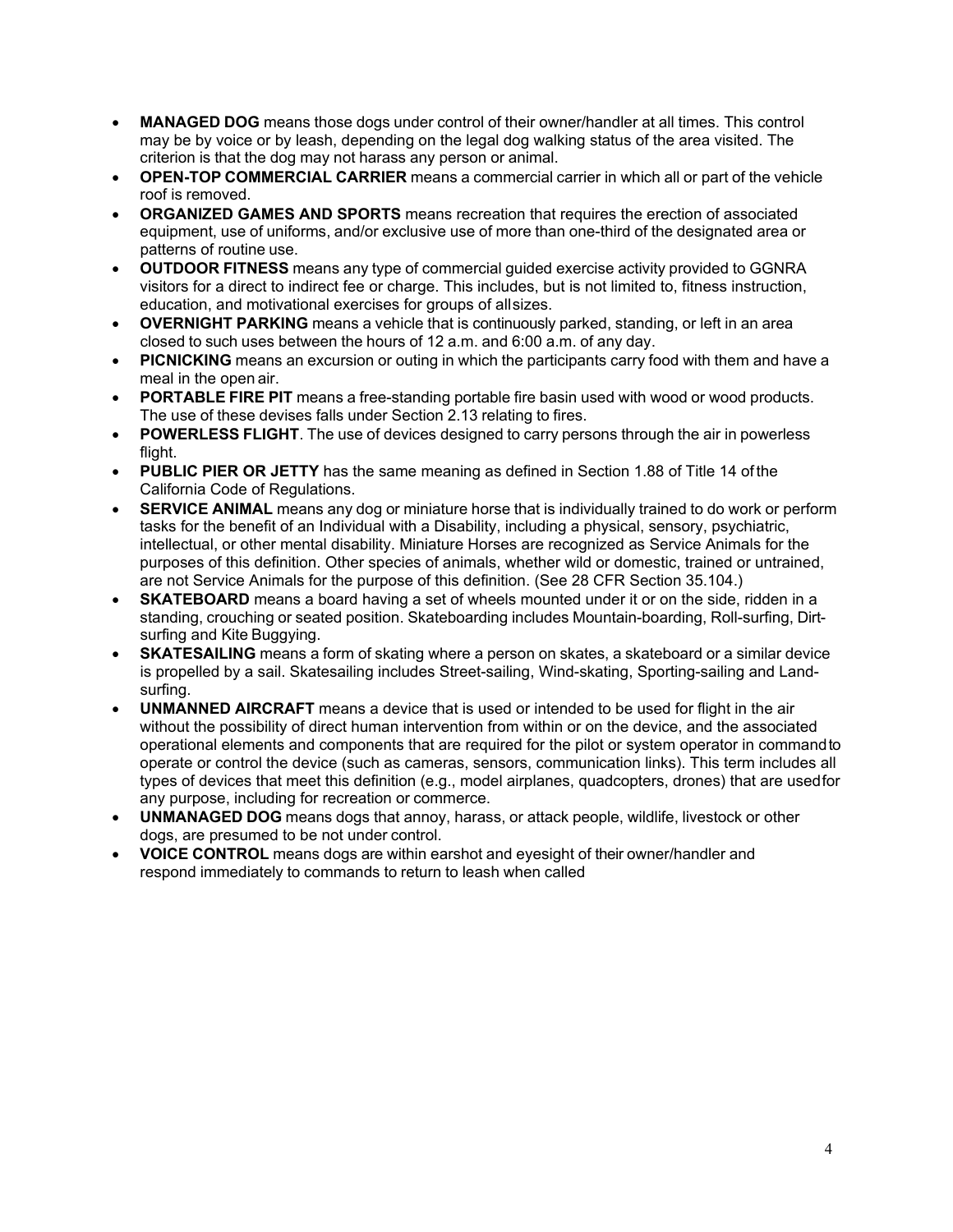- **MANAGED DOG** means those dogs under control of their owner/handler at all times. This control may be by voice or by leash, depending on the legal dog walking status of the area visited. The criterion is that the dog may not harass any person or animal.
- **OPEN-TOP COMMERCIAL CARRIER** means a commercial carrier in which all or part of the vehicle roof is removed.
- **ORGANIZED GAMES AND SPORTS** means recreation that requires the erection of associated equipment, use of uniforms, and/or exclusive use of more than one-third of the designated area or patterns of routine use.
- **OUTDOOR FITNESS** means any type of commercial guided exercise activity provided to GGNRA visitors for a direct to indirect fee or charge. This includes, but is not limited to, fitness instruction, education, and motivational exercises for groups of all sizes.
- **OVERNIGHT PARKING** means a vehicle that is continuously parked, standing, or left in an area closed to such uses between the hours of 12 a.m. and 6:00 a.m. of any day.
- **PICNICKING** means an excursion or outing in which the participants carry food with them and have a meal in the open air.
- **PORTABLE FIRE PIT** means a free-standing portable fire basin used with wood or wood products. The use of these devises falls under Section 2.13 relating to fires.
- **POWERLESS FLIGHT**. The use of devices designed to carry persons through the air in powerless flight.
- **PUBLIC PIER OR JETTY** has the same meaning as defined in Section 1.88 of Title 14 of the California Code of Regulations.
- **SERVICE ANIMAL** means any dog or miniature horse that is individually trained to do work or perform tasks for the benefit of an Individual with a Disability, including a physical, sensory, psychiatric, intellectual, or other mental disability. Miniature Horses are recognized as Service Animals for the purposes of this definition. Other species of animals, whether wild or domestic, trained or untrained, are not Service Animals for the purpose of this definition. (See 28 CFR Section 35.104.)
- **SKATEBOARD** means a board having a set of wheels mounted under it or on the side, ridden in a standing, crouching or seated position. Skateboarding includes Mountain-boarding, Roll-surfing, Dirt-surfing and Kite Buggying.
- **SKATESAILING** means a form of skating where a person on skates, a skateboard or a similar device is propelled by a sail. Skatesailing includes Street-sailing, Wind-skating, Sporting-sailing and Land-surfing.
- **UNMANNED AIRCRAFT** means a device that is used or intended to be used for flight in the air without the possibility of direct human intervention from within or on the device, and the associated operational elements and components that are required for the pilot or system operator in command to operate or control the device (such as cameras, sensors, communication links). This term includes all types of devices that meet this definition (e.g., model airplanes, quadcopters, drones) that are used for any purpose, including for recreation or commerce.
- **UNMANAGED DOG** means dogs that annoy, harass, or attack people, wildlife, livestock or other dogs, are presumed to be not under control.
- **VOICE CONTROL** means dogs are within earshot and eyesight of their owner/handler and respond immediately to commands to return to leash when called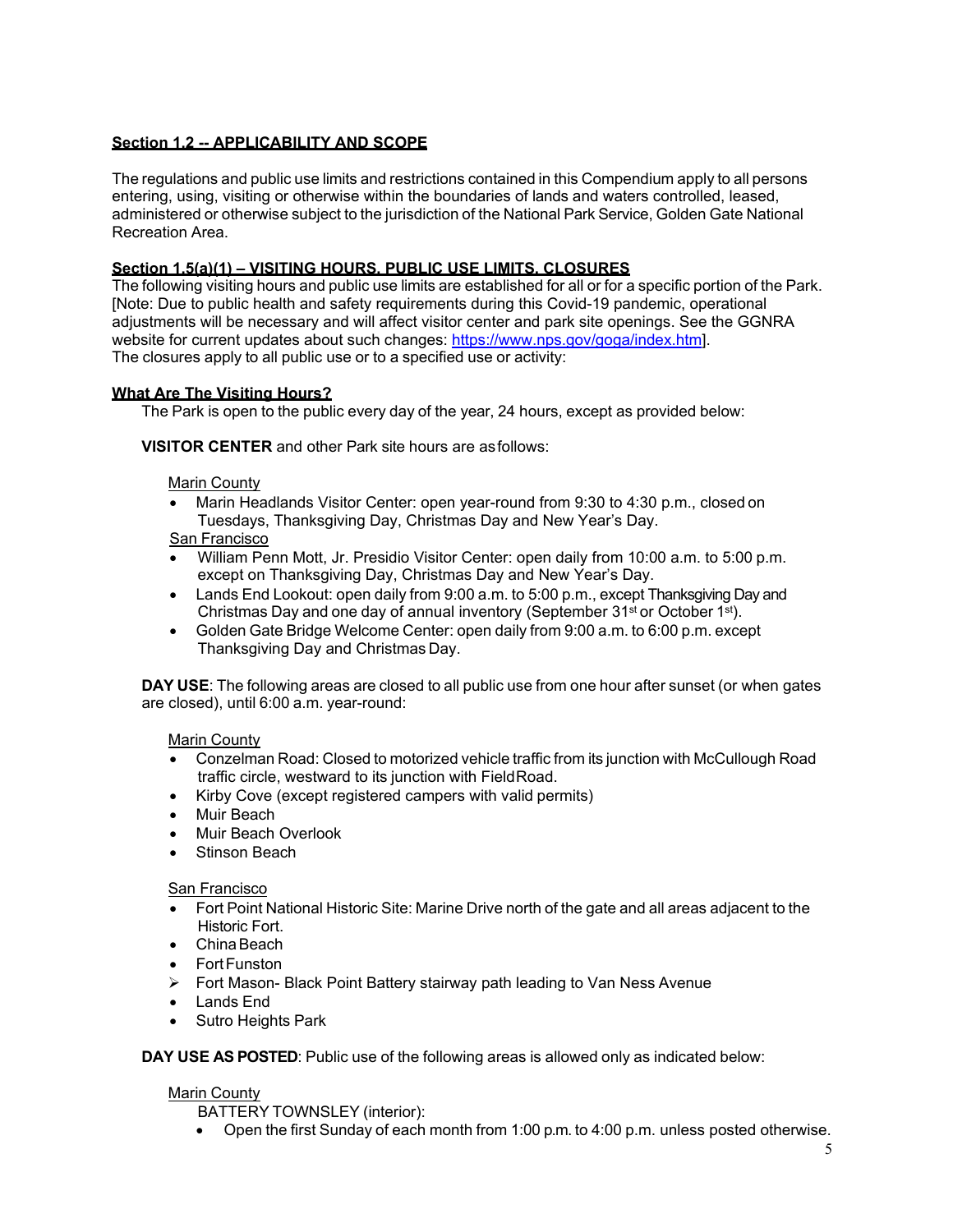## Section 1.2 -- APPLICABILITY AND SCOPE

The regulations and public use limits and restrictions contained in this Compendium apply to all persons entering, using, visiting or otherwise within the boundaries of lands and waters controlled, leased, administered or otherwise subject to the jurisdiction of the National Park Service, Golden Gate National Recreation Area.

## Section 1.5(a)(1) – VISITING HOURS, PUBLIC USE LIMITS, CLOSURES

The following visiting hours and public use limits are established for all or for a specific portion of the Park. [Note: Due to public health and safety requirements during this Covid-19 pandemic, operational adjustments will be necessary and will affect visitor center and park site openings. See the GGNRA website for current updates about such changes: https://www.nps.gov/goga/index.htm].
The closures apply to all public use or to a specified use or activity:

### What Are The Visiting Hours?

The Park is open to the public every day of the year, 24 hours, except as provided below:

**VISITOR CENTER** and other Park site hours are as follows:

Marin County

- Marin Headlands Visitor Center: open year-round from 9:30 to 4:30 p.m., closed on Tuesdays, Thanksgiving Day, Christmas Day and New Year's Day.

San Francisco

- William Penn Mott, Jr. Presidio Visitor Center: open daily from 10:00 a.m. to 5:00 p.m. except on Thanksgiving Day, Christmas Day and New Year's Day.
- Lands End Lookout: open daily from 9:00 a.m. to 5:00 p.m., except Thanksgiving Day and Christmas Day and one day of annual inventory (September 31st or October 1st).
- Golden Gate Bridge Welcome Center: open daily from 9:00 a.m. to 6:00 p.m. except Thanksgiving Day and Christmas Day.

**DAY USE**: The following areas are closed to all public use from one hour after sunset (or when gates are closed), until 6:00 a.m. year-round:

Marin County

- Conzelman Road: Closed to motorized vehicle traffic from its junction with McCullough Road traffic circle, westward to its junction with Field Road.
- Kirby Cove (except registered campers with valid permits)
- Muir Beach
- Muir Beach Overlook
- Stinson Beach

San Francisco

- Fort Point National Historic Site: Marine Drive north of the gate and all areas adjacent to the Historic Fort.
- China Beach
- Fort Funston
- Fort Mason- Black Point Battery stairway path leading to Van Ness Avenue
- Lands End
- Sutro Heights Park

**DAY USE AS POSTED**: Public use of the following areas is allowed only as indicated below:

Marin County

BATTERY TOWNSLEY (interior):

- Open the first Sunday of each month from 1:00 p.m. to 4:00 p.m. unless posted otherwise.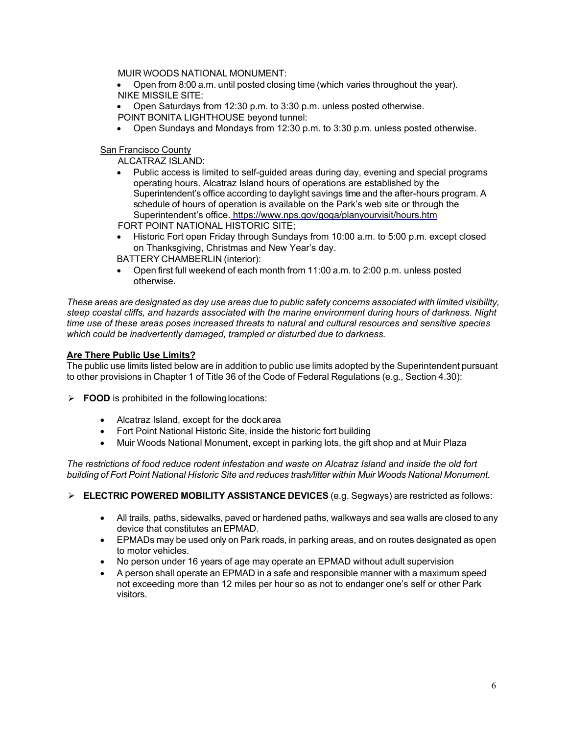MUIR WOODS NATIONAL MONUMENT:

- Open from 8:00 a.m. until posted closing time (which varies throughout the year).

NIKE MISSILE SITE:

- Open Saturdays from 12:30 p.m. to 3:30 p.m. unless posted otherwise.

POINT BONITA LIGHTHOUSE beyond tunnel:

- Open Sundays and Mondays from 12:30 p.m. to 3:30 p.m. unless posted otherwise.

San Francisco County

ALCATRAZ ISLAND:

- Public access is limited to self-guided areas during day, evening and special programs operating hours. Alcatraz Island hours of operations are established by the Superintendent's office according to daylight savings time and the after-hours program. A schedule of hours of operation is available on the Park's web site or through the Superintendent's office. https://www.nps.gov/goga/planyourvisit/hours.htm

FORT POINT NATIONAL HISTORIC SITE;

- Historic Fort open Friday through Sundays from 10:00 a.m. to 5:00 p.m. except closed on Thanksgiving, Christmas and New Year's day.

BATTERY CHAMBERLIN (interior):

- Open first full weekend of each month from 11:00 a.m. to 2:00 p.m. unless posted otherwise.

*These areas are designated as day use areas due to public safety concerns associated with limited visibility, steep coastal cliffs, and hazards associated with the marine environment during hours of darkness. Night time use of these areas poses increased threats to natural and cultural resources and sensitive species which could be inadvertently damaged, trampled or disturbed due to darkness.*

**Are There Public Use Limits?**

The public use limits listed below are in addition to public use limits adopted by the Superintendent pursuant to other provisions in Chapter 1 of Title 36 of the Code of Federal Regulations (e.g., Section 4.30):

- **FOOD** is prohibited in the following locations:
  - Alcatraz Island, except for the dock area
  - Fort Point National Historic Site, inside the historic fort building
  - Muir Woods National Monument, except in parking lots, the gift shop and at Muir Plaza

*The restrictions of food reduce rodent infestation and waste on Alcatraz Island and inside the old fort building of Fort Point National Historic Site and reduces trash/litter within Muir Woods National Monument.*

- **ELECTRIC POWERED MOBILITY ASSISTANCE DEVICES** (e.g. Segways) are restricted as follows:
  - All trails, paths, sidewalks, paved or hardened paths, walkways and sea walls are closed to any device that constitutes an EPMAD.
  - EPMADs may be used only on Park roads, in parking areas, and on routes designated as open to motor vehicles.
  - No person under 16 years of age may operate an EPMAD without adult supervision
  - A person shall operate an EPMAD in a safe and responsible manner with a maximum speed not exceeding more than 12 miles per hour so as not to endanger one's self or other Park visitors.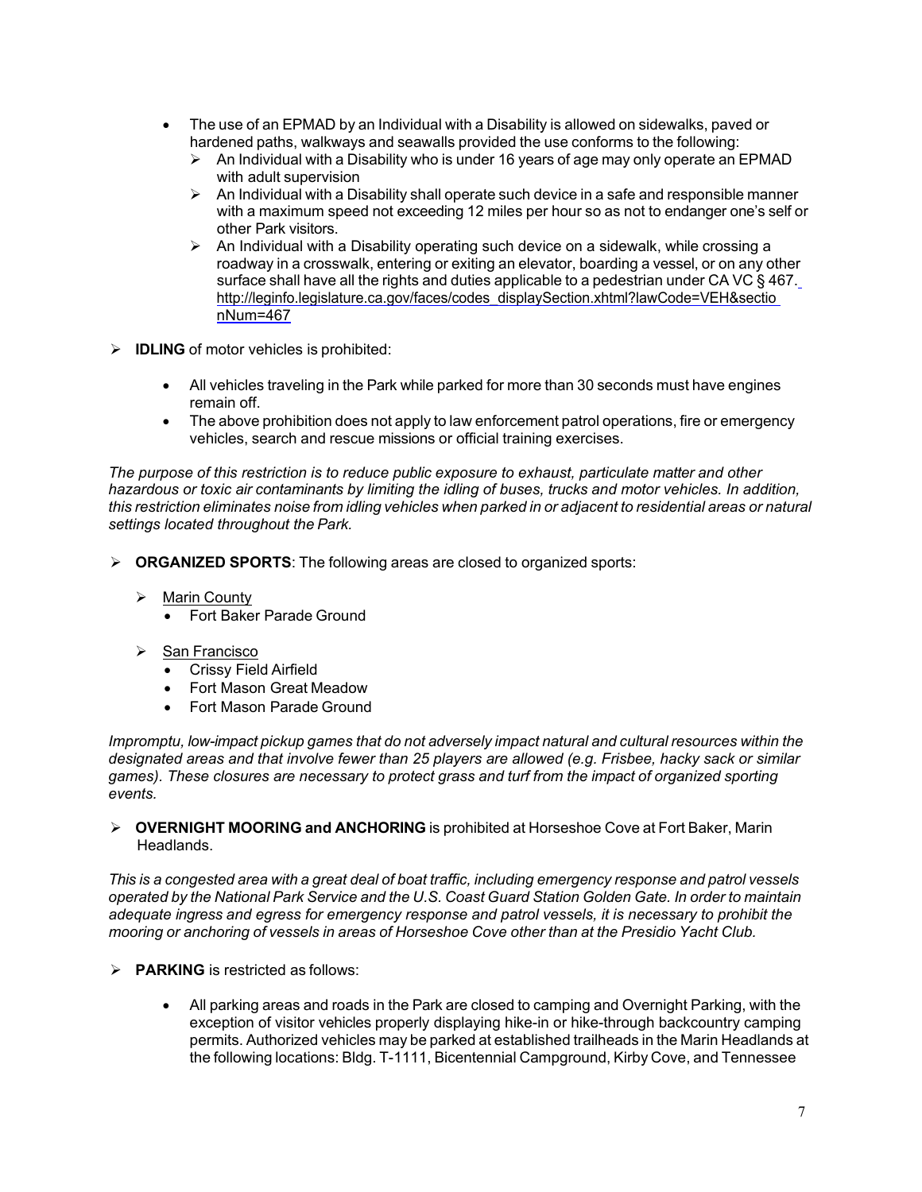- The use of an EPMAD by an Individual with a Disability is allowed on sidewalks, paved or hardened paths, walkways and seawalls provided the use conforms to the following:
  - An Individual with a Disability who is under 16 years of age may only operate an EPMAD with adult supervision
  - An Individual with a Disability shall operate such device in a safe and responsible manner with a maximum speed not exceeding 12 miles per hour so as not to endanger one's self or other Park visitors.
  - An Individual with a Disability operating such device on a sidewalk, while crossing a roadway in a crosswalk, entering or exiting an elevator, boarding a vessel, or on any other surface shall have all the rights and duties applicable to a pedestrian under CA VC § 467. http://leginfo.legislature.ca.gov/faces/codes_displaySection.xhtml?lawCode=VEH&sectionNum=467

- **IDLING** of motor vehicles is prohibited:
  - All vehicles traveling in the Park while parked for more than 30 seconds must have engines remain off.
  - The above prohibition does not apply to law enforcement patrol operations, fire or emergency vehicles, search and rescue missions or official training exercises.

*The purpose of this restriction is to reduce public exposure to exhaust, particulate matter and other hazardous or toxic air contaminants by limiting the idling of buses, trucks and motor vehicles. In addition, this restriction eliminates noise from idling vehicles when parked in or adjacent to residential areas or natural settings located throughout the Park.*

- **ORGANIZED SPORTS**: The following areas are closed to organized sports:
  - Marin County
    - Fort Baker Parade Ground
  - San Francisco
    - Crissy Field Airfield
    - Fort Mason Great Meadow
    - Fort Mason Parade Ground

*Impromptu, low-impact pickup games that do not adversely impact natural and cultural resources within the designated areas and that involve fewer than 25 players are allowed (e.g. Frisbee, hacky sack or similar games). These closures are necessary to protect grass and turf from the impact of organized sporting events.*

- **OVERNIGHT MOORING and ANCHORING** is prohibited at Horseshoe Cove at Fort Baker, Marin Headlands.

*This is a congested area with a great deal of boat traffic, including emergency response and patrol vessels operated by the National Park Service and the U.S. Coast Guard Station Golden Gate. In order to maintain adequate ingress and egress for emergency response and patrol vessels, it is necessary to prohibit the mooring or anchoring of vessels in areas of Horseshoe Cove other than at the Presidio Yacht Club.*

- **PARKING** is restricted as follows:
  - All parking areas and roads in the Park are closed to camping and Overnight Parking, with the exception of visitor vehicles properly displaying hike-in or hike-through backcountry camping permits. Authorized vehicles may be parked at established trailheads in the Marin Headlands at the following locations: Bldg. T-1111, Bicentennial Campground, Kirby Cove, and Tennessee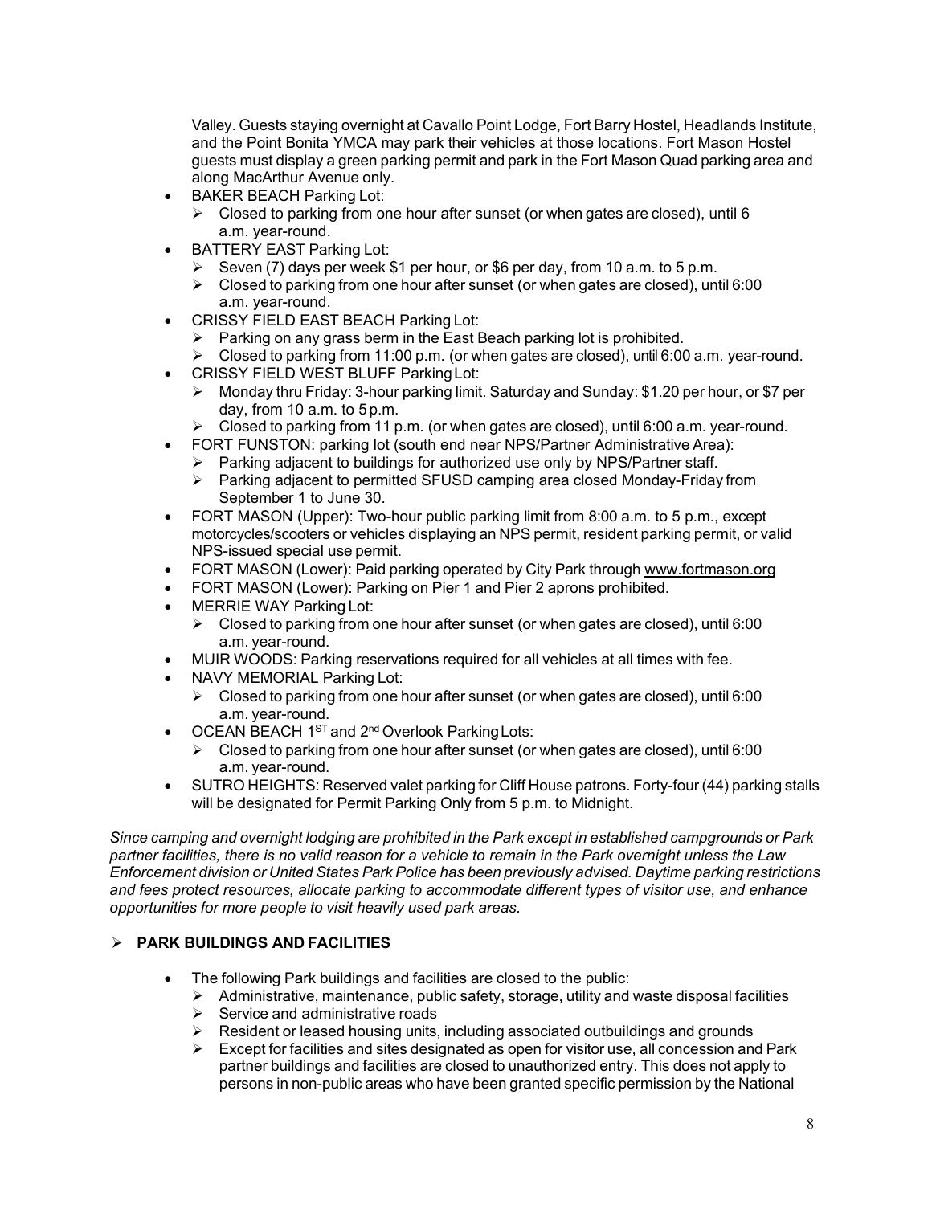Valley. Guests staying overnight at Cavallo Point Lodge, Fort Barry Hostel, Headlands Institute, and the Point Bonita YMCA may park their vehicles at those locations. Fort Mason Hostel guests must display a green parking permit and park in the Fort Mason Quad parking area and along MacArthur Avenue only.

- BAKER BEACH Parking Lot:
  - Closed to parking from one hour after sunset (or when gates are closed), until 6 a.m. year-round.
- BATTERY EAST Parking Lot:
  - Seven (7) days per week $1 per hour, or $6 per day, from 10 a.m. to 5 p.m.
  - Closed to parking from one hour after sunset (or when gates are closed), until 6:00 a.m. year-round.
- CRISSY FIELD EAST BEACH Parking Lot:
  - Parking on any grass berm in the East Beach parking lot is prohibited.
  - Closed to parking from 11:00 p.m. (or when gates are closed), until 6:00 a.m. year-round.
- CRISSY FIELD WEST BLUFF Parking Lot:
  - Monday thru Friday: 3-hour parking limit. Saturday and Sunday: $1.20 per hour, or $7 per day, from 10 a.m. to 5 p.m.
  - Closed to parking from 11 p.m. (or when gates are closed), until 6:00 a.m. year-round.
- FORT FUNSTON: parking lot (south end near NPS/Partner Administrative Area):
  - Parking adjacent to buildings for authorized use only by NPS/Partner staff.
  - Parking adjacent to permitted SFUSD camping area closed Monday-Friday from September 1 to June 30.
- FORT MASON (Upper): Two-hour public parking limit from 8:00 a.m. to 5 p.m., except motorcycles/scooters or vehicles displaying an NPS permit, resident parking permit, or valid NPS-issued special use permit.
- FORT MASON (Lower): Paid parking operated by City Park through www.fortmason.org
- FORT MASON (Lower): Parking on Pier 1 and Pier 2 aprons prohibited.
- MERRIE WAY Parking Lot:
  - Closed to parking from one hour after sunset (or when gates are closed), until 6:00 a.m. year-round.
- MUIR WOODS: Parking reservations required for all vehicles at all times with fee.
- NAVY MEMORIAL Parking Lot:
  - Closed to parking from one hour after sunset (or when gates are closed), until 6:00 a.m. year-round.
- OCEAN BEACH 1ST and 2nd Overlook Parking Lots:
  - Closed to parking from one hour after sunset (or when gates are closed), until 6:00 a.m. year-round.
- SUTRO HEIGHTS: Reserved valet parking for Cliff House patrons. Forty-four (44) parking stalls will be designated for Permit Parking Only from 5 p.m. to Midnight.

*Since camping and overnight lodging are prohibited in the Park except in established campgrounds or Park partner facilities, there is no valid reason for a vehicle to remain in the Park overnight unless the Law Enforcement division or United States Park Police has been previously advised. Daytime parking restrictions and fees protect resources, allocate parking to accommodate different types of visitor use, and enhance opportunities for more people to visit heavily used park areas.*

- **PARK BUILDINGS AND FACILITIES**

  - The following Park buildings and facilities are closed to the public:
    - Administrative, maintenance, public safety, storage, utility and waste disposal facilities
    - Service and administrative roads
    - Resident or leased housing units, including associated outbuildings and grounds
    - Except for facilities and sites designated as open for visitor use, all concession and Park partner buildings and facilities are closed to unauthorized entry. This does not apply to persons in non-public areas who have been granted specific permission by the National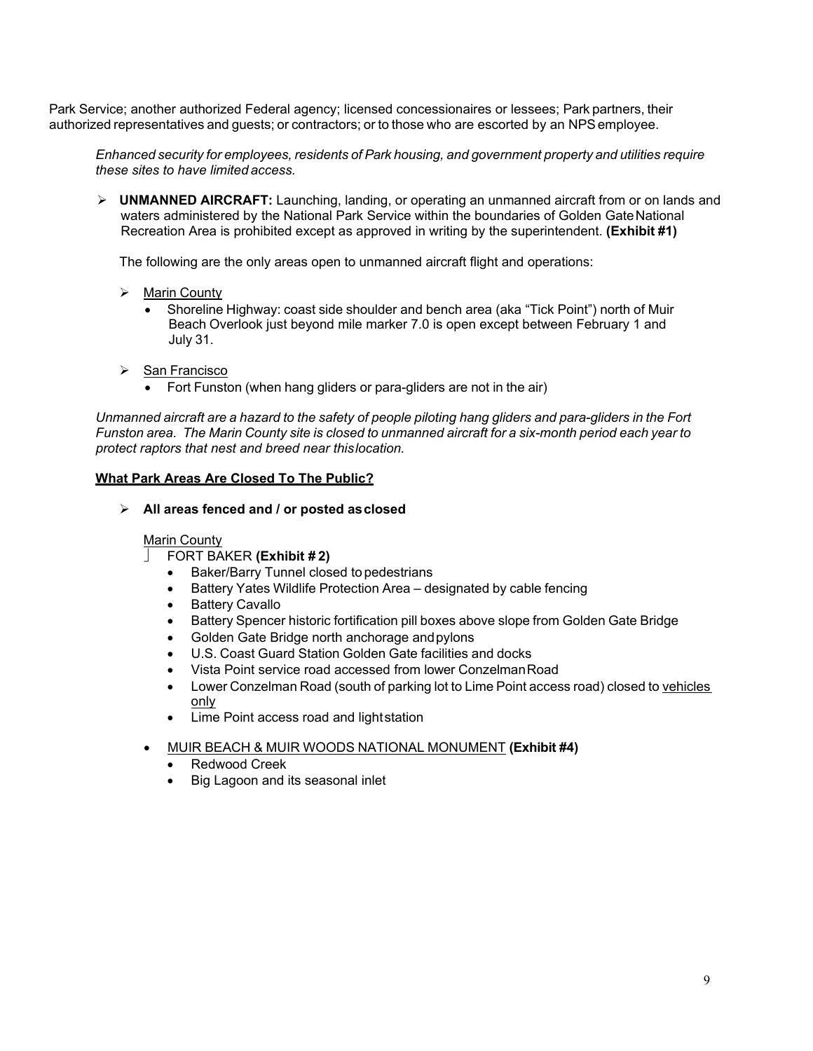Park Service; another authorized Federal agency; licensed concessionaires or lessees; Park partners, their authorized representatives and guests; or contractors; or to those who are escorted by an NPS employee.

*Enhanced security for employees, residents of Park housing, and government property and utilities require these sites to have limited access.*

- **UNMANNED AIRCRAFT:** Launching, landing, or operating an unmanned aircraft from or on lands and waters administered by the National Park Service within the boundaries of Golden Gate National Recreation Area is prohibited except as approved in writing by the superintendent. **(Exhibit #1)**

  The following are the only areas open to unmanned aircraft flight and operations:

  - Marin County
    - Shoreline Highway: coast side shoulder and bench area (aka "Tick Point") north of Muir Beach Overlook just beyond mile marker 7.0 is open except between February 1 and July 31.
  - San Francisco
    - Fort Funston (when hang gliders or para-gliders are not in the air)

*Unmanned aircraft are a hazard to the safety of people piloting hang gliders and para-gliders in the Fort Funston area. The Marin County site is closed to unmanned aircraft for a six-month period each year to protect raptors that nest and breed near this location.*

**What Park Areas Are Closed To The Public?**

- **All areas fenced and / or posted as closed**

  Marin County
  - FORT BAKER **(Exhibit # 2)**
    - Baker/Barry Tunnel closed to pedestrians
    - Battery Yates Wildlife Protection Area – designated by cable fencing
    - Battery Cavallo
    - Battery Spencer historic fortification pill boxes above slope from Golden Gate Bridge
    - Golden Gate Bridge north anchorage and pylons
    - U.S. Coast Guard Station Golden Gate facilities and docks
    - Vista Point service road accessed from lower Conzelman Road
    - Lower Conzelman Road (south of parking lot to Lime Point access road) closed to vehicles only
    - Lime Point access road and light station
  - MUIR BEACH & MUIR WOODS NATIONAL MONUMENT **(Exhibit #4)**
    - Redwood Creek
    - Big Lagoon and its seasonal inlet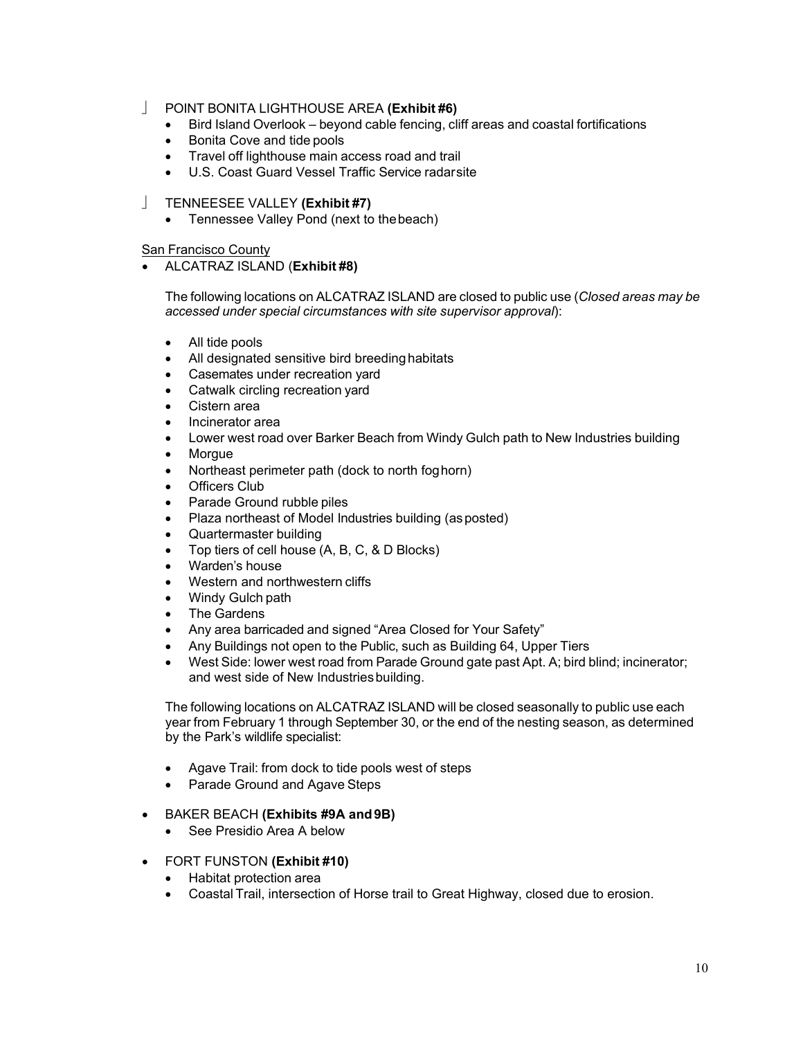- POINT BONITA LIGHTHOUSE AREA **(Exhibit #6)**
  - Bird Island Overlook – beyond cable fencing, cliff areas and coastal fortifications
  - Bonita Cove and tide pools
  - Travel off lighthouse main access road and trail
  - U.S. Coast Guard Vessel Traffic Service radar site
- TENNEESEE VALLEY **(Exhibit #7)**
  - Tennessee Valley Pond (next to the beach)

San Francisco County

- ALCATRAZ ISLAND (**Exhibit #8)**

  The following locations on ALCATRAZ ISLAND are closed to public use (*Closed areas may be accessed under special circumstances with site supervisor approval*):

  - All tide pools
  - All designated sensitive bird breeding habitats
  - Casemates under recreation yard
  - Catwalk circling recreation yard
  - Cistern area
  - Incinerator area
  - Lower west road over Barker Beach from Windy Gulch path to New Industries building
  - Morgue
  - Northeast perimeter path (dock to north fog horn)
  - Officers Club
  - Parade Ground rubble piles
  - Plaza northeast of Model Industries building (as posted)
  - Quartermaster building
  - Top tiers of cell house (A, B, C, & D Blocks)
  - Warden's house
  - Western and northwestern cliffs
  - Windy Gulch path
  - The Gardens
  - Any area barricaded and signed "Area Closed for Your Safety"
  - Any Buildings not open to the Public, such as Building 64, Upper Tiers
  - West Side: lower west road from Parade Ground gate past Apt. A; bird blind; incinerator; and west side of New Industries building.

  The following locations on ALCATRAZ ISLAND will be closed seasonally to public use each year from February 1 through September 30, or the end of the nesting season, as determined by the Park's wildlife specialist:

  - Agave Trail: from dock to tide pools west of steps
  - Parade Ground and Agave Steps

- BAKER BEACH **(Exhibits #9A and 9B)**
  - See Presidio Area A below
- FORT FUNSTON **(Exhibit #10)**
  - Habitat protection area
  - Coastal Trail, intersection of Horse trail to Great Highway, closed due to erosion.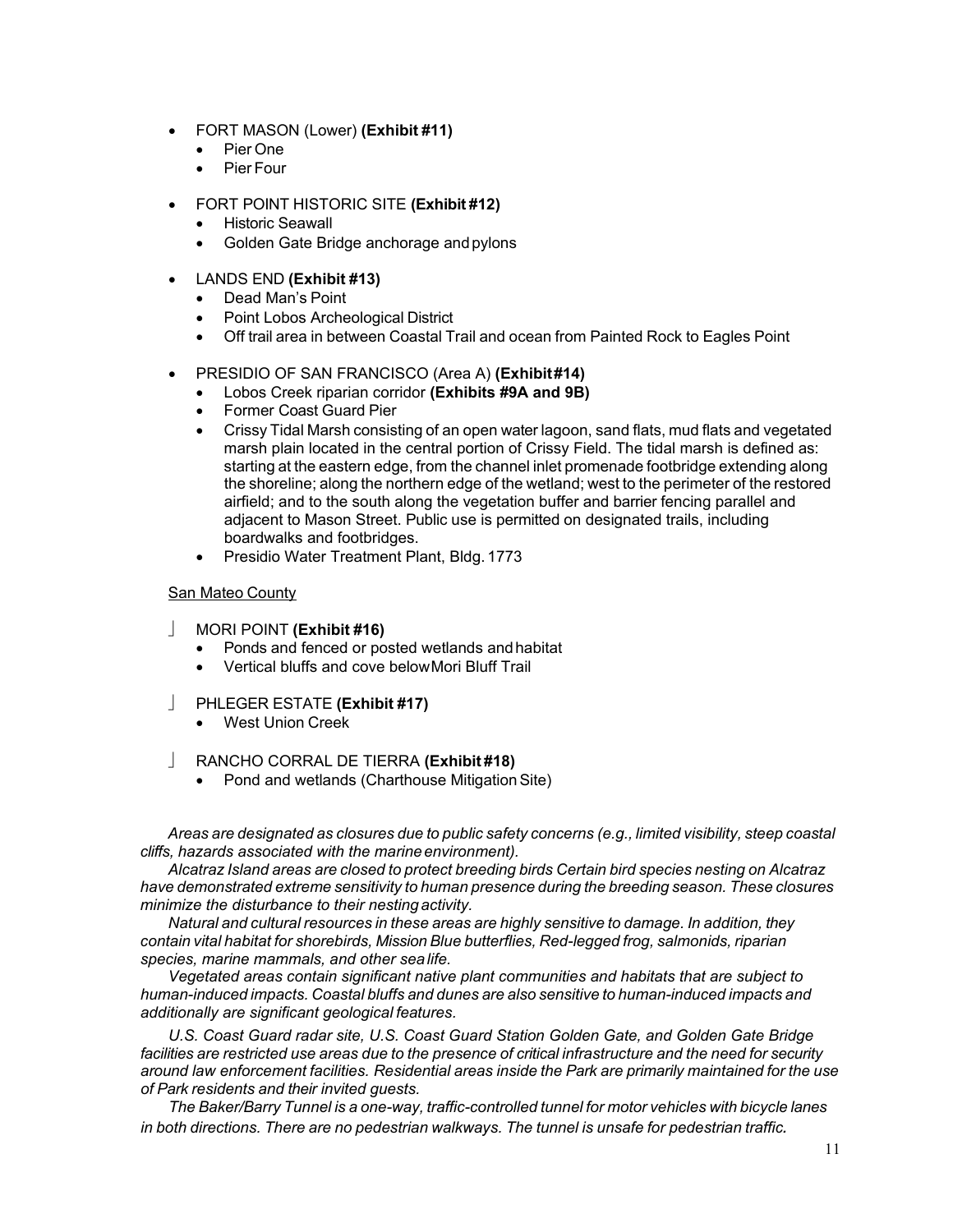- FORT MASON (Lower) **(Exhibit #11)**
  - Pier One
  - Pier Four

- FORT POINT HISTORIC SITE **(Exhibit #12)**
  - Historic Seawall
  - Golden Gate Bridge anchorage and pylons

- LANDS END **(Exhibit #13)**
  - Dead Man's Point
  - Point Lobos Archeological District
  - Off trail area in between Coastal Trail and ocean from Painted Rock to Eagles Point

- PRESIDIO OF SAN FRANCISCO (Area A) **(Exhibit #14)**
  - Lobos Creek riparian corridor **(Exhibits #9A and 9B)**
  - Former Coast Guard Pier
  - Crissy Tidal Marsh consisting of an open water lagoon, sand flats, mud flats and vegetated marsh plain located in the central portion of Crissy Field. The tidal marsh is defined as: starting at the eastern edge, from the channel inlet promenade footbridge extending along the shoreline; along the northern edge of the wetland; west to the perimeter of the restored airfield; and to the south along the vegetation buffer and barrier fencing parallel and adjacent to Mason Street. Public use is permitted on designated trails, including boardwalks and footbridges.
  - Presidio Water Treatment Plant, Bldg. 1773

San Mateo County

- MORI POINT **(Exhibit #16)**
  - Ponds and fenced or posted wetlands and habitat
  - Vertical bluffs and cove below Mori Bluff Trail

- PHLEGER ESTATE **(Exhibit #17)**
  - West Union Creek

- RANCHO CORRAL DE TIERRA **(Exhibit #18)**
  - Pond and wetlands (Charthouse Mitigation Site)

*Areas are designated as closures due to public safety concerns (e.g., limited visibility, steep coastal cliffs, hazards associated with the marine environment).*

*Alcatraz Island areas are closed to protect breeding birds Certain bird species nesting on Alcatraz have demonstrated extreme sensitivity to human presence during the breeding season. These closures minimize the disturbance to their nesting activity.*

*Natural and cultural resources in these areas are highly sensitive to damage. In addition, they contain vital habitat for shorebirds, Mission Blue butterflies, Red-legged frog, salmonids, riparian species, marine mammals, and other sea life.*

*Vegetated areas contain significant native plant communities and habitats that are subject to human-induced impacts. Coastal bluffs and dunes are also sensitive to human-induced impacts and additionally are significant geological features.*

*U.S. Coast Guard radar site, U.S. Coast Guard Station Golden Gate, and Golden Gate Bridge facilities are restricted use areas due to the presence of critical infrastructure and the need for security around law enforcement facilities. Residential areas inside the Park are primarily maintained for the use of Park residents and their invited guests.*

*The Baker/Barry Tunnel is a one-way, traffic-controlled tunnel for motor vehicles with bicycle lanes in both directions. There are no pedestrian walkways. The tunnel is unsafe for pedestrian traffic.*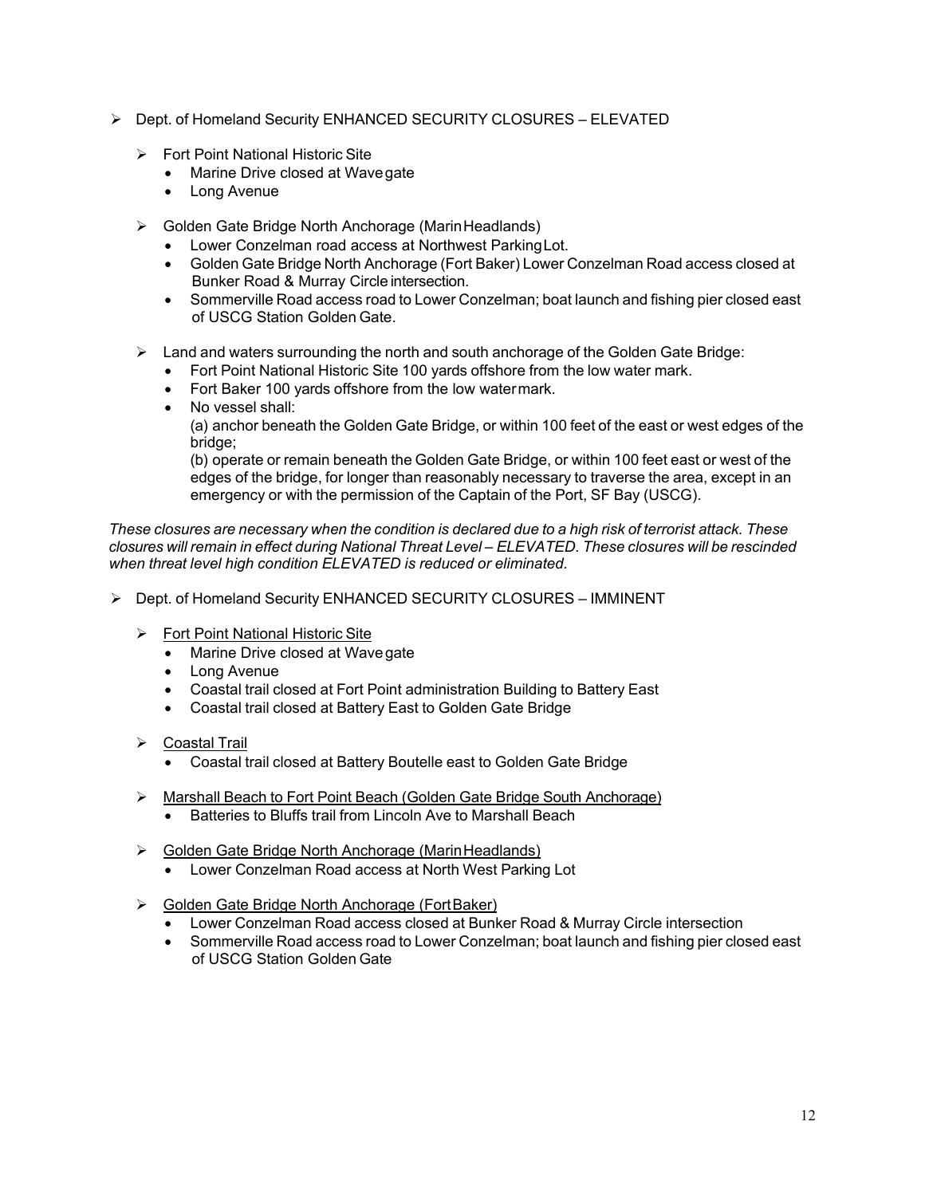- Dept. of Homeland Security ENHANCED SECURITY CLOSURES – ELEVATED

  - Fort Point National Historic Site
    - Marine Drive closed at Wave gate
    - Long Avenue

  - Golden Gate Bridge North Anchorage (Marin Headlands)
    - Lower Conzelman road access at Northwest Parking Lot.
    - Golden Gate Bridge North Anchorage (Fort Baker) Lower Conzelman Road access closed at Bunker Road & Murray Circle intersection.
    - Sommerville Road access road to Lower Conzelman; boat launch and fishing pier closed east of USCG Station Golden Gate.

  - Land and waters surrounding the north and south anchorage of the Golden Gate Bridge:
    - Fort Point National Historic Site 100 yards offshore from the low water mark.
    - Fort Baker 100 yards offshore from the low water mark.
    - No vessel shall:

      (a) anchor beneath the Golden Gate Bridge, or within 100 feet of the east or west edges of the bridge;

      (b) operate or remain beneath the Golden Gate Bridge, or within 100 feet east or west of the edges of the bridge, for longer than reasonably necessary to traverse the area, except in an emergency or with the permission of the Captain of the Port, SF Bay (USCG).

*These closures are necessary when the condition is declared due to a high risk of terrorist attack. These closures will remain in effect during National Threat Level – ELEVATED. These closures will be rescinded when threat level high condition ELEVATED is reduced or eliminated.*

- Dept. of Homeland Security ENHANCED SECURITY CLOSURES – IMMINENT

  - <u>Fort Point National Historic Site</u>
    - Marine Drive closed at Wave gate
    - Long Avenue
    - Coastal trail closed at Fort Point administration Building to Battery East
    - Coastal trail closed at Battery East to Golden Gate Bridge

  - <u>Coastal Trail</u>
    - Coastal trail closed at Battery Boutelle east to Golden Gate Bridge

  - <u>Marshall Beach to Fort Point Beach (Golden Gate Bridge South Anchorage)</u>
    - Batteries to Bluffs trail from Lincoln Ave to Marshall Beach

  - <u>Golden Gate Bridge North Anchorage (Marin Headlands)</u>
    - Lower Conzelman Road access at North West Parking Lot

  - <u>Golden Gate Bridge North Anchorage (Fort Baker)</u>
    - Lower Conzelman Road access closed at Bunker Road & Murray Circle intersection
    - Sommerville Road access road to Lower Conzelman; boat launch and fishing pier closed east of USCG Station Golden Gate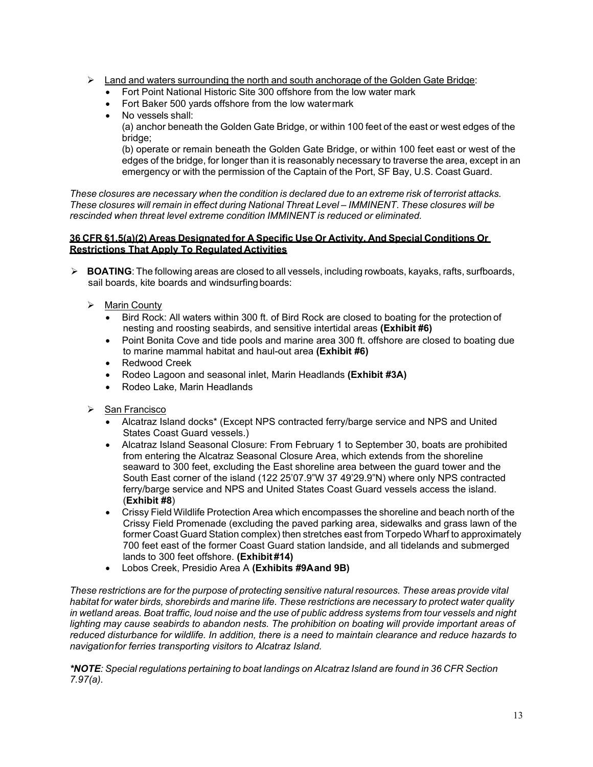- <u>Land and waters surrounding the north and south anchorage of the Golden Gate Bridge</u>:
  - Fort Point National Historic Site 300 offshore from the low water mark
  - Fort Baker 500 yards offshore from the low water mark
  - No vessels shall:
    (a) anchor beneath the Golden Gate Bridge, or within 100 feet of the east or west edges of the bridge;
    (b) operate or remain beneath the Golden Gate Bridge, or within 100 feet east or west of the edges of the bridge, for longer than it is reasonably necessary to traverse the area, except in an emergency or with the permission of the Captain of the Port, SF Bay, U.S. Coast Guard.

*These closures are necessary when the condition is declared due to an extreme risk of terrorist attacks. These closures will remain in effect during National Threat Level – IMMINENT. These closures will be rescinded when threat level extreme condition IMMINENT is reduced or eliminated.*

**<u>36 CFR §1.5(a)(2) Areas Designated for A Specific Use Or Activity, And Special Conditions Or Restrictions That Apply To Regulated Activities</u>**

- **BOATING**: The following areas are closed to all vessels, including rowboats, kayaks, rafts, surfboards, sail boards, kite boards and windsurfing boards:
  - <u>Marin County</u>
    - Bird Rock: All waters within 300 ft. of Bird Rock are closed to boating for the protection of nesting and roosting seabirds, and sensitive intertidal areas **(Exhibit #6)**
    - Point Bonita Cove and tide pools and marine area 300 ft. offshore are closed to boating due to marine mammal habitat and haul-out area **(Exhibit #6)**
    - Redwood Creek
    - Rodeo Lagoon and seasonal inlet, Marin Headlands **(Exhibit #3A)**
    - Rodeo Lake, Marin Headlands
  - <u>San Francisco</u>
    - Alcatraz Island docks* (Except NPS contracted ferry/barge service and NPS and United States Coast Guard vessels.)
    - Alcatraz Island Seasonal Closure: From February 1 to September 30, boats are prohibited from entering the Alcatraz Seasonal Closure Area, which extends from the shoreline seaward to 300 feet, excluding the East shoreline area between the guard tower and the South East corner of the island (122 25'07.9"W 37 49'29.9"N) where only NPS contracted ferry/barge service and NPS and United States Coast Guard vessels access the island. (**Exhibit #8**)
    - Crissy Field Wildlife Protection Area which encompasses the shoreline and beach north of the Crissy Field Promenade (excluding the paved parking area, sidewalks and grass lawn of the former Coast Guard Station complex) then stretches east from Torpedo Wharf to approximately 700 feet east of the former Coast Guard station landside, and all tidelands and submerged lands to 300 feet offshore. **(Exhibit #14)**
    - Lobos Creek, Presidio Area A **(Exhibits #9A and 9B)**

*These restrictions are for the purpose of protecting sensitive natural resources. These areas provide vital habitat for water birds, shorebirds and marine life. These restrictions are necessary to protect water quality in wetland areas. Boat traffic, loud noise and the use of public address systems from tour vessels and night lighting may cause seabirds to abandon nests. The prohibition on boating will provide important areas of reduced disturbance for wildlife. In addition, there is a need to maintain clearance and reduce hazards to navigation for ferries transporting visitors to Alcatraz Island.*

***\*NOTE**: Special regulations pertaining to boat landings on Alcatraz Island are found in 36 CFR Section 7.97(a).*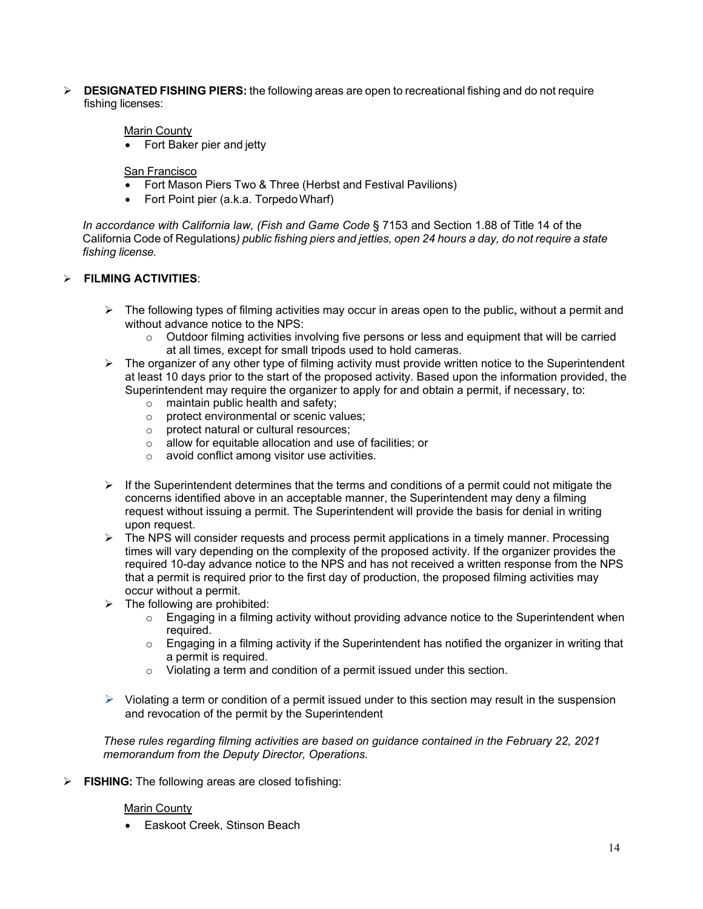- **DESIGNATED FISHING PIERS:** the following areas are open to recreational fishing and do not require fishing licenses:

  Marin County
  - Fort Baker pier and jetty

  San Francisco
  - Fort Mason Piers Two & Three (Herbst and Festival Pavilions)
  - Fort Point pier (a.k.a. Torpedo Wharf)

  *In accordance with California law, (Fish and Game Code* § 7153 and Section 1.88 of Title 14 of the California Code of Regulations*) public fishing piers and jetties, open 24 hours a day, do not require a state fishing license.*

- **FILMING ACTIVITIES**:

  - The following types of filming activities may occur in areas open to the public, without a permit and without advance notice to the NPS:
    - Outdoor filming activities involving five persons or less and equipment that will be carried at all times, except for small tripods used to hold cameras.
  - The organizer of any other type of filming activity must provide written notice to the Superintendent at least 10 days prior to the start of the proposed activity. Based upon the information provided, the Superintendent may require the organizer to apply for and obtain a permit, if necessary, to:
    - maintain public health and safety;
    - protect environmental or scenic values;
    - protect natural or cultural resources;
    - allow for equitable allocation and use of facilities; or
    - avoid conflict among visitor use activities.
  - If the Superintendent determines that the terms and conditions of a permit could not mitigate the concerns identified above in an acceptable manner, the Superintendent may deny a filming request without issuing a permit. The Superintendent will provide the basis for denial in writing upon request.
  - The NPS will consider requests and process permit applications in a timely manner. Processing times will vary depending on the complexity of the proposed activity. If the organizer provides the required 10-day advance notice to the NPS and has not received a written response from the NPS that a permit is required prior to the first day of production, the proposed filming activities may occur without a permit.
  - The following are prohibited:
    - Engaging in a filming activity without providing advance notice to the Superintendent when required.
    - Engaging in a filming activity if the Superintendent has notified the organizer in writing that a permit is required.
    - Violating a term and condition of a permit issued under this section.
  - Violating a term or condition of a permit issued under to this section may result in the suspension and revocation of the permit by the Superintendent

  *These rules regarding filming activities are based on guidance contained in the February 22, 2021 memorandum from the Deputy Director, Operations.*

- **FISHING:** The following areas are closed to fishing:

  Marin County
  - Easkoot Creek, Stinson Beach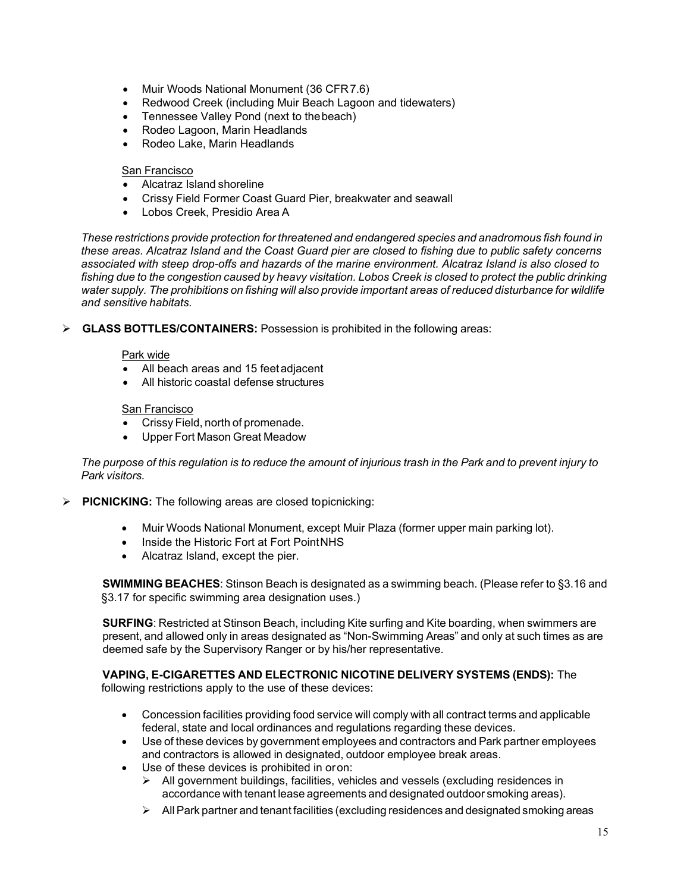- Muir Woods National Monument (36 CFR 7.6)
- Redwood Creek (including Muir Beach Lagoon and tidewaters)
- Tennessee Valley Pond (next to the beach)
- Rodeo Lagoon, Marin Headlands
- Rodeo Lake, Marin Headlands

San Francisco

- Alcatraz Island shoreline
- Crissy Field Former Coast Guard Pier, breakwater and seawall
- Lobos Creek, Presidio Area A

*These restrictions provide protection for threatened and endangered species and anadromous fish found in these areas. Alcatraz Island and the Coast Guard pier are closed to fishing due to public safety concerns associated with steep drop-offs and hazards of the marine environment. Alcatraz Island is also closed to fishing due to the congestion caused by heavy visitation. Lobos Creek is closed to protect the public drinking water supply. The prohibitions on fishing will also provide important areas of reduced disturbance for wildlife and sensitive habitats.*

- **GLASS BOTTLES/CONTAINERS:** Possession is prohibited in the following areas:

  Park wide

  - All beach areas and 15 feet adjacent
  - All historic coastal defense structures

  San Francisco

  - Crissy Field, north of promenade.
  - Upper Fort Mason Great Meadow

*The purpose of this regulation is to reduce the amount of injurious trash in the Park and to prevent injury to Park visitors.*

- **PICNICKING:** The following areas are closed to picnicking:

  - Muir Woods National Monument, except Muir Plaza (former upper main parking lot).
  - Inside the Historic Fort at Fort Point NHS
  - Alcatraz Island, except the pier.

**SWIMMING BEACHES**: Stinson Beach is designated as a swimming beach. (Please refer to §3.16 and §3.17 for specific swimming area designation uses.)

**SURFING**: Restricted at Stinson Beach, including Kite surfing and Kite boarding, when swimmers are present, and allowed only in areas designated as "Non-Swimming Areas" and only at such times as are deemed safe by the Supervisory Ranger or by his/her representative.

**VAPING, E-CIGARETTES AND ELECTRONIC NICOTINE DELIVERY SYSTEMS (ENDS):** The following restrictions apply to the use of these devices:

- Concession facilities providing food service will comply with all contract terms and applicable federal, state and local ordinances and regulations regarding these devices.
- Use of these devices by government employees and contractors and Park partner employees and contractors is allowed in designated, outdoor employee break areas.
- Use of these devices is prohibited in or on:
  - All government buildings, facilities, vehicles and vessels (excluding residences in accordance with tenant lease agreements and designated outdoor smoking areas).
  - All Park partner and tenant facilities (excluding residences and designated smoking areas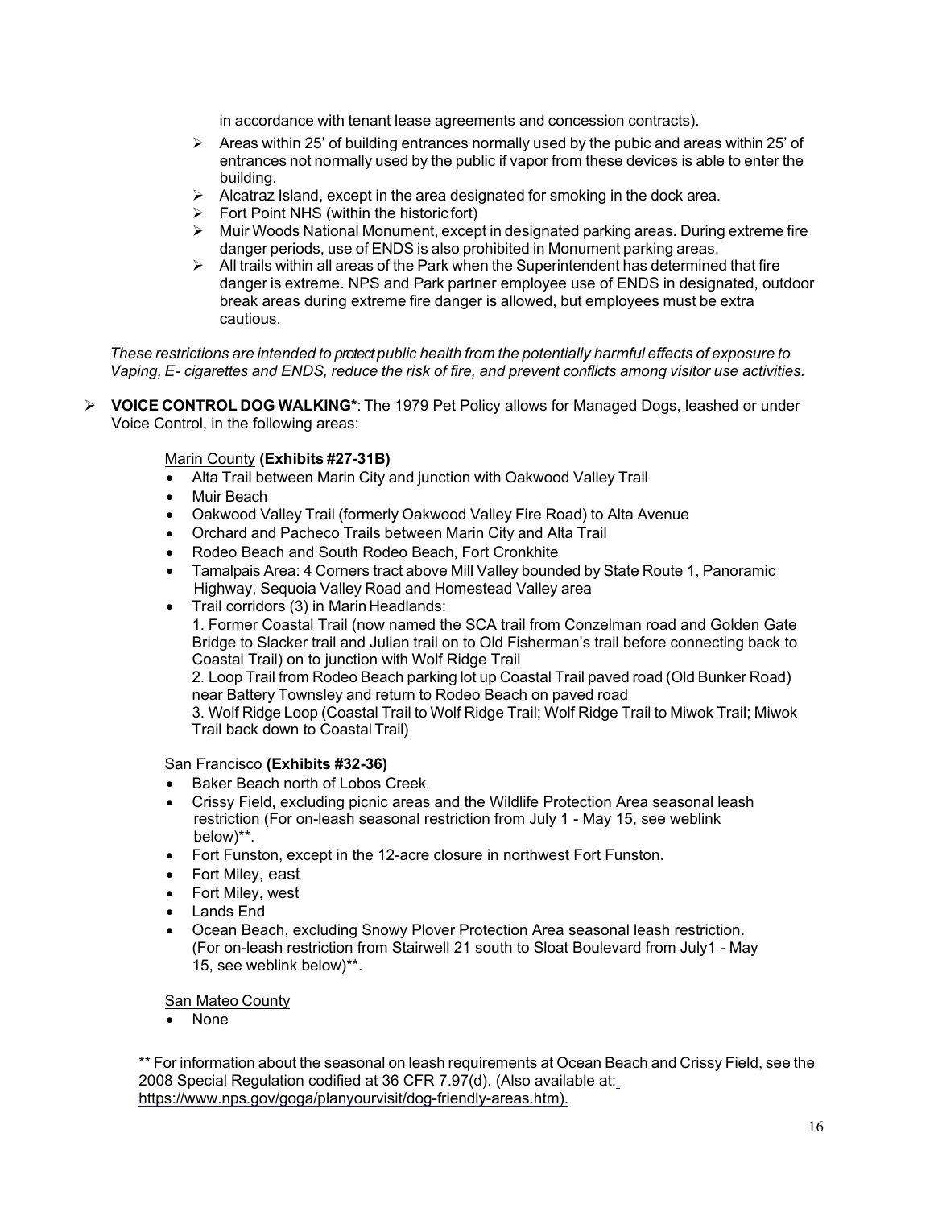in accordance with tenant lease agreements and concession contracts).

- Areas within 25' of building entrances normally used by the pubic and areas within 25' of entrances not normally used by the public if vapor from these devices is able to enter the building.
- Alcatraz Island, except in the area designated for smoking in the dock area.
- Fort Point NHS (within the historic fort)
- Muir Woods National Monument, except in designated parking areas. During extreme fire danger periods, use of ENDS is also prohibited in Monument parking areas.
- All trails within all areas of the Park when the Superintendent has determined that fire danger is extreme. NPS and Park partner employee use of ENDS in designated, outdoor break areas during extreme fire danger is allowed, but employees must be extra cautious.

*These restrictions are intended to protect public health from the potentially harmful effects of exposure to Vaping, E- cigarettes and ENDS, reduce the risk of fire, and prevent conflicts among visitor use activities.*

- **VOICE CONTROL DOG WALKING***: The 1979 Pet Policy allows for Managed Dogs, leashed or under Voice Control, in the following areas:

  Marin County **(Exhibits #27-31B)**

  - Alta Trail between Marin City and junction with Oakwood Valley Trail
  - Muir Beach
  - Oakwood Valley Trail (formerly Oakwood Valley Fire Road) to Alta Avenue
  - Orchard and Pacheco Trails between Marin City and Alta Trail
  - Rodeo Beach and South Rodeo Beach, Fort Cronkhite
  - Tamalpais Area: 4 Corners tract above Mill Valley bounded by State Route 1, Panoramic Highway, Sequoia Valley Road and Homestead Valley area
  - Trail corridors (3) in Marin Headlands:
    1. Former Coastal Trail (now named the SCA trail from Conzelman road and Golden Gate Bridge to Slacker trail and Julian trail on to Old Fisherman's trail before connecting back to Coastal Trail) on to junction with Wolf Ridge Trail
    2. Loop Trail from Rodeo Beach parking lot up Coastal Trail paved road (Old Bunker Road) near Battery Townsley and return to Rodeo Beach on paved road
    3. Wolf Ridge Loop (Coastal Trail to Wolf Ridge Trail; Wolf Ridge Trail to Miwok Trail; Miwok Trail back down to Coastal Trail)

  San Francisco **(Exhibits #32-36)**

  - Baker Beach north of Lobos Creek
  - Crissy Field, excluding picnic areas and the Wildlife Protection Area seasonal leash restriction (For on-leash seasonal restriction from July 1 - May 15, see weblink below)**.
  - Fort Funston, except in the 12-acre closure in northwest Fort Funston.
  - Fort Miley, east
  - Fort Miley, west
  - Lands End
  - Ocean Beach, excluding Snowy Plover Protection Area seasonal leash restriction. (For on-leash restriction from Stairwell 21 south to Sloat Boulevard from July1 - May 15, see weblink below)**.

  San Mateo County

  - None

** For information about the seasonal on leash requirements at Ocean Beach and Crissy Field, see the 2008 Special Regulation codified at 36 CFR 7.97(d). (Also available at: https://www.nps.gov/goga/planyourvisit/dog-friendly-areas.htm).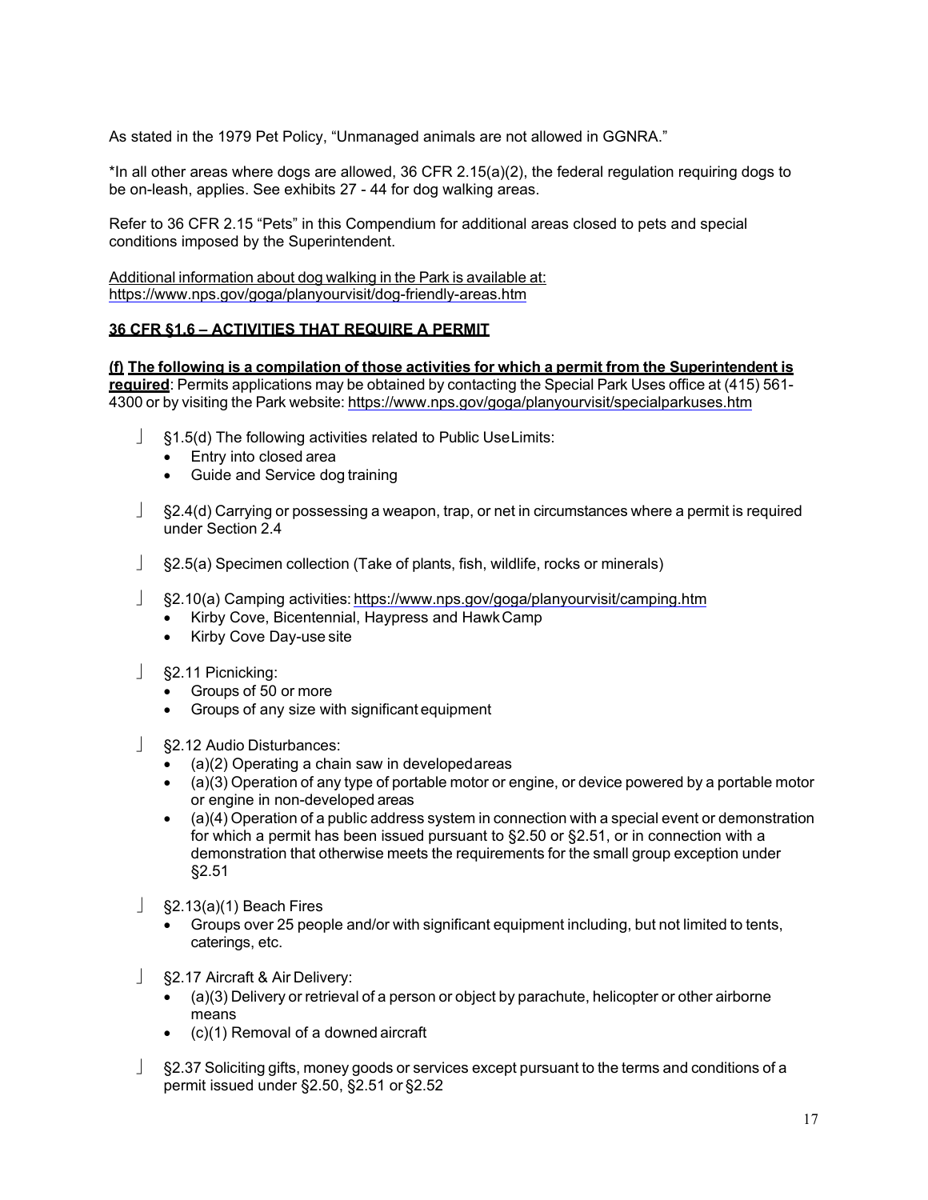As stated in the 1979 Pet Policy, "Unmanaged animals are not allowed in GGNRA."

*In all other areas where dogs are allowed, 36 CFR 2.15(a)(2), the federal regulation requiring dogs to be on-leash, applies. See exhibits 27 - 44 for dog walking areas.

Refer to 36 CFR 2.15 "Pets" in this Compendium for additional areas closed to pets and special conditions imposed by the Superintendent.

Additional information about dog walking in the Park is available at: https://www.nps.gov/goga/planyourvisit/dog-friendly-areas.htm

## 36 CFR §1.6 – ACTIVITIES THAT REQUIRE A PERMIT

**(f) The following is a compilation of those activities for which a permit from the Superintendent is required**: Permits applications may be obtained by contacting the Special Park Uses office at (415) 561-4300 or by visiting the Park website: https://www.nps.gov/goga/planyourvisit/specialparkuses.htm

- §1.5(d) The following activities related to Public Use Limits:
  - Entry into closed area
  - Guide and Service dog training
- §2.4(d) Carrying or possessing a weapon, trap, or net in circumstances where a permit is required under Section 2.4
- §2.5(a) Specimen collection (Take of plants, fish, wildlife, rocks or minerals)
- §2.10(a) Camping activities: https://www.nps.gov/goga/planyourvisit/camping.htm
  - Kirby Cove, Bicentennial, Haypress and Hawk Camp
  - Kirby Cove Day-use site
- §2.11 Picnicking:
  - Groups of 50 or more
  - Groups of any size with significant equipment
- §2.12 Audio Disturbances:
  - (a)(2) Operating a chain saw in developed areas
  - (a)(3) Operation of any type of portable motor or engine, or device powered by a portable motor or engine in non-developed areas
  - (a)(4) Operation of a public address system in connection with a special event or demonstration for which a permit has been issued pursuant to §2.50 or §2.51, or in connection with a demonstration that otherwise meets the requirements for the small group exception under §2.51
- §2.13(a)(1) Beach Fires
  - Groups over 25 people and/or with significant equipment including, but not limited to tents, caterings, etc.
- §2.17 Aircraft & Air Delivery:
  - (a)(3) Delivery or retrieval of a person or object by parachute, helicopter or other airborne means
  - (c)(1) Removal of a downed aircraft
- §2.37 Soliciting gifts, money goods or services except pursuant to the terms and conditions of a permit issued under §2.50, §2.51 or §2.52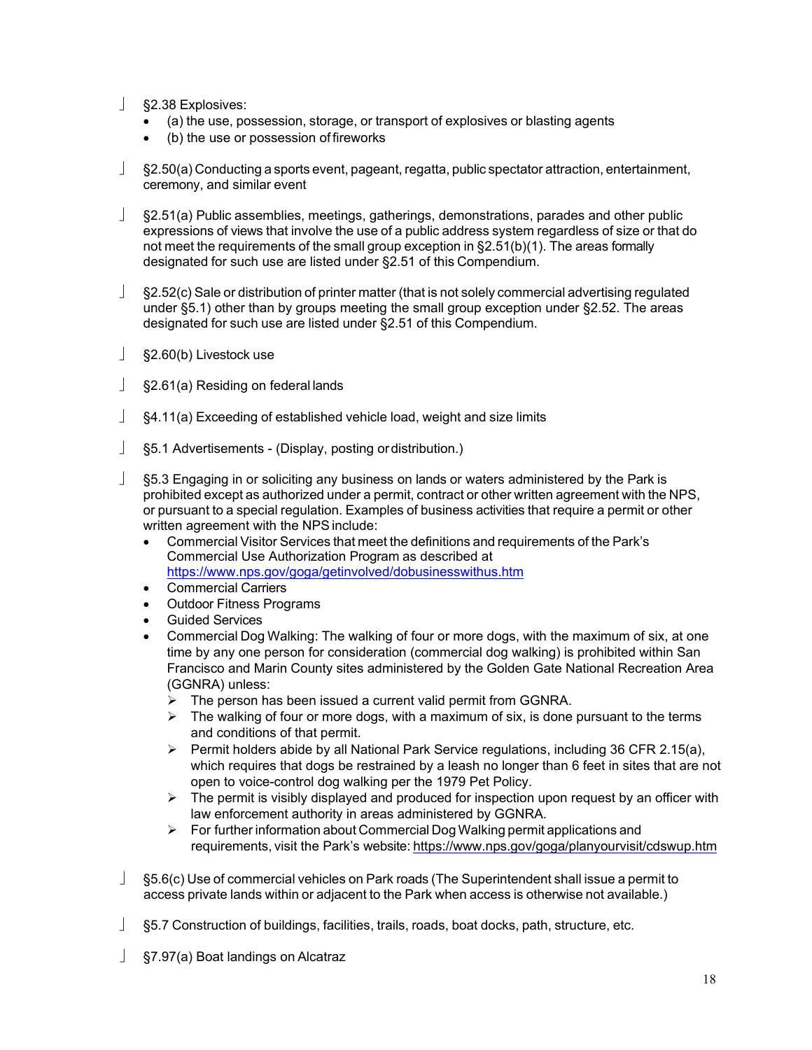- §2.38 Explosives:
  - (a) the use, possession, storage, or transport of explosives or blasting agents
  - (b) the use or possession of fireworks

- §2.50(a) Conducting a sports event, pageant, regatta, public spectator attraction, entertainment, ceremony, and similar event

- §2.51(a) Public assemblies, meetings, gatherings, demonstrations, parades and other public expressions of views that involve the use of a public address system regardless of size or that do not meet the requirements of the small group exception in §2.51(b)(1). The areas formally designated for such use are listed under §2.51 of this Compendium.

- §2.52(c) Sale or distribution of printer matter (that is not solely commercial advertising regulated under §5.1) other than by groups meeting the small group exception under §2.52. The areas designated for such use are listed under §2.51 of this Compendium.

- §2.60(b) Livestock use

- §2.61(a) Residing on federal lands

- §4.11(a) Exceeding of established vehicle load, weight and size limits

- §5.1 Advertisements - (Display, posting or distribution.)

- §5.3 Engaging in or soliciting any business on lands or waters administered by the Park is prohibited except as authorized under a permit, contract or other written agreement with the NPS, or pursuant to a special regulation. Examples of business activities that require a permit or other written agreement with the NPS include:
  - Commercial Visitor Services that meet the definitions and requirements of the Park's Commercial Use Authorization Program as described at https://www.nps.gov/goga/getinvolved/dobusinesswithus.htm
  - Commercial Carriers
  - Outdoor Fitness Programs
  - Guided Services
  - Commercial Dog Walking: The walking of four or more dogs, with the maximum of six, at one time by any one person for consideration (commercial dog walking) is prohibited within San Francisco and Marin County sites administered by the Golden Gate National Recreation Area (GGNRA) unless:
    - The person has been issued a current valid permit from GGNRA.
    - The walking of four or more dogs, with a maximum of six, is done pursuant to the terms and conditions of that permit.
    - Permit holders abide by all National Park Service regulations, including 36 CFR 2.15(a), which requires that dogs be restrained by a leash no longer than 6 feet in sites that are not open to voice-control dog walking per the 1979 Pet Policy.
    - The permit is visibly displayed and produced for inspection upon request by an officer with law enforcement authority in areas administered by GGNRA.
    - For further information about Commercial Dog Walking permit applications and requirements, visit the Park's website: https://www.nps.gov/goga/planyourvisit/cdswup.htm

- §5.6(c) Use of commercial vehicles on Park roads (The Superintendent shall issue a permit to access private lands within or adjacent to the Park when access is otherwise not available.)

- §5.7 Construction of buildings, facilities, trails, roads, boat docks, path, structure, etc.

- §7.97(a) Boat landings on Alcatraz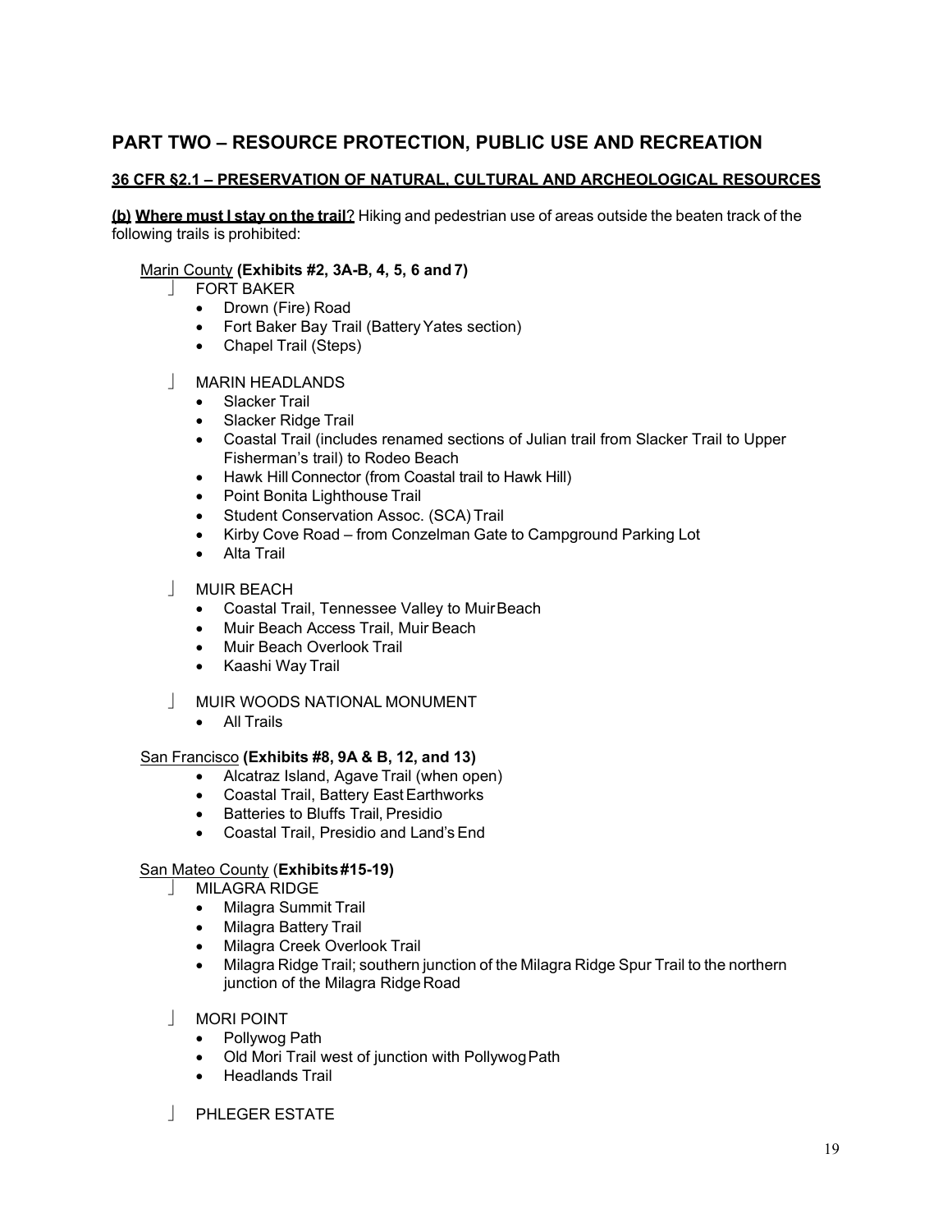## PART TWO – RESOURCE PROTECTION, PUBLIC USE AND RECREATION

### 36 CFR §2.1 – PRESERVATION OF NATURAL, CULTURAL AND ARCHEOLOGICAL RESOURCES

**(b) Where must I stay on the trail**? Hiking and pedestrian use of areas outside the beaten track of the following trails is prohibited:

Marin County **(Exhibits #2, 3A-B, 4, 5, 6 and 7)**

- FORT BAKER
  - Drown (Fire) Road
  - Fort Baker Bay Trail (Battery Yates section)
  - Chapel Trail (Steps)
- MARIN HEADLANDS
  - Slacker Trail
  - Slacker Ridge Trail
  - Coastal Trail (includes renamed sections of Julian trail from Slacker Trail to Upper Fisherman's trail) to Rodeo Beach
  - Hawk Hill Connector (from Coastal trail to Hawk Hill)
  - Point Bonita Lighthouse Trail
  - Student Conservation Assoc. (SCA) Trail
  - Kirby Cove Road – from Conzelman Gate to Campground Parking Lot
  - Alta Trail
- MUIR BEACH
  - Coastal Trail, Tennessee Valley to Muir Beach
  - Muir Beach Access Trail, Muir Beach
  - Muir Beach Overlook Trail
  - Kaashi Way Trail
- MUIR WOODS NATIONAL MONUMENT
  - All Trails

San Francisco **(Exhibits #8, 9A & B, 12, and 13)**

- Alcatraz Island, Agave Trail (when open)
- Coastal Trail, Battery East Earthworks
- Batteries to Bluffs Trail, Presidio
- Coastal Trail, Presidio and Land's End

San Mateo County (**Exhibits #15-19)**

- MILAGRA RIDGE
  - Milagra Summit Trail
  - Milagra Battery Trail
  - Milagra Creek Overlook Trail
  - Milagra Ridge Trail; southern junction of the Milagra Ridge Spur Trail to the northern junction of the Milagra Ridge Road
- MORI POINT
  - Pollywog Path
  - Old Mori Trail west of junction with Pollywog Path
  - Headlands Trail
- PHLEGER ESTATE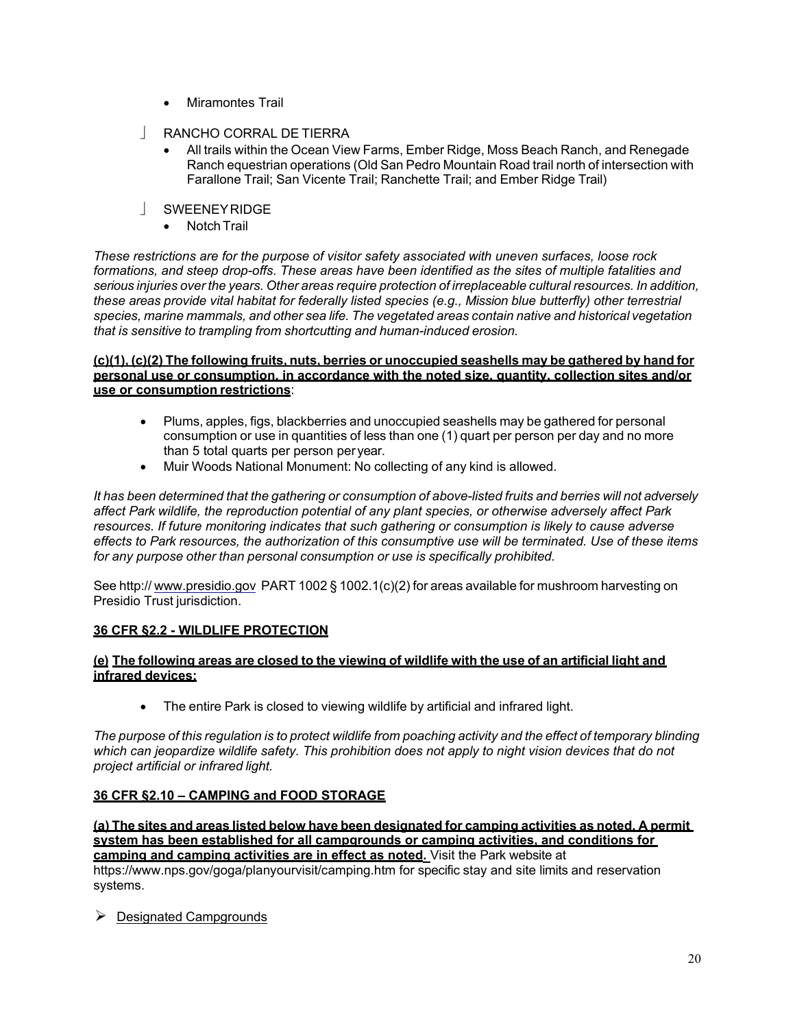- Miramontes Trail

- RANCHO CORRAL DE TIERRA
  - All trails within the Ocean View Farms, Ember Ridge, Moss Beach Ranch, and Renegade Ranch equestrian operations (Old San Pedro Mountain Road trail north of intersection with Farallone Trail; San Vicente Trail; Ranchette Trail; and Ember Ridge Trail)

- SWEENEY RIDGE
  - Notch Trail

*These restrictions are for the purpose of visitor safety associated with uneven surfaces, loose rock formations, and steep drop-offs. These areas have been identified as the sites of multiple fatalities and serious injuries over the years. Other areas require protection of irreplaceable cultural resources. In addition, these areas provide vital habitat for federally listed species (e.g., Mission blue butterfly) other terrestrial species, marine mammals, and other sea life. The vegetated areas contain native and historical vegetation that is sensitive to trampling from shortcutting and human-induced erosion.*

**(c)(1), (c)(2) The following fruits, nuts, berries or unoccupied seashells may be gathered by hand for personal use or consumption, in accordance with the noted size, quantity, collection sites and/or use or consumption restrictions**:

- Plums, apples, figs, blackberries and unoccupied seashells may be gathered for personal consumption or use in quantities of less than one (1) quart per person per day and no more than 5 total quarts per person per year.
- Muir Woods National Monument: No collecting of any kind is allowed.

*It has been determined that the gathering or consumption of above-listed fruits and berries will not adversely affect Park wildlife, the reproduction potential of any plant species, or otherwise adversely affect Park resources. If future monitoring indicates that such gathering or consumption is likely to cause adverse effects to Park resources, the authorization of this consumptive use will be terminated. Use of these items for any purpose other than personal consumption or use is specifically prohibited.*

See http:// www.presidio.gov PART 1002 § 1002.1(c)(2) for areas available for mushroom harvesting on Presidio Trust jurisdiction.

## 36 CFR §2.2 - WILDLIFE PROTECTION

**(e) The following areas are closed to the viewing of wildlife with the use of an artificial light and infrared devices:**

- The entire Park is closed to viewing wildlife by artificial and infrared light.

*The purpose of this regulation is to protect wildlife from poaching activity and the effect of temporary blinding which can jeopardize wildlife safety. This prohibition does not apply to night vision devices that do not project artificial or infrared light.*

## 36 CFR §2.10 – CAMPING and FOOD STORAGE

**(a) The sites and areas listed below have been designated for camping activities as noted. A permit system has been established for all campgrounds or camping activities, and conditions for camping and camping activities are in effect as noted.** Visit the Park website at https://www.nps.gov/goga/planyourvisit/camping.htm for specific stay and site limits and reservation systems.

- Designated Campgrounds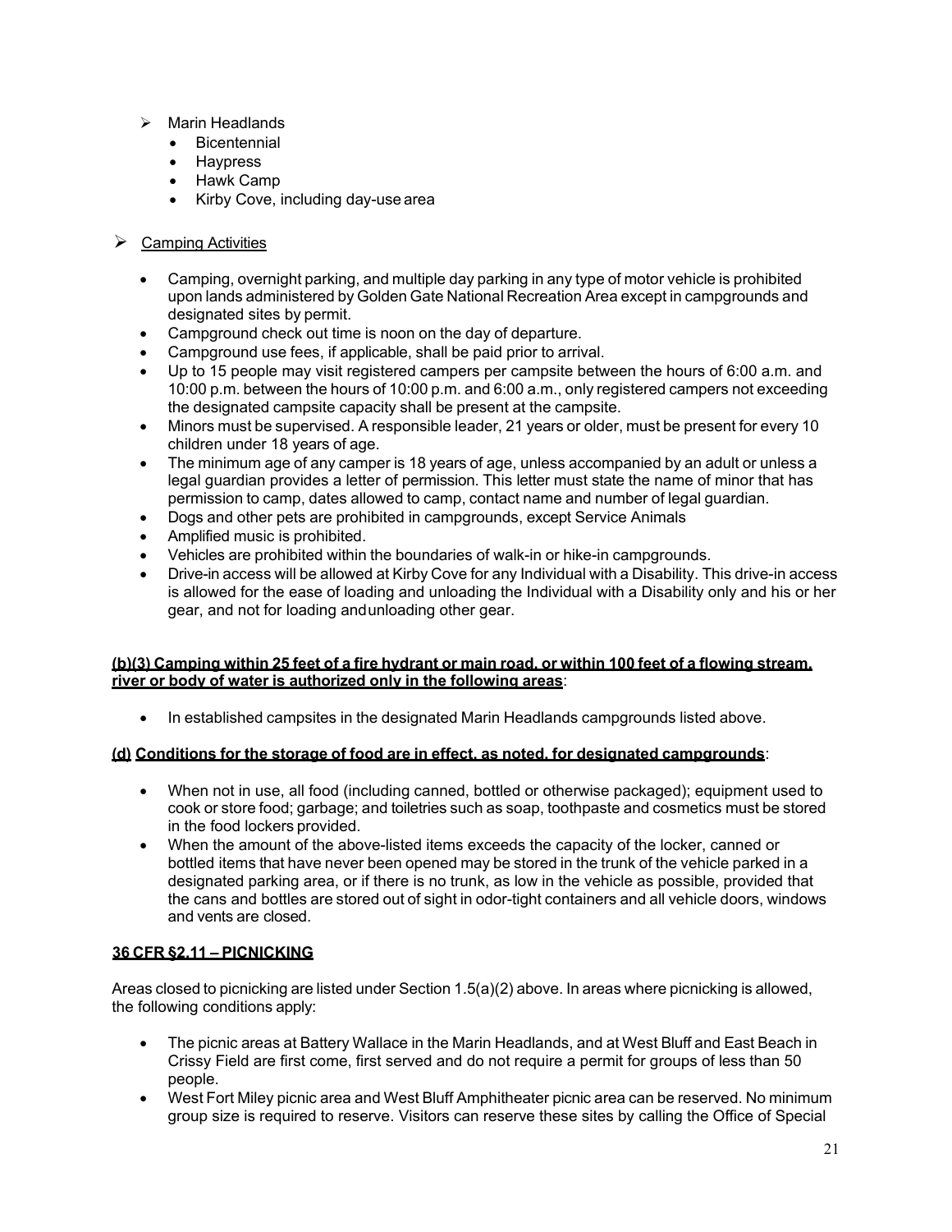- Marin Headlands
  - Bicentennial
  - Haypress
  - Hawk Camp
  - Kirby Cove, including day-use area

- Camping Activities
  - Camping, overnight parking, and multiple day parking in any type of motor vehicle is prohibited upon lands administered by Golden Gate National Recreation Area except in campgrounds and designated sites by permit.
  - Campground check out time is noon on the day of departure.
  - Campground use fees, if applicable, shall be paid prior to arrival.
  - Up to 15 people may visit registered campers per campsite between the hours of 6:00 a.m. and 10:00 p.m. between the hours of 10:00 p.m. and 6:00 a.m., only registered campers not exceeding the designated campsite capacity shall be present at the campsite.
  - Minors must be supervised. A responsible leader, 21 years or older, must be present for every 10 children under 18 years of age.
  - The minimum age of any camper is 18 years of age, unless accompanied by an adult or unless a legal guardian provides a letter of permission. This letter must state the name of minor that has permission to camp, dates allowed to camp, contact name and number of legal guardian.
  - Dogs and other pets are prohibited in campgrounds, except Service Animals
  - Amplified music is prohibited.
  - Vehicles are prohibited within the boundaries of walk-in or hike-in campgrounds.
  - Drive-in access will be allowed at Kirby Cove for any Individual with a Disability. This drive-in access is allowed for the ease of loading and unloading the Individual with a Disability only and his or her gear, and not for loading andunloading other gear.

**(b)(3) Camping within 25 feet of a fire hydrant or main road, or within 100 feet of a flowing stream, river or body of water is authorized only in the following areas**:

- In established campsites in the designated Marin Headlands campgrounds listed above.

**(d) Conditions for the storage of food are in effect, as noted, for designated campgrounds**:

- When not in use, all food (including canned, bottled or otherwise packaged); equipment used to cook or store food; garbage; and toiletries such as soap, toothpaste and cosmetics must be stored in the food lockers provided.
- When the amount of the above-listed items exceeds the capacity of the locker, canned or bottled items that have never been opened may be stored in the trunk of the vehicle parked in a designated parking area, or if there is no trunk, as low in the vehicle as possible, provided that the cans and bottles are stored out of sight in odor-tight containers and all vehicle doors, windows and vents are closed.

## 36 CFR §2.11 – PICNICKING

Areas closed to picnicking are listed under Section 1.5(a)(2) above. In areas where picnicking is allowed, the following conditions apply:

- The picnic areas at Battery Wallace in the Marin Headlands, and at West Bluff and East Beach in Crissy Field are first come, first served and do not require a permit for groups of less than 50 people.
- West Fort Miley picnic area and West Bluff Amphitheater picnic area can be reserved. No minimum group size is required to reserve. Visitors can reserve these sites by calling the Office of Special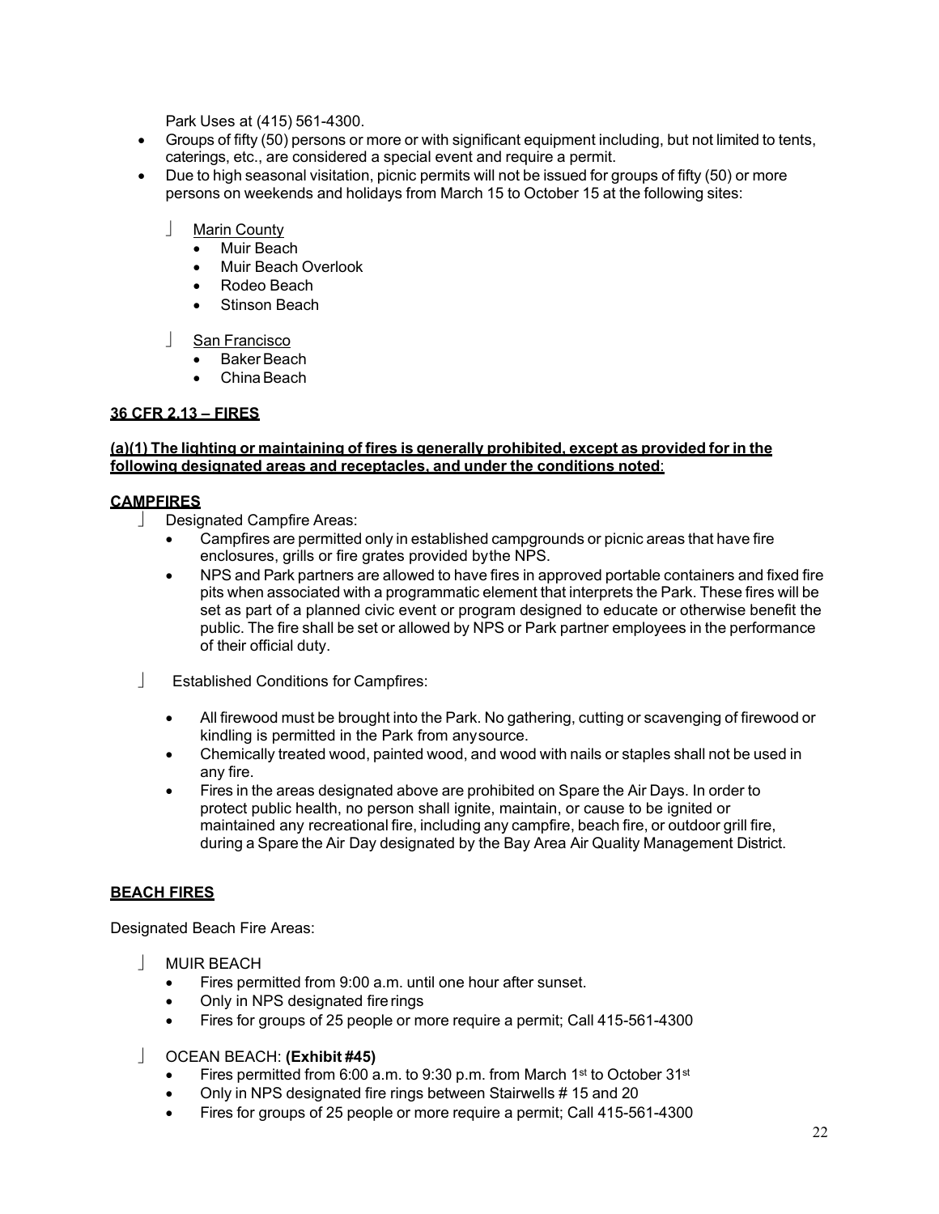Park Uses at (415) 561-4300.

- Groups of fifty (50) persons or more or with significant equipment including, but not limited to tents, caterings, etc., are considered a special event and require a permit.
- Due to high seasonal visitation, picnic permits will not be issued for groups of fifty (50) or more persons on weekends and holidays from March 15 to October 15 at the following sites:
  - Marin County
    - Muir Beach
    - Muir Beach Overlook
    - Rodeo Beach
    - Stinson Beach
  - San Francisco
    - Baker Beach
    - China Beach

**36 CFR 2.13 – FIRES**

**(a)(1) The lighting or maintaining of fires is generally prohibited, except as provided for in the following designated areas and receptacles, and under the conditions noted:**

**CAMPFIRES**

- Designated Campfire Areas:
  - Campfires are permitted only in established campgrounds or picnic areas that have fire enclosures, grills or fire grates provided by the NPS.
  - NPS and Park partners are allowed to have fires in approved portable containers and fixed fire pits when associated with a programmatic element that interprets the Park. These fires will be set as part of a planned civic event or program designed to educate or otherwise benefit the public. The fire shall be set or allowed by NPS or Park partner employees in the performance of their official duty.
- Established Conditions for Campfires:
  - All firewood must be brought into the Park. No gathering, cutting or scavenging of firewood or kindling is permitted in the Park from any source.
  - Chemically treated wood, painted wood, and wood with nails or staples shall not be used in any fire.
  - Fires in the areas designated above are prohibited on Spare the Air Days. In order to protect public health, no person shall ignite, maintain, or cause to be ignited or maintained any recreational fire, including any campfire, beach fire, or outdoor grill fire, during a Spare the Air Day designated by the Bay Area Air Quality Management District.

**BEACH FIRES**

Designated Beach Fire Areas:

- MUIR BEACH
  - Fires permitted from 9:00 a.m. until one hour after sunset.
  - Only in NPS designated fire rings
  - Fires for groups of 25 people or more require a permit; Call 415-561-4300
- OCEAN BEACH: **(Exhibit #45)**
  - Fires permitted from 6:00 a.m. to 9:30 p.m. from March 1st to October 31st
  - Only in NPS designated fire rings between Stairwells # 15 and 20
  - Fires for groups of 25 people or more require a permit; Call 415-561-4300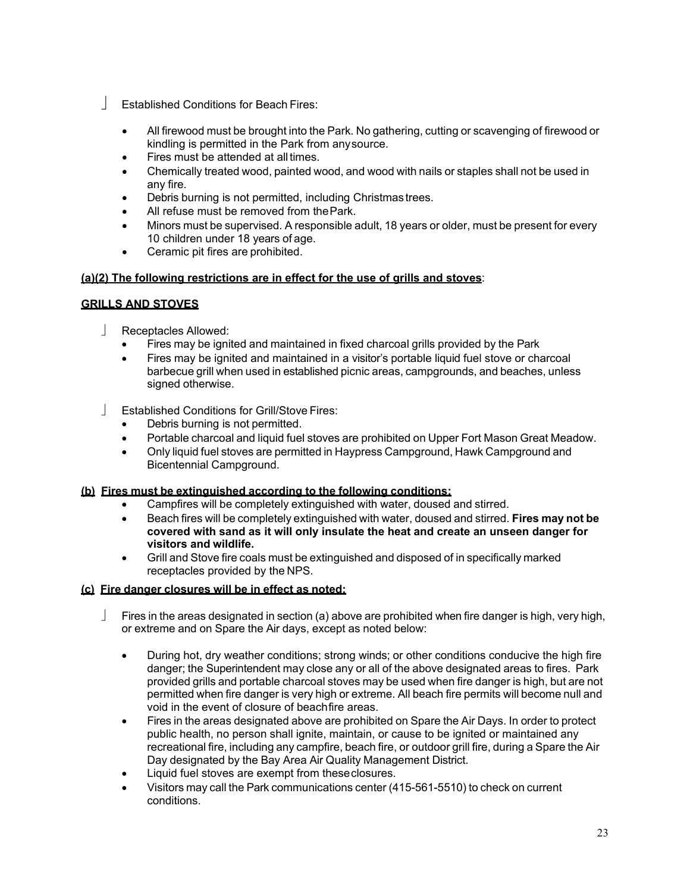- Established Conditions for Beach Fires:

  - All firewood must be brought into the Park. No gathering, cutting or scavenging of firewood or kindling is permitted in the Park from any source.
  - Fires must be attended at all times.
  - Chemically treated wood, painted wood, and wood with nails or staples shall not be used in any fire.
  - Debris burning is not permitted, including Christmas trees.
  - All refuse must be removed from the Park.
  - Minors must be supervised. A responsible adult, 18 years or older, must be present for every 10 children under 18 years of age.
  - Ceramic pit fires are prohibited.

**(a)(2) The following restrictions are in effect for the use of grills and stoves**:

**GRILLS AND STOVES**

- Receptacles Allowed:
  - Fires may be ignited and maintained in fixed charcoal grills provided by the Park
  - Fires may be ignited and maintained in a visitor's portable liquid fuel stove or charcoal barbecue grill when used in established picnic areas, campgrounds, and beaches, unless signed otherwise.

- Established Conditions for Grill/Stove Fires:
  - Debris burning is not permitted.
  - Portable charcoal and liquid fuel stoves are prohibited on Upper Fort Mason Great Meadow.
  - Only liquid fuel stoves are permitted in Haypress Campground, Hawk Campground and Bicentennial Campground.

**(b) Fires must be extinguished according to the following conditions:**

- Campfires will be completely extinguished with water, doused and stirred.
- Beach fires will be completely extinguished with water, doused and stirred. **Fires may not be covered with sand as it will only insulate the heat and create an unseen danger for visitors and wildlife.**
- Grill and Stove fire coals must be extinguished and disposed of in specifically marked receptacles provided by the NPS.

**(c) Fire danger closures will be in effect as noted:**

- Fires in the areas designated in section (a) above are prohibited when fire danger is high, very high, or extreme and on Spare the Air days, except as noted below:

  - During hot, dry weather conditions; strong winds; or other conditions conducive the high fire danger; the Superintendent may close any or all of the above designated areas to fires. Park provided grills and portable charcoal stoves may be used when fire danger is high, but are not permitted when fire danger is very high or extreme. All beach fire permits will become null and void in the event of closure of beachfire areas.
  - Fires in the areas designated above are prohibited on Spare the Air Days. In order to protect public health, no person shall ignite, maintain, or cause to be ignited or maintained any recreational fire, including any campfire, beach fire, or outdoor grill fire, during a Spare the Air Day designated by the Bay Area Air Quality Management District.
  - Liquid fuel stoves are exempt from these closures.
  - Visitors may call the Park communications center (415-561-5510) to check on current conditions.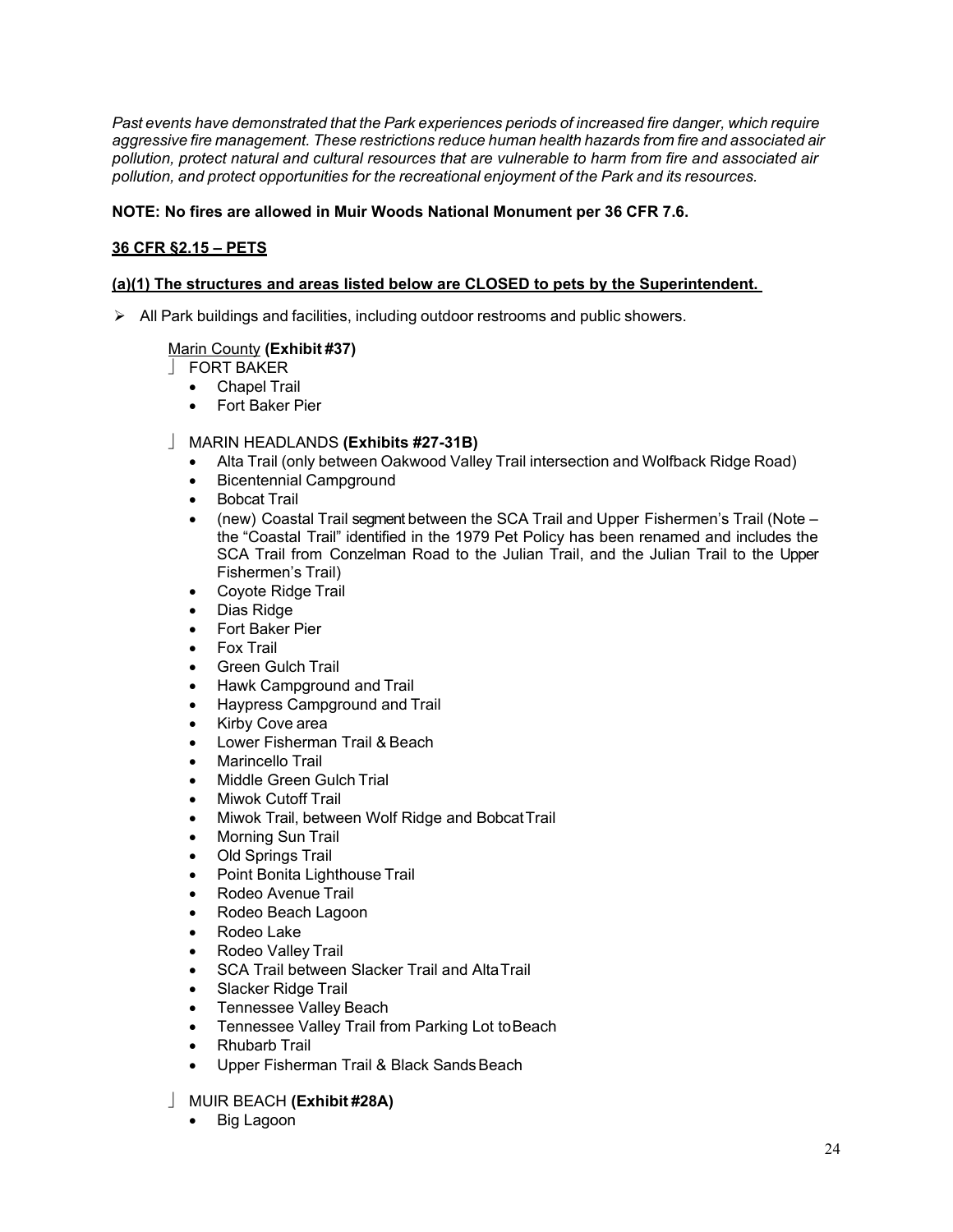*Past events have demonstrated that the Park experiences periods of increased fire danger, which require aggressive fire management. These restrictions reduce human health hazards from fire and associated air pollution, protect natural and cultural resources that are vulnerable to harm from fire and associated air pollution, and protect opportunities for the recreational enjoyment of the Park and its resources.*

**NOTE: No fires are allowed in Muir Woods National Monument per 36 CFR 7.6.**

**36 CFR §2.15 – PETS**

**(a)(1) The structures and areas listed below are CLOSED to pets by the Superintendent.**

- All Park buildings and facilities, including outdoor restrooms and public showers.

Marin County **(Exhibit #37)**

- FORT BAKER
  - Chapel Trail
  - Fort Baker Pier

- MARIN HEADLANDS **(Exhibits #27-31B)**
  - Alta Trail (only between Oakwood Valley Trail intersection and Wolfback Ridge Road)
  - Bicentennial Campground
  - Bobcat Trail
  - (new) Coastal Trail segment between the SCA Trail and Upper Fishermen's Trail (Note – the "Coastal Trail" identified in the 1979 Pet Policy has been renamed and includes the SCA Trail from Conzelman Road to the Julian Trail, and the Julian Trail to the Upper Fishermen's Trail)
  - Coyote Ridge Trail
  - Dias Ridge
  - Fort Baker Pier
  - Fox Trail
  - Green Gulch Trail
  - Hawk Campground and Trail
  - Haypress Campground and Trail
  - Kirby Cove area
  - Lower Fisherman Trail & Beach
  - Marincello Trail
  - Middle Green Gulch Trial
  - Miwok Cutoff Trail
  - Miwok Trail, between Wolf Ridge and Bobcat Trail
  - Morning Sun Trail
  - Old Springs Trail
  - Point Bonita Lighthouse Trail
  - Rodeo Avenue Trail
  - Rodeo Beach Lagoon
  - Rodeo Lake
  - Rodeo Valley Trail
  - SCA Trail between Slacker Trail and Alta Trail
  - Slacker Ridge Trail
  - Tennessee Valley Beach
  - Tennessee Valley Trail from Parking Lot to Beach
  - Rhubarb Trail
  - Upper Fisherman Trail & Black Sands Beach

- MUIR BEACH **(Exhibit #28A)**
  - Big Lagoon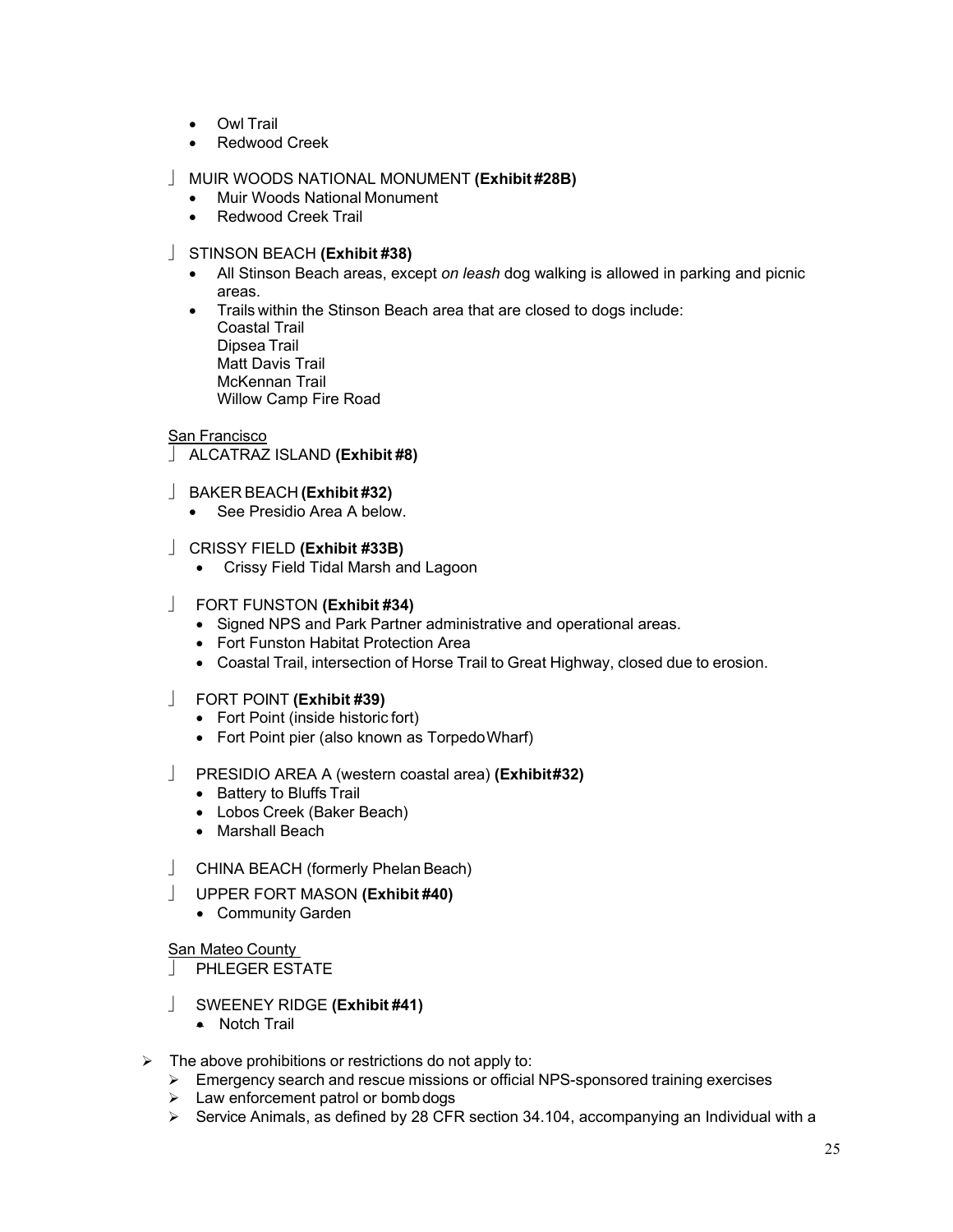- Owl Trail
- Redwood Creek

- MUIR WOODS NATIONAL MONUMENT **(Exhibit #28B)**
  - Muir Woods National Monument
  - Redwood Creek Trail

- STINSON BEACH **(Exhibit #38)**
  - All Stinson Beach areas, except *on leash* dog walking is allowed in parking and picnic areas.
  - Trails within the Stinson Beach area that are closed to dogs include:
    Coastal Trail
    Dipsea Trail
    Matt Davis Trail
    McKennan Trail
    Willow Camp Fire Road

San Francisco

- ALCATRAZ ISLAND **(Exhibit #8)**

- BAKER BEACH **(Exhibit #32)**
  - See Presidio Area A below.

- CRISSY FIELD **(Exhibit #33B)**
  - Crissy Field Tidal Marsh and Lagoon

- FORT FUNSTON **(Exhibit #34)**
  - Signed NPS and Park Partner administrative and operational areas.
  - Fort Funston Habitat Protection Area
  - Coastal Trail, intersection of Horse Trail to Great Highway, closed due to erosion.

- FORT POINT **(Exhibit #39)**
  - Fort Point (inside historic fort)
  - Fort Point pier (also known as Torpedo Wharf)

- PRESIDIO AREA A (western coastal area) **(Exhibit #32)**
  - Battery to Bluffs Trail
  - Lobos Creek (Baker Beach)
  - Marshall Beach

- CHINA BEACH (formerly Phelan Beach)

- UPPER FORT MASON **(Exhibit #40)**
  - Community Garden

San Mateo County

- PHLEGER ESTATE

- SWEENEY RIDGE **(Exhibit #41)**
  - Notch Trail

- The above prohibitions or restrictions do not apply to:
  - Emergency search and rescue missions or official NPS-sponsored training exercises
  - Law enforcement patrol or bomb dogs
  - Service Animals, as defined by 28 CFR section 34.104, accompanying an Individual with a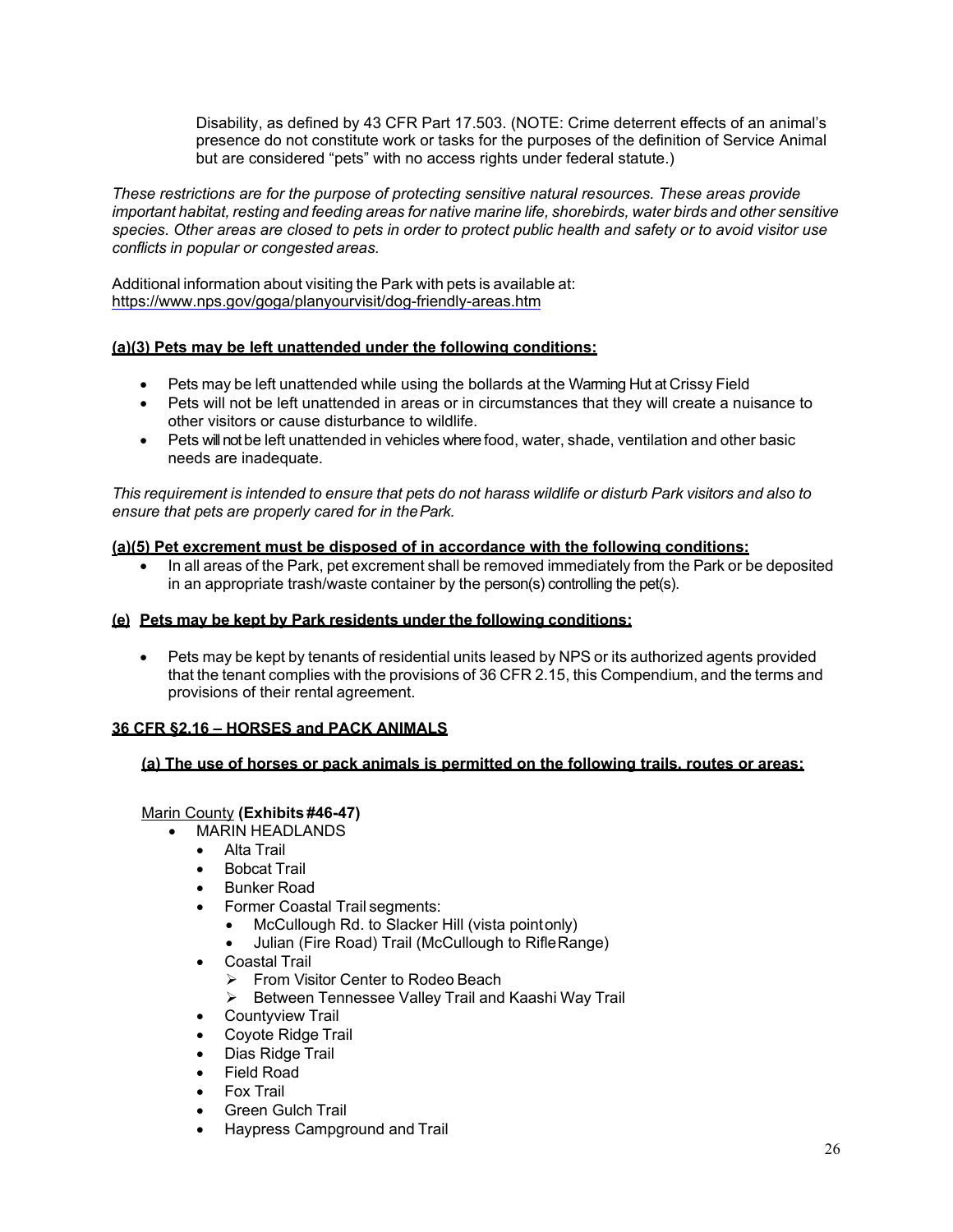Disability, as defined by 43 CFR Part 17.503. (NOTE: Crime deterrent effects of an animal's presence do not constitute work or tasks for the purposes of the definition of Service Animal but are considered "pets" with no access rights under federal statute.)

*These restrictions are for the purpose of protecting sensitive natural resources. These areas provide important habitat, resting and feeding areas for native marine life, shorebirds, water birds and other sensitive species. Other areas are closed to pets in order to protect public health and safety or to avoid visitor use conflicts in popular or congested areas.*

Additional information about visiting the Park with pets is available at:
https://www.nps.gov/goga/planyourvisit/dog-friendly-areas.htm

**(a)(3) Pets may be left unattended under the following conditions:**

- Pets may be left unattended while using the bollards at the Warming Hut at Crissy Field
- Pets will not be left unattended in areas or in circumstances that they will create a nuisance to other visitors or cause disturbance to wildlife.
- Pets will not be left unattended in vehicles where food, water, shade, ventilation and other basic needs are inadequate.

*This requirement is intended to ensure that pets do not harass wildlife or disturb Park visitors and also to ensure that pets are properly cared for in the Park.*

**(a)(5) Pet excrement must be disposed of in accordance with the following conditions:**

- In all areas of the Park, pet excrement shall be removed immediately from the Park or be deposited in an appropriate trash/waste container by the person(s) controlling the pet(s).

**(e) Pets may be kept by Park residents under the following conditions:**

- Pets may be kept by tenants of residential units leased by NPS or its authorized agents provided that the tenant complies with the provisions of 36 CFR 2.15, this Compendium, and the terms and provisions of their rental agreement.

## 36 CFR §2.16 – HORSES and PACK ANIMALS

**(a) The use of horses or pack animals is permitted on the following trails, routes or areas:**

Marin County **(Exhibits #46-47)**

- MARIN HEADLANDS
  - Alta Trail
  - Bobcat Trail
  - Bunker Road
  - Former Coastal Trail segments:
    - McCullough Rd. to Slacker Hill (vista point only)
    - Julian (Fire Road) Trail (McCullough to Rifle Range)
  - Coastal Trail
    - From Visitor Center to Rodeo Beach
    - Between Tennessee Valley Trail and Kaashi Way Trail
  - Countyview Trail
  - Coyote Ridge Trail
  - Dias Ridge Trail
  - Field Road
  - Fox Trail
  - Green Gulch Trail
  - Haypress Campground and Trail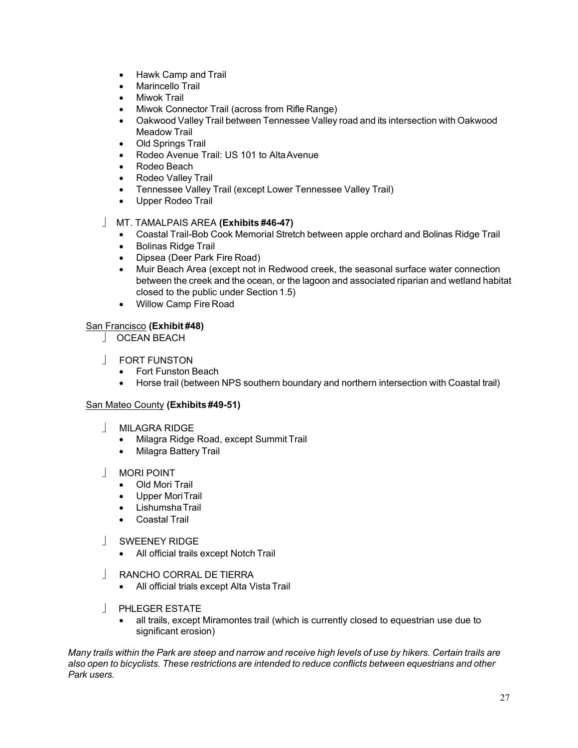- Hawk Camp and Trail
- Marincello Trail
- Miwok Trail
- Miwok Connector Trail (across from Rifle Range)
- Oakwood Valley Trail between Tennessee Valley road and its intersection with Oakwood Meadow Trail
- Old Springs Trail
- Rodeo Avenue Trail: US 101 to Alta Avenue
- Rodeo Beach
- Rodeo Valley Trail
- Tennessee Valley Trail (except Lower Tennessee Valley Trail)
- Upper Rodeo Trail

- MT. TAMALPAIS AREA **(Exhibits #46-47)**
  - Coastal Trail-Bob Cook Memorial Stretch between apple orchard and Bolinas Ridge Trail
  - Bolinas Ridge Trail
  - Dipsea (Deer Park Fire Road)
  - Muir Beach Area (except not in Redwood creek, the seasonal surface water connection between the creek and the ocean, or the lagoon and associated riparian and wetland habitat closed to the public under Section 1.5)
  - Willow Camp Fire Road

<u>San Francisco</u> **(Exhibit #48)**

- OCEAN BEACH

- FORT FUNSTON
  - Fort Funston Beach
  - Horse trail (between NPS southern boundary and northern intersection with Coastal trail)

<u>San Mateo County</u> **(Exhibits #49-51)**

- MILAGRA RIDGE
  - Milagra Ridge Road, except Summit Trail
  - Milagra Battery Trail

- MORI POINT
  - Old Mori Trail
  - Upper Mori Trail
  - Lishumsha Trail
  - Coastal Trail

- SWEENEY RIDGE
  - All official trails except Notch Trail

- RANCHO CORRAL DE TIERRA
  - All official trials except Alta Vista Trail

- PHLEGER ESTATE
  - all trails, except Miramontes trail (which is currently closed to equestrian use due to significant erosion)

*Many trails within the Park are steep and narrow and receive high levels of use by hikers. Certain trails are also open to bicyclists. These restrictions are intended to reduce conflicts between equestrians and other Park users.*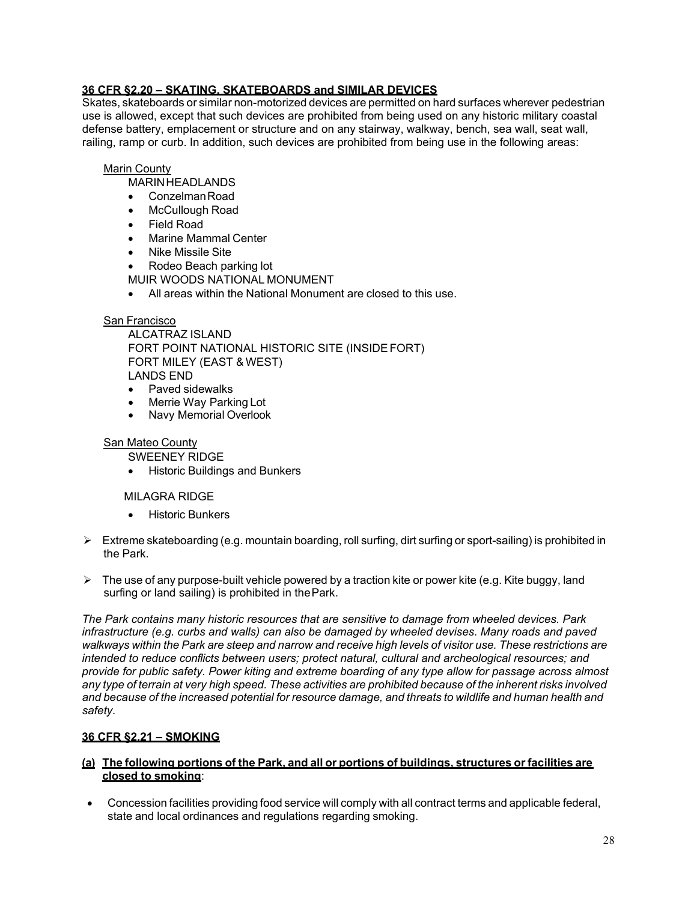## 36 CFR §2.20 – SKATING, SKATEBOARDS and SIMILAR DEVICES

Skates, skateboards or similar non-motorized devices are permitted on hard surfaces wherever pedestrian use is allowed, except that such devices are prohibited from being used on any historic military coastal defense battery, emplacement or structure and on any stairway, walkway, bench, sea wall, seat wall, railing, ramp or curb. In addition, such devices are prohibited from being use in the following areas:

Marin County

MARIN HEADLANDS

- Conzelman Road
- McCullough Road
- Field Road
- Marine Mammal Center
- Nike Missile Site
- Rodeo Beach parking lot

MUIR WOODS NATIONAL MONUMENT

- All areas within the National Monument are closed to this use.

San Francisco

ALCATRAZ ISLAND
FORT POINT NATIONAL HISTORIC SITE (INSIDE FORT)
FORT MILEY (EAST & WEST)
LANDS END

- Paved sidewalks
- Merrie Way Parking Lot
- Navy Memorial Overlook

San Mateo County

SWEENEY RIDGE

- Historic Buildings and Bunkers

MILAGRA RIDGE

- Historic Bunkers

- Extreme skateboarding (e.g. mountain boarding, roll surfing, dirt surfing or sport-sailing) is prohibited in the Park.
- The use of any purpose-built vehicle powered by a traction kite or power kite (e.g. Kite buggy, land surfing or land sailing) is prohibited in the Park.

*The Park contains many historic resources that are sensitive to damage from wheeled devices. Park infrastructure (e.g. curbs and walls) can also be damaged by wheeled devises. Many roads and paved walkways within the Park are steep and narrow and receive high levels of visitor use. These restrictions are intended to reduce conflicts between users; protect natural, cultural and archeological resources; and provide for public safety. Power kiting and extreme boarding of any type allow for passage across almost any type of terrain at very high speed. These activities are prohibited because of the inherent risks involved and because of the increased potential for resource damage, and threats to wildlife and human health and safety.*

## 36 CFR §2.21 – SMOKING

**(a) The following portions of the Park, and all or portions of buildings, structures or facilities are closed to smoking**:

- Concession facilities providing food service will comply with all contract terms and applicable federal, state and local ordinances and regulations regarding smoking.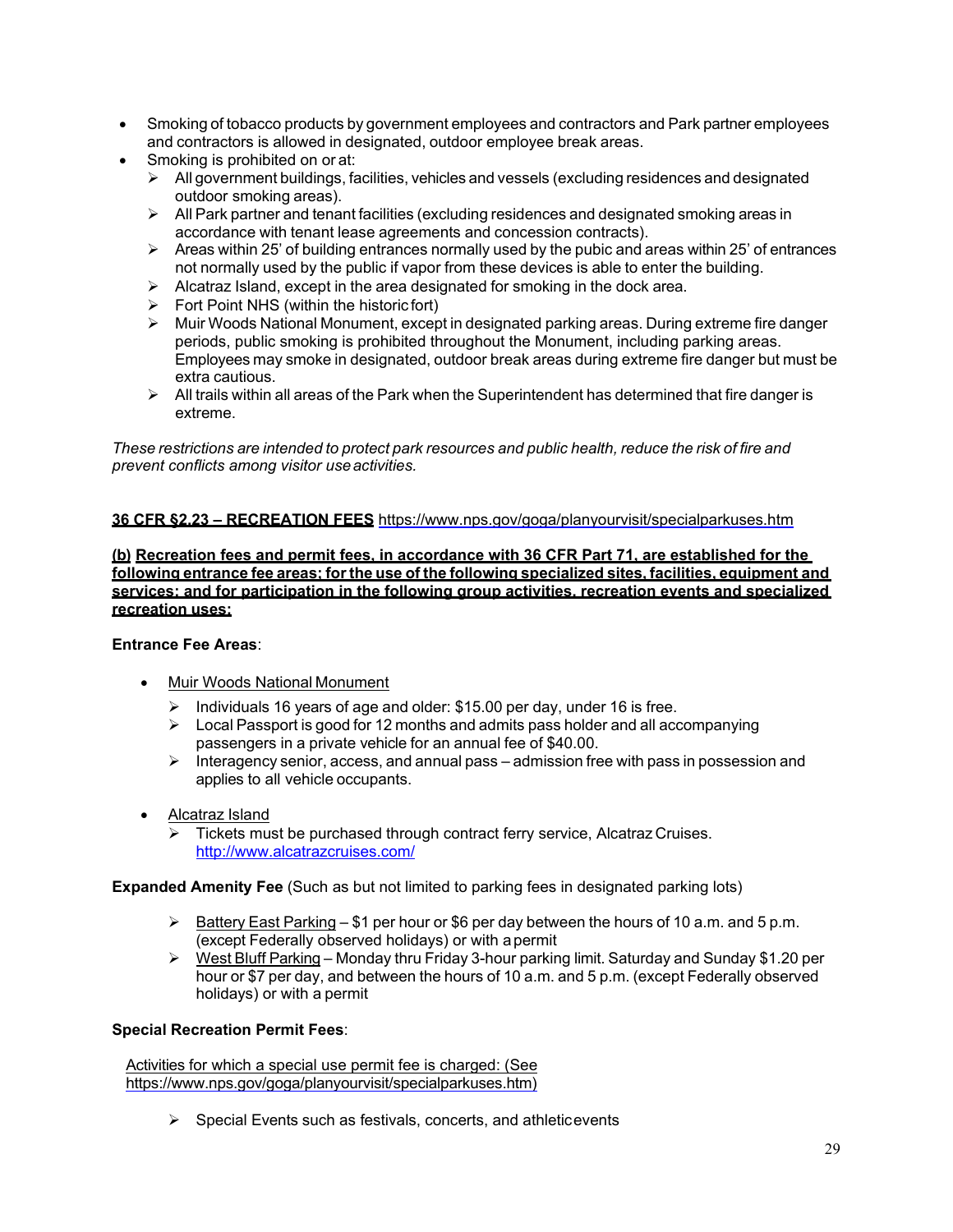- Smoking of tobacco products by government employees and contractors and Park partner employees and contractors is allowed in designated, outdoor employee break areas.
- Smoking is prohibited on or at:
  - All government buildings, facilities, vehicles and vessels (excluding residences and designated outdoor smoking areas).
  - All Park partner and tenant facilities (excluding residences and designated smoking areas in accordance with tenant lease agreements and concession contracts).
  - Areas within 25' of building entrances normally used by the pubic and areas within 25' of entrances not normally used by the public if vapor from these devices is able to enter the building.
  - Alcatraz Island, except in the area designated for smoking in the dock area.
  - Fort Point NHS (within the historic fort)
  - Muir Woods National Monument, except in designated parking areas. During extreme fire danger periods, public smoking is prohibited throughout the Monument, including parking areas. Employees may smoke in designated, outdoor break areas during extreme fire danger but must be extra cautious.
  - All trails within all areas of the Park when the Superintendent has determined that fire danger is extreme.

*These restrictions are intended to protect park resources and public health, reduce the risk of fire and prevent conflicts among visitor use activities.*

**36 CFR §2.23 – RECREATION FEES** https://www.nps.gov/goga/planyourvisit/specialparkuses.htm

**(b) Recreation fees and permit fees, in accordance with 36 CFR Part 71, are established for the following entrance fee areas; for the use of the following specialized sites, facilities, equipment and services; and for participation in the following group activities, recreation events and specialized recreation uses:**

**Entrance Fee Areas**:

- Muir Woods National Monument
  - Individuals 16 years of age and older: $15.00 per day, under 16 is free.
  - Local Passport is good for 12 months and admits pass holder and all accompanying passengers in a private vehicle for an annual fee of $40.00.
  - Interagency senior, access, and annual pass – admission free with pass in possession and applies to all vehicle occupants.
- Alcatraz Island
  - Tickets must be purchased through contract ferry service, Alcatraz Cruises. http://www.alcatrazcruises.com/

**Expanded Amenity Fee** (Such as but not limited to parking fees in designated parking lots)

- Battery East Parking – $1 per hour or $6 per day between the hours of 10 a.m. and 5 p.m. (except Federally observed holidays) or with a permit
- West Bluff Parking – Monday thru Friday 3-hour parking limit. Saturday and Sunday $1.20 per hour or $7 per day, and between the hours of 10 a.m. and 5 p.m. (except Federally observed holidays) or with a permit

**Special Recreation Permit Fees**:

Activities for which a special use permit fee is charged: (See https://www.nps.gov/goga/planyourvisit/specialparkuses.htm)

- Special Events such as festivals, concerts, and athletic events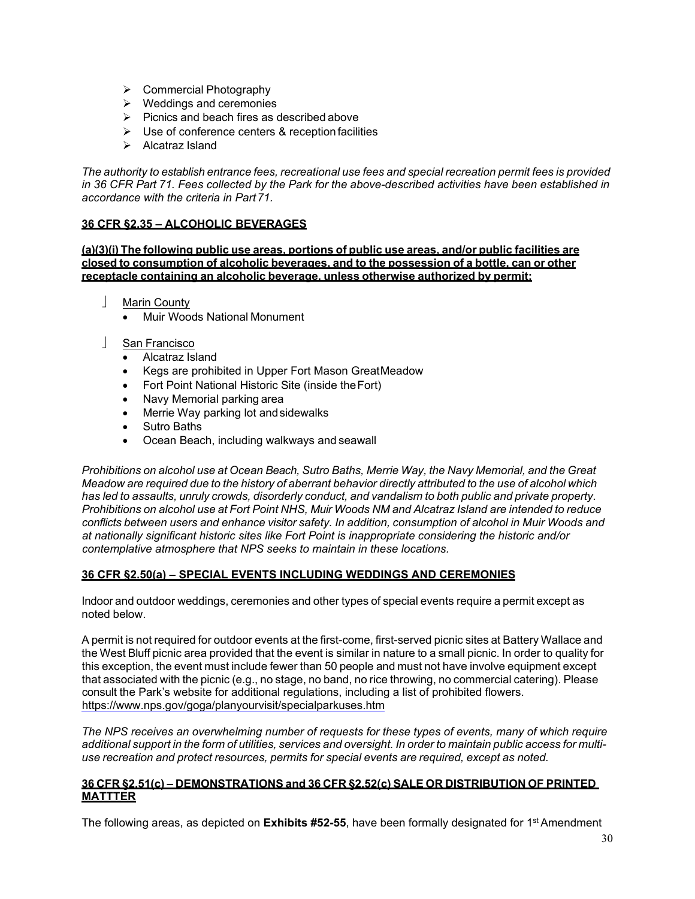- Commercial Photography
- Weddings and ceremonies
- Picnics and beach fires as described above
- Use of conference centers & reception facilities
- Alcatraz Island

*The authority to establish entrance fees, recreational use fees and special recreation permit fees is provided in 36 CFR Part 71. Fees collected by the Park for the above-described activities have been established in accordance with the criteria in Part 71.*

## 36 CFR §2.35 – ALCOHOLIC BEVERAGES

**(a)(3)(i) The following public use areas, portions of public use areas, and/or public facilities are closed to consumption of alcoholic beverages, and to the possession of a bottle, can or other receptacle containing an alcoholic beverage, unless otherwise authorized by permit:**

- Marin County
  - Muir Woods National Monument
- San Francisco
  - Alcatraz Island
  - Kegs are prohibited in Upper Fort Mason Great Meadow
  - Fort Point National Historic Site (inside the Fort)
  - Navy Memorial parking area
  - Merrie Way parking lot and sidewalks
  - Sutro Baths
  - Ocean Beach, including walkways and seawall

*Prohibitions on alcohol use at Ocean Beach, Sutro Baths, Merrie Way, the Navy Memorial, and the Great Meadow are required due to the history of aberrant behavior directly attributed to the use of alcohol which has led to assaults, unruly crowds, disorderly conduct, and vandalism to both public and private property. Prohibitions on alcohol use at Fort Point NHS, Muir Woods NM and Alcatraz Island are intended to reduce conflicts between users and enhance visitor safety. In addition, consumption of alcohol in Muir Woods and at nationally significant historic sites like Fort Point is inappropriate considering the historic and/or contemplative atmosphere that NPS seeks to maintain in these locations.*

## 36 CFR §2.50(a) – SPECIAL EVENTS INCLUDING WEDDINGS AND CEREMONIES

Indoor and outdoor weddings, ceremonies and other types of special events require a permit except as noted below.

A permit is not required for outdoor events at the first-come, first-served picnic sites at Battery Wallace and the West Bluff picnic area provided that the event is similar in nature to a small picnic. In order to quality for this exception, the event must include fewer than 50 people and must not have involve equipment except that associated with the picnic (e.g., no stage, no band, no rice throwing, no commercial catering). Please consult the Park's website for additional regulations, including a list of prohibited flowers. https://www.nps.gov/goga/planyourvisit/specialparkuses.htm

*The NPS receives an overwhelming number of requests for these types of events, many of which require additional support in the form of utilities, services and oversight. In order to maintain public access for multi-use recreation and protect resources, permits for special events are required, except as noted.*

## 36 CFR §2.51(c) – DEMONSTRATIONS and 36 CFR §2.52(c) SALE OR DISTRIBUTION OF PRINTED MATTTER

The following areas, as depicted on **Exhibits #52-55**, have been formally designated for 1st Amendment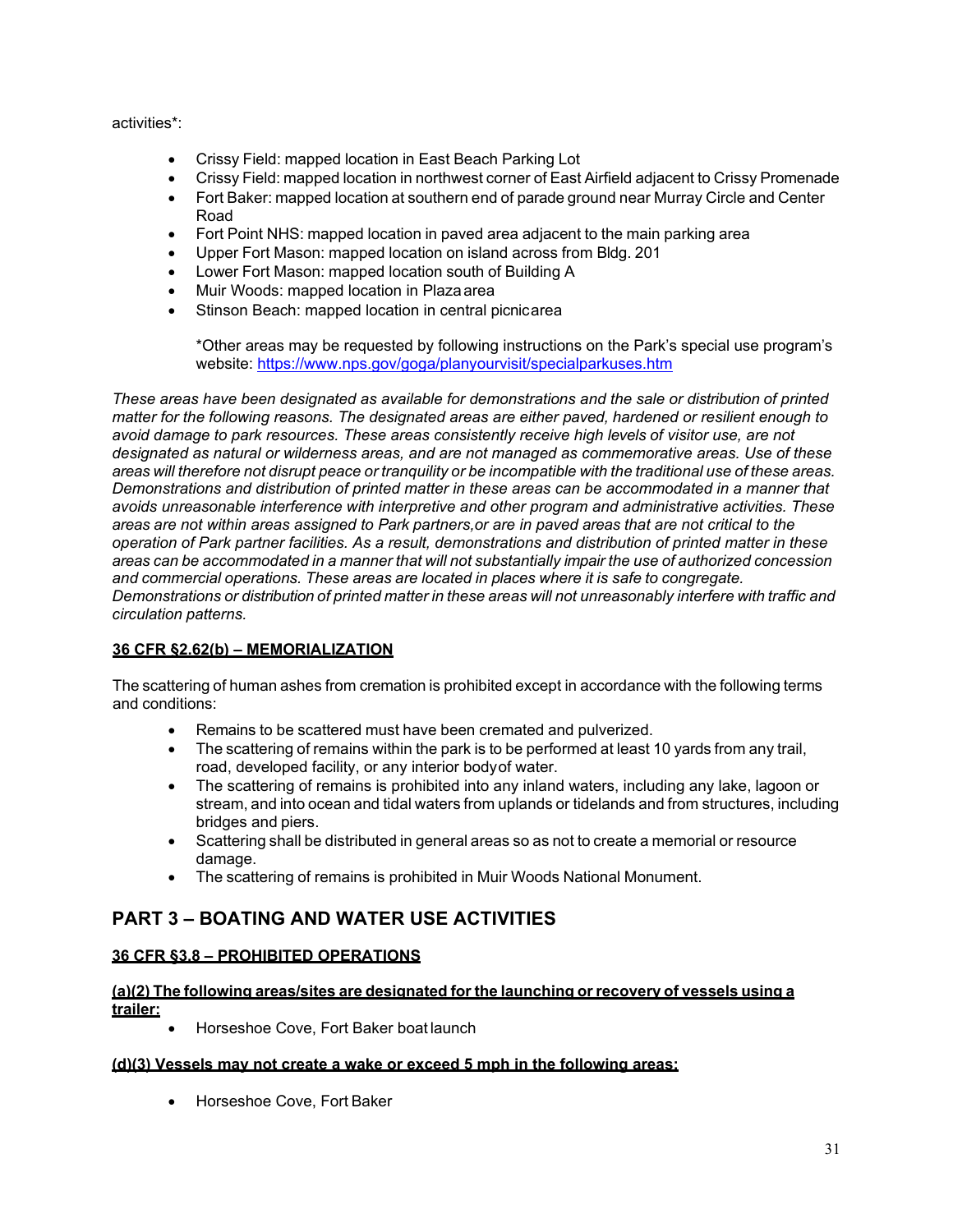activities*:

- Crissy Field: mapped location in East Beach Parking Lot
- Crissy Field: mapped location in northwest corner of East Airfield adjacent to Crissy Promenade
- Fort Baker: mapped location at southern end of parade ground near Murray Circle and Center Road
- Fort Point NHS: mapped location in paved area adjacent to the main parking area
- Upper Fort Mason: mapped location on island across from Bldg. 201
- Lower Fort Mason: mapped location south of Building A
- Muir Woods: mapped location in Plaza area
- Stinson Beach: mapped location in central picnic area

  *Other areas may be requested by following instructions on the Park's special use program's website: https://www.nps.gov/goga/planyourvisit/specialparkuses.htm

*These areas have been designated as available for demonstrations and the sale or distribution of printed matter for the following reasons. The designated areas are either paved, hardened or resilient enough to avoid damage to park resources. These areas consistently receive high levels of visitor use, are not designated as natural or wilderness areas, and are not managed as commemorative areas. Use of these areas will therefore not disrupt peace or tranquility or be incompatible with the traditional use of these areas. Demonstrations and distribution of printed matter in these areas can be accommodated in a manner that avoids unreasonable interference with interpretive and other program and administrative activities. These areas are not within areas assigned to Park partners, or are in paved areas that are not critical to the operation of Park partner facilities. As a result, demonstrations and distribution of printed matter in these areas can be accommodated in a manner that will not substantially impair the use of authorized concession and commercial operations. These areas are located in places where it is safe to congregate. Demonstrations or distribution of printed matter in these areas will not unreasonably interfere with traffic and circulation patterns.*

### 36 CFR §2.62(b) – MEMORIALIZATION

The scattering of human ashes from cremation is prohibited except in accordance with the following terms and conditions:

- Remains to be scattered must have been cremated and pulverized.
- The scattering of remains within the park is to be performed at least 10 yards from any trail, road, developed facility, or any interior body of water.
- The scattering of remains is prohibited into any inland waters, including any lake, lagoon or stream, and into ocean and tidal waters from uplands or tidelands and from structures, including bridges and piers.
- Scattering shall be distributed in general areas so as not to create a memorial or resource damage.
- The scattering of remains is prohibited in Muir Woods National Monument.

## PART 3 – BOATING AND WATER USE ACTIVITIES

### 36 CFR §3.8 – PROHIBITED OPERATIONS

**(a)(2) The following areas/sites are designated for the launching or recovery of vessels using a trailer:**

- Horseshoe Cove, Fort Baker boat launch

**(d)(3) Vessels may not create a wake or exceed 5 mph in the following areas:**

- Horseshoe Cove, Fort Baker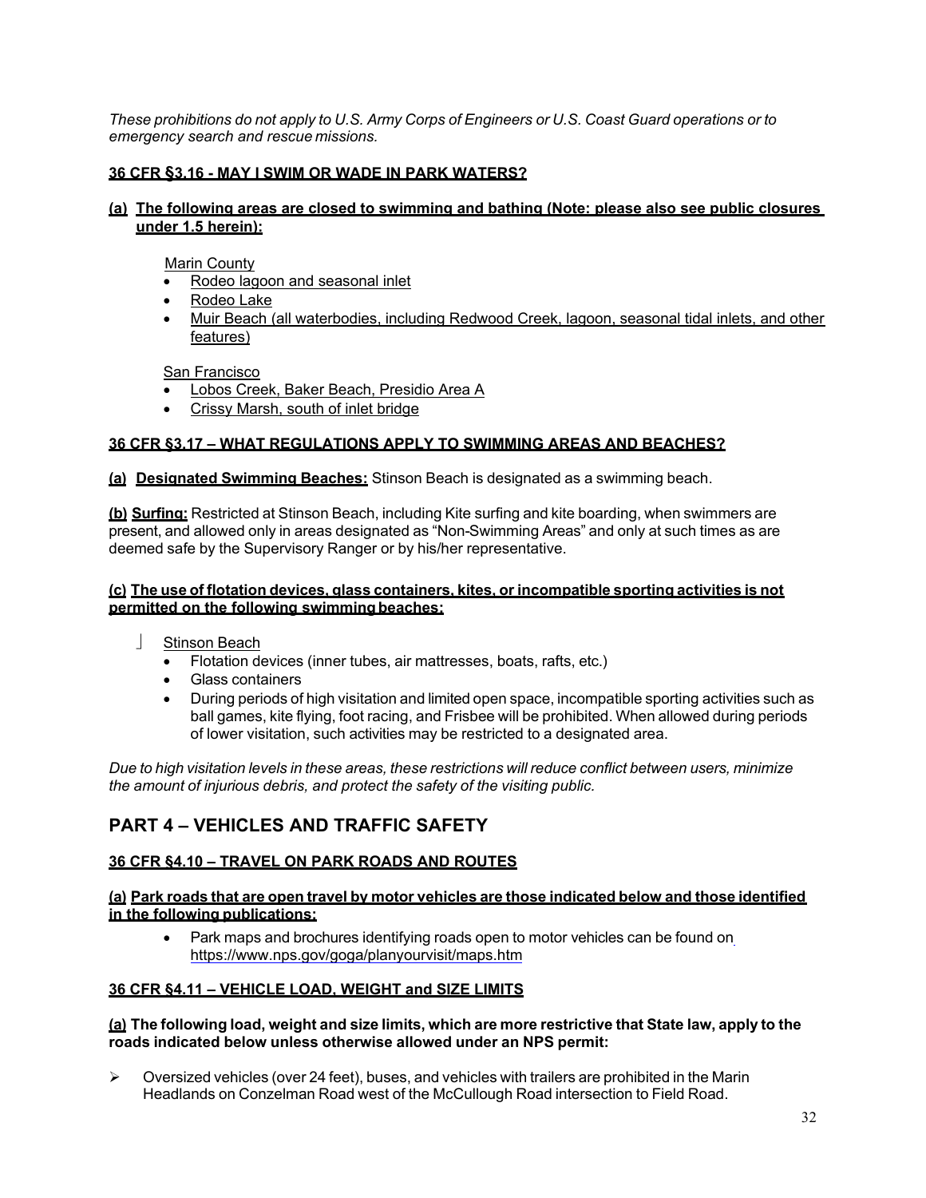*These prohibitions do not apply to U.S. Army Corps of Engineers or U.S. Coast Guard operations or to emergency search and rescue missions.*

**36 CFR §3.16 - MAY I SWIM OR WADE IN PARK WATERS?**

**(a) The following areas are closed to swimming and bathing (Note: please also see public closures under 1.5 herein):**

Marin County

- Rodeo lagoon and seasonal inlet
- Rodeo Lake
- Muir Beach (all waterbodies, including Redwood Creek, lagoon, seasonal tidal inlets, and other features)

San Francisco

- Lobos Creek, Baker Beach, Presidio Area A
- Crissy Marsh, south of inlet bridge

**36 CFR §3.17 – WHAT REGULATIONS APPLY TO SWIMMING AREAS AND BEACHES?**

**(a) Designated Swimming Beaches:** Stinson Beach is designated as a swimming beach.

**(b) Surfing:** Restricted at Stinson Beach, including Kite surfing and kite boarding, when swimmers are present, and allowed only in areas designated as "Non-Swimming Areas" and only at such times as are deemed safe by the Supervisory Ranger or by his/her representative.

**(c) The use of flotation devices, glass containers, kites, or incompatible sporting activities is not permitted on the following swimming beaches:**

Stinson Beach

- Flotation devices (inner tubes, air mattresses, boats, rafts, etc.)
- Glass containers
- During periods of high visitation and limited open space, incompatible sporting activities such as ball games, kite flying, foot racing, and Frisbee will be prohibited. When allowed during periods of lower visitation, such activities may be restricted to a designated area.

*Due to high visitation levels in these areas, these restrictions will reduce conflict between users, minimize the amount of injurious debris, and protect the safety of the visiting public.*

# PART 4 – VEHICLES AND TRAFFIC SAFETY

**36 CFR §4.10 – TRAVEL ON PARK ROADS AND ROUTES**

**(a) Park roads that are open travel by motor vehicles are those indicated below and those identified in the following publications:**

- Park maps and brochures identifying roads open to motor vehicles can be found on https://www.nps.gov/goga/planyourvisit/maps.htm

**36 CFR §4.11 – VEHICLE LOAD, WEIGHT and SIZE LIMITS**

**(a) The following load, weight and size limits, which are more restrictive that State law, apply to the roads indicated below unless otherwise allowed under an NPS permit:**

- Oversized vehicles (over 24 feet), buses, and vehicles with trailers are prohibited in the Marin Headlands on Conzelman Road west of the McCullough Road intersection to Field Road.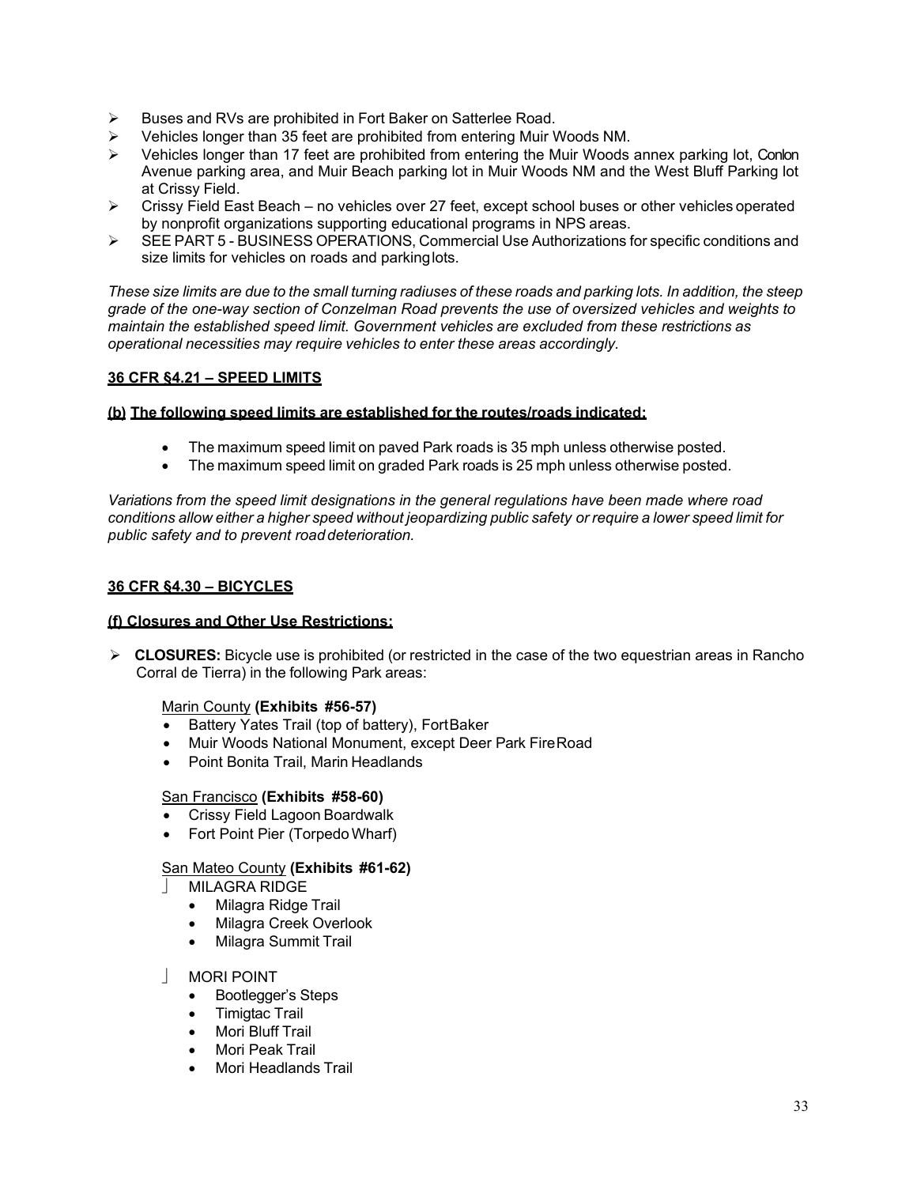- Buses and RVs are prohibited in Fort Baker on Satterlee Road.
- Vehicles longer than 35 feet are prohibited from entering Muir Woods NM.
- Vehicles longer than 17 feet are prohibited from entering the Muir Woods annex parking lot, Conlon Avenue parking area, and Muir Beach parking lot in Muir Woods NM and the West Bluff Parking lot at Crissy Field.
- Crissy Field East Beach – no vehicles over 27 feet, except school buses or other vehicles operated by nonprofit organizations supporting educational programs in NPS areas.
- SEE PART 5 - BUSINESS OPERATIONS, Commercial Use Authorizations for specific conditions and size limits for vehicles on roads and parking lots.

*These size limits are due to the small turning radiuses of these roads and parking lots. In addition, the steep grade of the one-way section of Conzelman Road prevents the use of oversized vehicles and weights to maintain the established speed limit. Government vehicles are excluded from these restrictions as operational necessities may require vehicles to enter these areas accordingly.*

## 36 CFR §4.21 – SPEED LIMITS

### (b) The following speed limits are established for the routes/roads indicated:

- The maximum speed limit on paved Park roads is 35 mph unless otherwise posted.
- The maximum speed limit on graded Park roads is 25 mph unless otherwise posted.

*Variations from the speed limit designations in the general regulations have been made where road conditions allow either a higher speed without jeopardizing public safety or require a lower speed limit for public safety and to prevent road deterioration.*

## 36 CFR §4.30 – BICYCLES

### (f) Closures and Other Use Restrictions:

- **CLOSURES:** Bicycle use is prohibited (or restricted in the case of the two equestrian areas in Rancho Corral de Tierra) in the following Park areas:

  Marin County **(Exhibits #56-57)**
  - Battery Yates Trail (top of battery), Fort Baker
  - Muir Woods National Monument, except Deer Park Fire Road
  - Point Bonita Trail, Marin Headlands

  San Francisco **(Exhibits #58-60)**
  - Crissy Field Lagoon Boardwalk
  - Fort Point Pier (Torpedo Wharf)

  San Mateo County **(Exhibits #61-62)**
  - MILAGRA RIDGE
    - Milagra Ridge Trail
    - Milagra Creek Overlook
    - Milagra Summit Trail
  - MORI POINT
    - Bootlegger's Steps
    - Timigtac Trail
    - Mori Bluff Trail
    - Mori Peak Trail
    - Mori Headlands Trail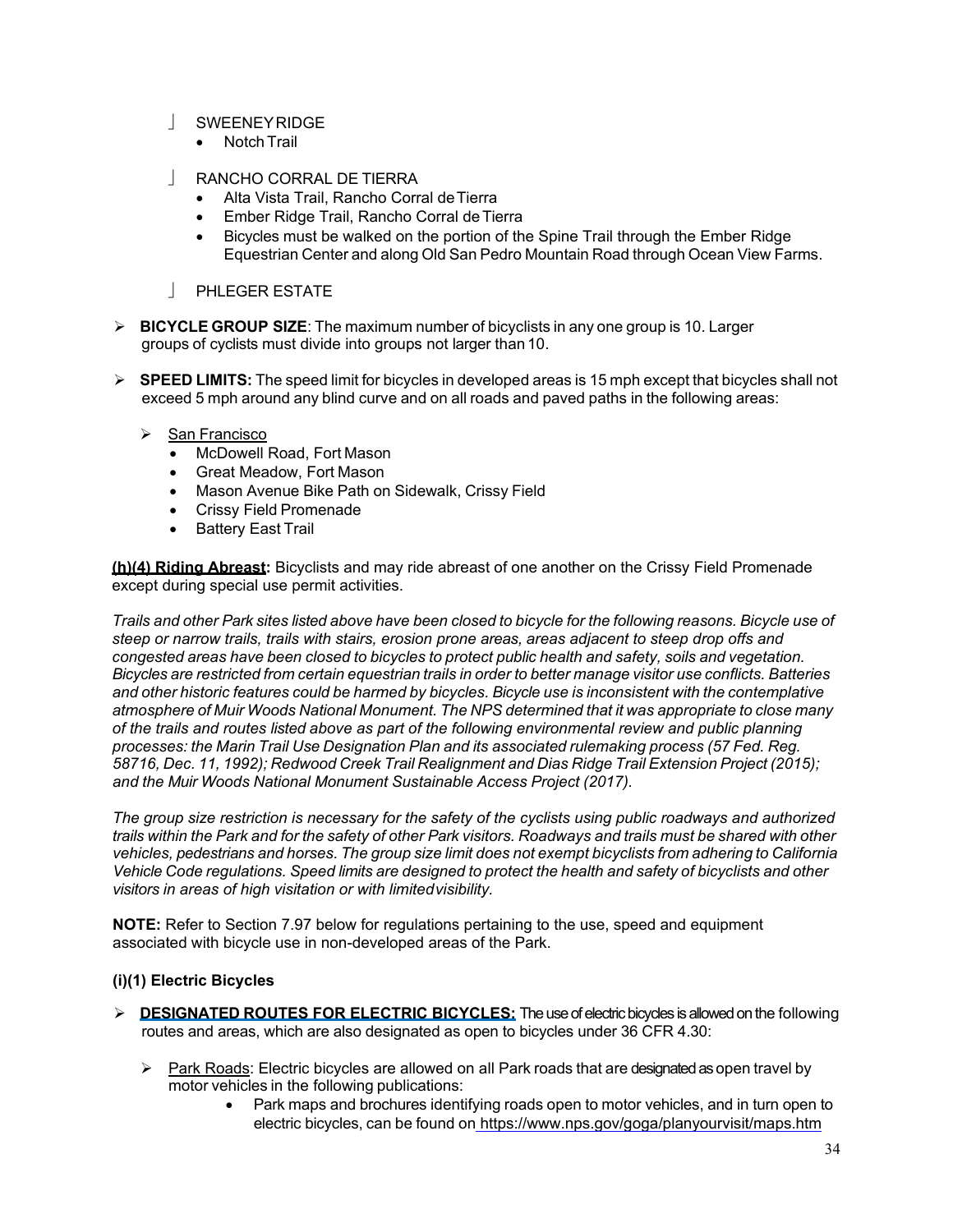- SWEENEY RIDGE
  - Notch Trail

- RANCHO CORRAL DE TIERRA
  - Alta Vista Trail, Rancho Corral de Tierra
  - Ember Ridge Trail, Rancho Corral de Tierra
  - Bicycles must be walked on the portion of the Spine Trail through the Ember Ridge Equestrian Center and along Old San Pedro Mountain Road through Ocean View Farms.

- PHLEGER ESTATE

- **BICYCLE GROUP SIZE**: The maximum number of bicyclists in any one group is 10. Larger groups of cyclists must divide into groups not larger than 10.

- **SPEED LIMITS:** The speed limit for bicycles in developed areas is 15 mph except that bicycles shall not exceed 5 mph around any blind curve and on all roads and paved paths in the following areas:

  - San Francisco
    - McDowell Road, Fort Mason
    - Great Meadow, Fort Mason
    - Mason Avenue Bike Path on Sidewalk, Crissy Field
    - Crissy Field Promenade
    - Battery East Trail

**(h)(4) Riding Abreast:** Bicyclists and may ride abreast of one another on the Crissy Field Promenade except during special use permit activities.

*Trails and other Park sites listed above have been closed to bicycle for the following reasons. Bicycle use of steep or narrow trails, trails with stairs, erosion prone areas, areas adjacent to steep drop offs and congested areas have been closed to bicycles to protect public health and safety, soils and vegetation. Bicycles are restricted from certain equestrian trails in order to better manage visitor use conflicts. Batteries and other historic features could be harmed by bicycles. Bicycle use is inconsistent with the contemplative atmosphere of Muir Woods National Monument. The NPS determined that it was appropriate to close many of the trails and routes listed above as part of the following environmental review and public planning processes: the Marin Trail Use Designation Plan and its associated rulemaking process (57 Fed. Reg. 58716, Dec. 11, 1992); Redwood Creek Trail Realignment and Dias Ridge Trail Extension Project (2015); and the Muir Woods National Monument Sustainable Access Project (2017).*

*The group size restriction is necessary for the safety of the cyclists using public roadways and authorized trails within the Park and for the safety of other Park visitors. Roadways and trails must be shared with other vehicles, pedestrians and horses. The group size limit does not exempt bicyclists from adhering to California Vehicle Code regulations. Speed limits are designed to protect the health and safety of bicyclists and other visitors in areas of high visitation or with limited visibility.*

**NOTE:** Refer to Section 7.97 below for regulations pertaining to the use, speed and equipment associated with bicycle use in non-developed areas of the Park.

**(i)(1) Electric Bicycles**

- **DESIGNATED ROUTES FOR ELECTRIC BICYCLES:** The use of electric bicycles is allowed on the following routes and areas, which are also designated as open to bicycles under 36 CFR 4.30:

  - Park Roads: Electric bicycles are allowed on all Park roads that are designated as open travel by motor vehicles in the following publications:
    - Park maps and brochures identifying roads open to motor vehicles, and in turn open to electric bicycles, can be found on https://www.nps.gov/goga/planyourvisit/maps.htm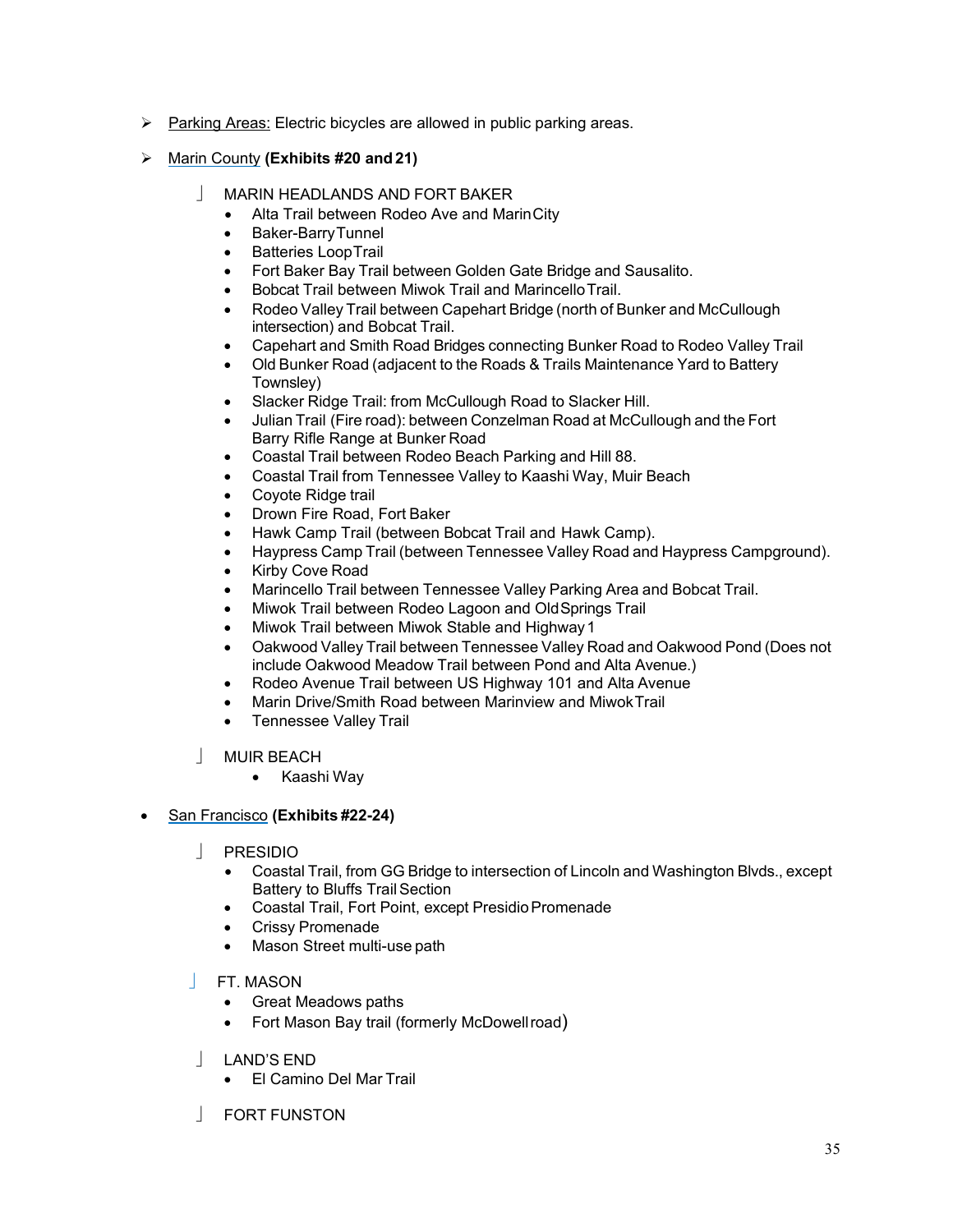- Parking Areas: Electric bicycles are allowed in public parking areas.

- Marin County **(Exhibits #20 and 21)**

  - MARIN HEADLANDS AND FORT BAKER
    - Alta Trail between Rodeo Ave and Marin City
    - Baker-Barry Tunnel
    - Batteries Loop Trail
    - Fort Baker Bay Trail between Golden Gate Bridge and Sausalito.
    - Bobcat Trail between Miwok Trail and Marincello Trail.
    - Rodeo Valley Trail between Capehart Bridge (north of Bunker and McCullough intersection) and Bobcat Trail.
    - Capehart and Smith Road Bridges connecting Bunker Road to Rodeo Valley Trail
    - Old Bunker Road (adjacent to the Roads & Trails Maintenance Yard to Battery Townsley)
    - Slacker Ridge Trail: from McCullough Road to Slacker Hill.
    - Julian Trail (Fire road): between Conzelman Road at McCullough and the Fort Barry Rifle Range at Bunker Road
    - Coastal Trail between Rodeo Beach Parking and Hill 88.
    - Coastal Trail from Tennessee Valley to Kaashi Way, Muir Beach
    - Coyote Ridge trail
    - Drown Fire Road, Fort Baker
    - Hawk Camp Trail (between Bobcat Trail and Hawk Camp).
    - Haypress Camp Trail (between Tennessee Valley Road and Haypress Campground).
    - Kirby Cove Road
    - Marincello Trail between Tennessee Valley Parking Area and Bobcat Trail.
    - Miwok Trail between Rodeo Lagoon and Old Springs Trail
    - Miwok Trail between Miwok Stable and Highway 1
    - Oakwood Valley Trail between Tennessee Valley Road and Oakwood Pond (Does not include Oakwood Meadow Trail between Pond and Alta Avenue.)
    - Rodeo Avenue Trail between US Highway 101 and Alta Avenue
    - Marin Drive/Smith Road between Marinview and Miwok Trail
    - Tennessee Valley Trail

  - MUIR BEACH
    - Kaashi Way

- San Francisco **(Exhibits #22-24)**

  - PRESIDIO
    - Coastal Trail, from GG Bridge to intersection of Lincoln and Washington Blvds., except Battery to Bluffs Trail Section
    - Coastal Trail, Fort Point, except Presidio Promenade
    - Crissy Promenade
    - Mason Street multi-use path

  - FT. MASON
    - Great Meadows paths
    - Fort Mason Bay trail (formerly McDowell road)

  - LAND'S END
    - El Camino Del Mar Trail

  - FORT FUNSTON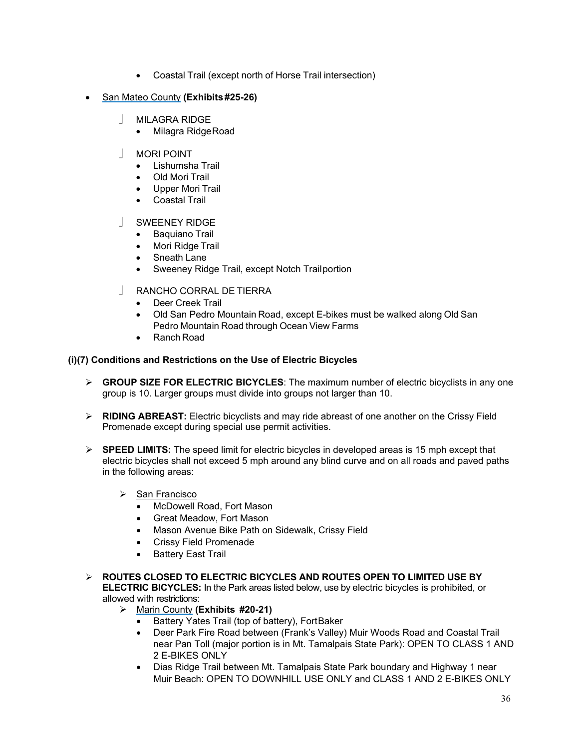- Coastal Trail (except north of Horse Trail intersection)

- San Mateo County **(Exhibits #25-26)**
  - MILAGRA RIDGE
    - Milagra Ridge Road
  - MORI POINT
    - Lishumsha Trail
    - Old Mori Trail
    - Upper Mori Trail
    - Coastal Trail
  - SWEENEY RIDGE
    - Baquiano Trail
    - Mori Ridge Trail
    - Sneath Lane
    - Sweeney Ridge Trail, except Notch Trail portion
  - RANCHO CORRAL DE TIERRA
    - Deer Creek Trail
    - Old San Pedro Mountain Road, except E-bikes must be walked along Old San Pedro Mountain Road through Ocean View Farms
    - Ranch Road

**(i)(7) Conditions and Restrictions on the Use of Electric Bicycles**

- **GROUP SIZE FOR ELECTRIC BICYCLES**: The maximum number of electric bicyclists in any one group is 10. Larger groups must divide into groups not larger than 10.

- **RIDING ABREAST:** Electric bicyclists and may ride abreast of one another on the Crissy Field Promenade except during special use permit activities.

- **SPEED LIMITS:** The speed limit for electric bicycles in developed areas is 15 mph except that electric bicycles shall not exceed 5 mph around any blind curve and on all roads and paved paths in the following areas:

  - San Francisco
    - McDowell Road, Fort Mason
    - Great Meadow, Fort Mason
    - Mason Avenue Bike Path on Sidewalk, Crissy Field
    - Crissy Field Promenade
    - Battery East Trail

- **ROUTES CLOSED TO ELECTRIC BICYCLES AND ROUTES OPEN TO LIMITED USE BY ELECTRIC BICYCLES:** In the Park areas listed below, use by electric bicycles is prohibited, or allowed with restrictions:
  - Marin County **(Exhibits #20-21)**
    - Battery Yates Trail (top of battery), Fort Baker
    - Deer Park Fire Road between (Frank's Valley) Muir Woods Road and Coastal Trail near Pan Toll (major portion is in Mt. Tamalpais State Park): OPEN TO CLASS 1 AND 2 E-BIKES ONLY
    - Dias Ridge Trail between Mt. Tamalpais State Park boundary and Highway 1 near Muir Beach: OPEN TO DOWNHILL USE ONLY and CLASS 1 AND 2 E-BIKES ONLY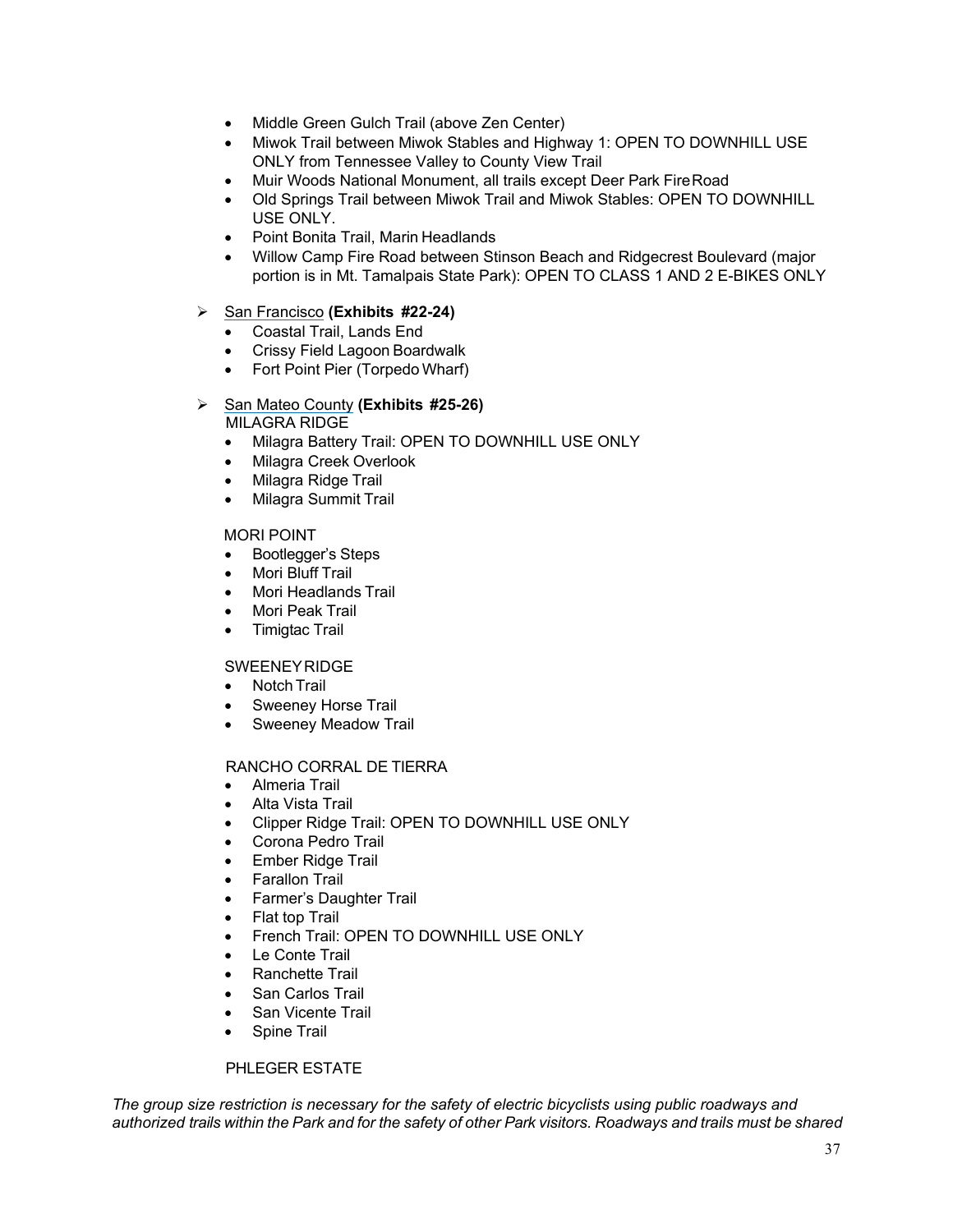- Middle Green Gulch Trail (above Zen Center)
- Miwok Trail between Miwok Stables and Highway 1: OPEN TO DOWNHILL USE ONLY from Tennessee Valley to County View Trail
- Muir Woods National Monument, all trails except Deer Park Fire Road
- Old Springs Trail between Miwok Trail and Miwok Stables: OPEN TO DOWNHILL USE ONLY.
- Point Bonita Trail, Marin Headlands
- Willow Camp Fire Road between Stinson Beach and Ridgecrest Boulevard (major portion is in Mt. Tamalpais State Park): OPEN TO CLASS 1 AND 2 E-BIKES ONLY

➢ San Francisco **(Exhibits #22-24)**
- Coastal Trail, Lands End
- Crissy Field Lagoon Boardwalk
- Fort Point Pier (Torpedo Wharf)

➢ San Mateo County **(Exhibits #25-26)**

MILAGRA RIDGE
- Milagra Battery Trail: OPEN TO DOWNHILL USE ONLY
- Milagra Creek Overlook
- Milagra Ridge Trail
- Milagra Summit Trail

MORI POINT
- Bootlegger's Steps
- Mori Bluff Trail
- Mori Headlands Trail
- Mori Peak Trail
- Timigtac Trail

SWEENEY RIDGE
- Notch Trail
- Sweeney Horse Trail
- Sweeney Meadow Trail

RANCHO CORRAL DE TIERRA
- Almeria Trail
- Alta Vista Trail
- Clipper Ridge Trail: OPEN TO DOWNHILL USE ONLY
- Corona Pedro Trail
- Ember Ridge Trail
- Farallon Trail
- Farmer's Daughter Trail
- Flat top Trail
- French Trail: OPEN TO DOWNHILL USE ONLY
- Le Conte Trail
- Ranchette Trail
- San Carlos Trail
- San Vicente Trail
- Spine Trail

PHLEGER ESTATE

*The group size restriction is necessary for the safety of electric bicyclists using public roadways and authorized trails within the Park and for the safety of other Park visitors. Roadways and trails must be shared*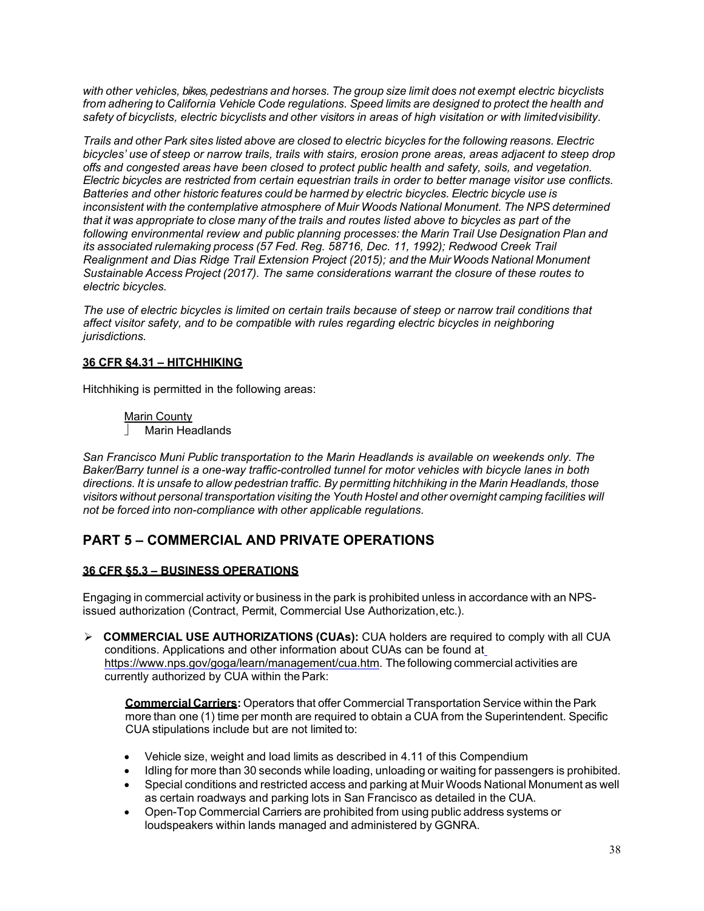*with other vehicles, bikes, pedestrians and horses. The group size limit does not exempt electric bicyclists from adhering to California Vehicle Code regulations. Speed limits are designed to protect the health and safety of bicyclists, electric bicyclists and other visitors in areas of high visitation or with limited visibility.*

*Trails and other Park sites listed above are closed to electric bicycles for the following reasons. Electric bicycles' use of steep or narrow trails, trails with stairs, erosion prone areas, areas adjacent to steep drop offs and congested areas have been closed to protect public health and safety, soils, and vegetation. Electric bicycles are restricted from certain equestrian trails in order to better manage visitor use conflicts. Batteries and other historic features could be harmed by electric bicycles. Electric bicycle use is inconsistent with the contemplative atmosphere of Muir Woods National Monument. The NPS determined that it was appropriate to close many of the trails and routes listed above to bicycles as part of the following environmental review and public planning processes: the Marin Trail Use Designation Plan and its associated rulemaking process (57 Fed. Reg. 58716, Dec. 11, 1992); Redwood Creek Trail Realignment and Dias Ridge Trail Extension Project (2015); and the Muir Woods National Monument Sustainable Access Project (2017). The same considerations warrant the closure of these routes to electric bicycles.*

*The use of electric bicycles is limited on certain trails because of steep or narrow trail conditions that affect visitor safety, and to be compatible with rules regarding electric bicycles in neighboring jurisdictions.*

### 36 CFR §4.31 – HITCHHIKING

Hitchhiking is permitted in the following areas:

Marin County

- Marin Headlands

*San Francisco Muni Public transportation to the Marin Headlands is available on weekends only. The Baker/Barry tunnel is a one-way traffic-controlled tunnel for motor vehicles with bicycle lanes in both directions. It is unsafe to allow pedestrian traffic. By permitting hitchhiking in the Marin Headlands, those visitors without personal transportation visiting the Youth Hostel and other overnight camping facilities will not be forced into non-compliance with other applicable regulations.*

## PART 5 – COMMERCIAL AND PRIVATE OPERATIONS

### 36 CFR §5.3 – BUSINESS OPERATIONS

Engaging in commercial activity or business in the park is prohibited unless in accordance with an NPS-issued authorization (Contract, Permit, Commercial Use Authorization, etc.).

- **COMMERCIAL USE AUTHORIZATIONS (CUAs):** CUA holders are required to comply with all CUA conditions. Applications and other information about CUAs can be found at https://www.nps.gov/goga/learn/management/cua.htm. The following commercial activities are currently authorized by CUA within the Park:

  **Commercial Carriers:** Operators that offer Commercial Transportation Service within the Park more than one (1) time per month are required to obtain a CUA from the Superintendent. Specific CUA stipulations include but are not limited to:

  - Vehicle size, weight and load limits as described in 4.11 of this Compendium
  - Idling for more than 30 seconds while loading, unloading or waiting for passengers is prohibited.
  - Special conditions and restricted access and parking at Muir Woods National Monument as well as certain roadways and parking lots in San Francisco as detailed in the CUA.
  - Open-Top Commercial Carriers are prohibited from using public address systems or loudspeakers within lands managed and administered by GGNRA.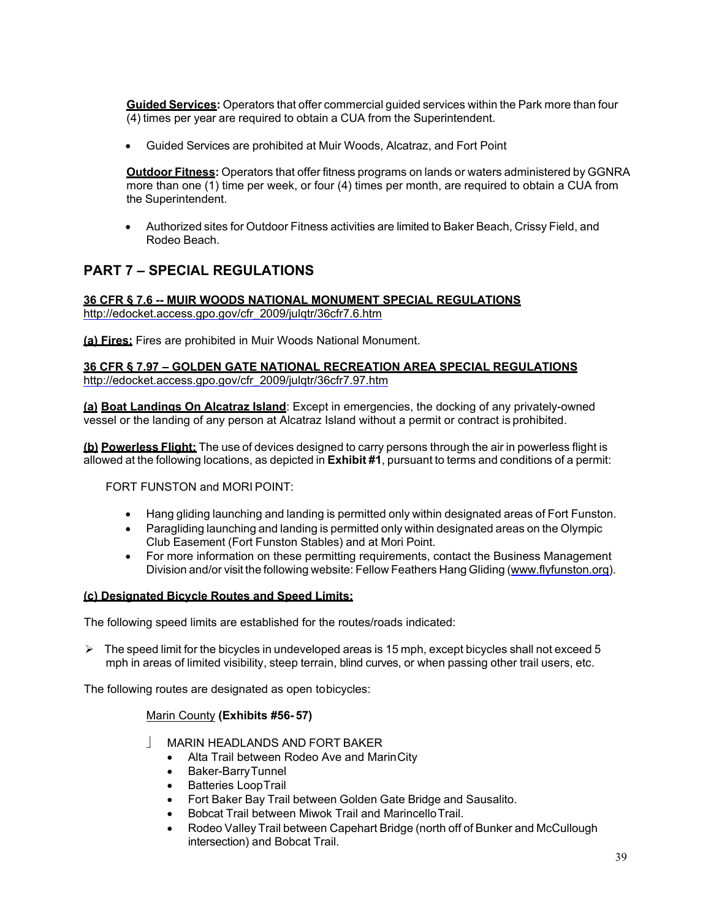**Guided Services:** Operators that offer commercial guided services within the Park more than four (4) times per year are required to obtain a CUA from the Superintendent.

- Guided Services are prohibited at Muir Woods, Alcatraz, and Fort Point

**Outdoor Fitness:** Operators that offer fitness programs on lands or waters administered by GGNRA more than one (1) time per week, or four (4) times per month, are required to obtain a CUA from the Superintendent.

- Authorized sites for Outdoor Fitness activities are limited to Baker Beach, Crissy Field, and Rodeo Beach.

## PART 7 – SPECIAL REGULATIONS

**36 CFR § 7.6 -- MUIR WOODS NATIONAL MONUMENT SPECIAL REGULATIONS**
http://edocket.access.gpo.gov/cfr_2009/julqtr/36cfr7.6.htm

**(a) Fires:** Fires are prohibited in Muir Woods National Monument.

**36 CFR § 7.97 – GOLDEN GATE NATIONAL RECREATION AREA SPECIAL REGULATIONS**
http://edocket.access.gpo.gov/cfr_2009/julqtr/36cfr7.97.htm

**(a) Boat Landings On Alcatraz Island**: Except in emergencies, the docking of any privately-owned vessel or the landing of any person at Alcatraz Island without a permit or contract is prohibited.

**(b) Powerless Flight:** The use of devices designed to carry persons through the air in powerless flight is allowed at the following locations, as depicted in **Exhibit #1**, pursuant to terms and conditions of a permit:

FORT FUNSTON and MORI POINT:

- Hang gliding launching and landing is permitted only within designated areas of Fort Funston.
- Paragliding launching and landing is permitted only within designated areas on the Olympic Club Easement (Fort Funston Stables) and at Mori Point.
- For more information on these permitting requirements, contact the Business Management Division and/or visit the following website: Fellow Feathers Hang Gliding (www.flyfunston.org).

**(c) Designated Bicycle Routes and Speed Limits:**

The following speed limits are established for the routes/roads indicated:

- The speed limit for the bicycles in undeveloped areas is 15 mph, except bicycles shall not exceed 5 mph in areas of limited visibility, steep terrain, blind curves, or when passing other trail users, etc.

The following routes are designated as open to bicycles:

Marin County **(Exhibits #56- 57)**

- MARIN HEADLANDS AND FORT BAKER
  - Alta Trail between Rodeo Ave and Marin City
  - Baker-Barry Tunnel
  - Batteries Loop Trail
  - Fort Baker Bay Trail between Golden Gate Bridge and Sausalito.
  - Bobcat Trail between Miwok Trail and Marincello Trail.
  - Rodeo Valley Trail between Capehart Bridge (north off of Bunker and McCullough intersection) and Bobcat Trail.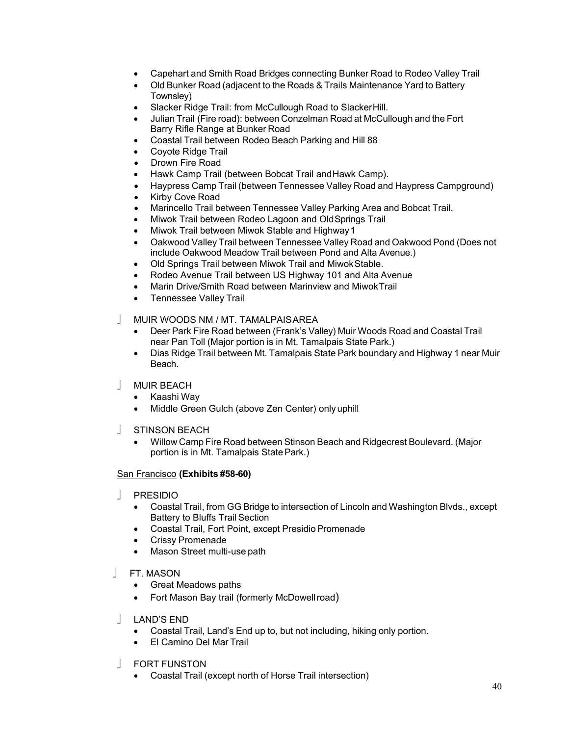- Capehart and Smith Road Bridges connecting Bunker Road to Rodeo Valley Trail
- Old Bunker Road (adjacent to the Roads & Trails Maintenance Yard to Battery Townsley)
- Slacker Ridge Trail: from McCullough Road to Slacker Hill.
- Julian Trail (Fire road): between Conzelman Road at McCullough and the Fort Barry Rifle Range at Bunker Road
- Coastal Trail between Rodeo Beach Parking and Hill 88
- Coyote Ridge Trail
- Drown Fire Road
- Hawk Camp Trail (between Bobcat Trail and Hawk Camp).
- Haypress Camp Trail (between Tennessee Valley Road and Haypress Campground)
- Kirby Cove Road
- Marincello Trail between Tennessee Valley Parking Area and Bobcat Trail.
- Miwok Trail between Rodeo Lagoon and Old Springs Trail
- Miwok Trail between Miwok Stable and Highway 1
- Oakwood Valley Trail between Tennessee Valley Road and Oakwood Pond (Does not include Oakwood Meadow Trail between Pond and Alta Avenue.)
- Old Springs Trail between Miwok Trail and Miwok Stable.
- Rodeo Avenue Trail between US Highway 101 and Alta Avenue
- Marin Drive/Smith Road between Marinview and Miwok Trail
- Tennessee Valley Trail

- MUIR WOODS NM / MT. TAMALPAIS AREA
  - Deer Park Fire Road between (Frank's Valley) Muir Woods Road and Coastal Trail near Pan Toll (Major portion is in Mt. Tamalpais State Park.)
  - Dias Ridge Trail between Mt. Tamalpais State Park boundary and Highway 1 near Muir Beach.

- MUIR BEACH
  - Kaashi Way
  - Middle Green Gulch (above Zen Center) only uphill

- STINSON BEACH
  - Willow Camp Fire Road between Stinson Beach and Ridgecrest Boulevard. (Major portion is in Mt. Tamalpais State Park.)

<u>San Francisco</u> **(Exhibits #58-60)**

- PRESIDIO
  - Coastal Trail, from GG Bridge to intersection of Lincoln and Washington Blvds., except Battery to Bluffs Trail Section
  - Coastal Trail, Fort Point, except Presidio Promenade
  - Crissy Promenade
  - Mason Street multi-use path

- FT. MASON
  - Great Meadows paths
  - Fort Mason Bay trail (formerly McDowell road)

- LAND'S END
  - Coastal Trail, Land's End up to, but not including, hiking only portion.
  - El Camino Del Mar Trail

- FORT FUNSTON
  - Coastal Trail (except north of Horse Trail intersection)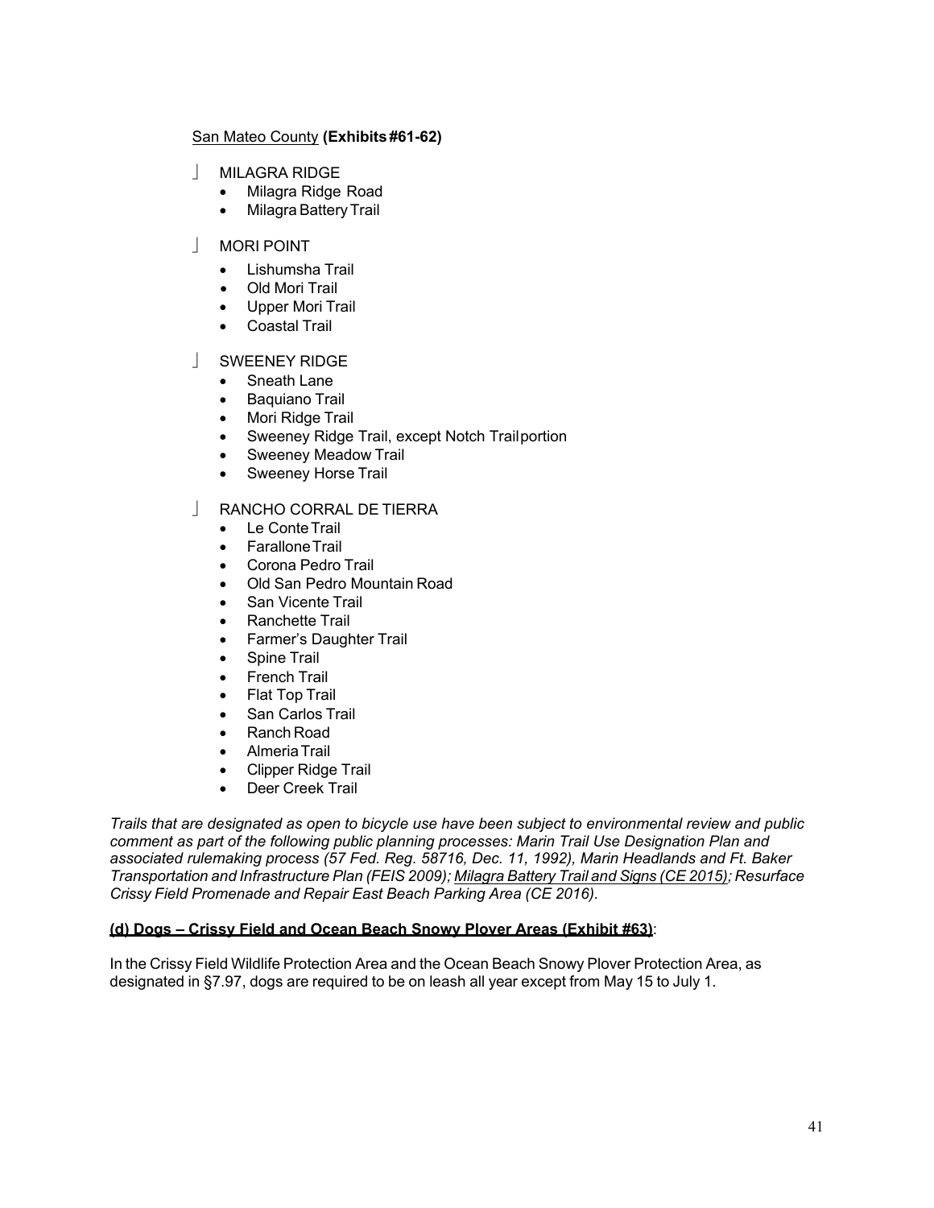<u>San Mateo County</u> **(Exhibits #61-62)**

- MILAGRA RIDGE
  - Milagra Ridge Road
  - Milagra Battery Trail

- MORI POINT
  - Lishumsha Trail
  - Old Mori Trail
  - Upper Mori Trail
  - Coastal Trail

- SWEENEY RIDGE
  - Sneath Lane
  - Baquiano Trail
  - Mori Ridge Trail
  - Sweeney Ridge Trail, except Notch Trail portion
  - Sweeney Meadow Trail
  - Sweeney Horse Trail

- RANCHO CORRAL DE TIERRA
  - Le Conte Trail
  - Farallone Trail
  - Corona Pedro Trail
  - Old San Pedro Mountain Road
  - San Vicente Trail
  - Ranchette Trail
  - Farmer's Daughter Trail
  - Spine Trail
  - French Trail
  - Flat Top Trail
  - San Carlos Trail
  - Ranch Road
  - Almeria Trail
  - Clipper Ridge Trail
  - Deer Creek Trail

*Trails that are designated as open to bicycle use have been subject to environmental review and public comment as part of the following public planning processes: Marin Trail Use Designation Plan and associated rulemaking process (57 Fed. Reg. 58716, Dec. 11, 1992), Marin Headlands and Ft. Baker Transportation and Infrastructure Plan (FEIS 2009); <u>Milagra Battery Trail and Signs (CE 2015)</u>; Resurface Crissy Field Promenade and Repair East Beach Parking Area (CE 2016).*

**<u>(d) Dogs – Crissy Field and Ocean Beach Snowy Plover Areas (Exhibit #63)</u>**:

In the Crissy Field Wildlife Protection Area and the Ocean Beach Snowy Plover Protection Area, as designated in §7.97, dogs are required to be on leash all year except from May 15 to July 1.